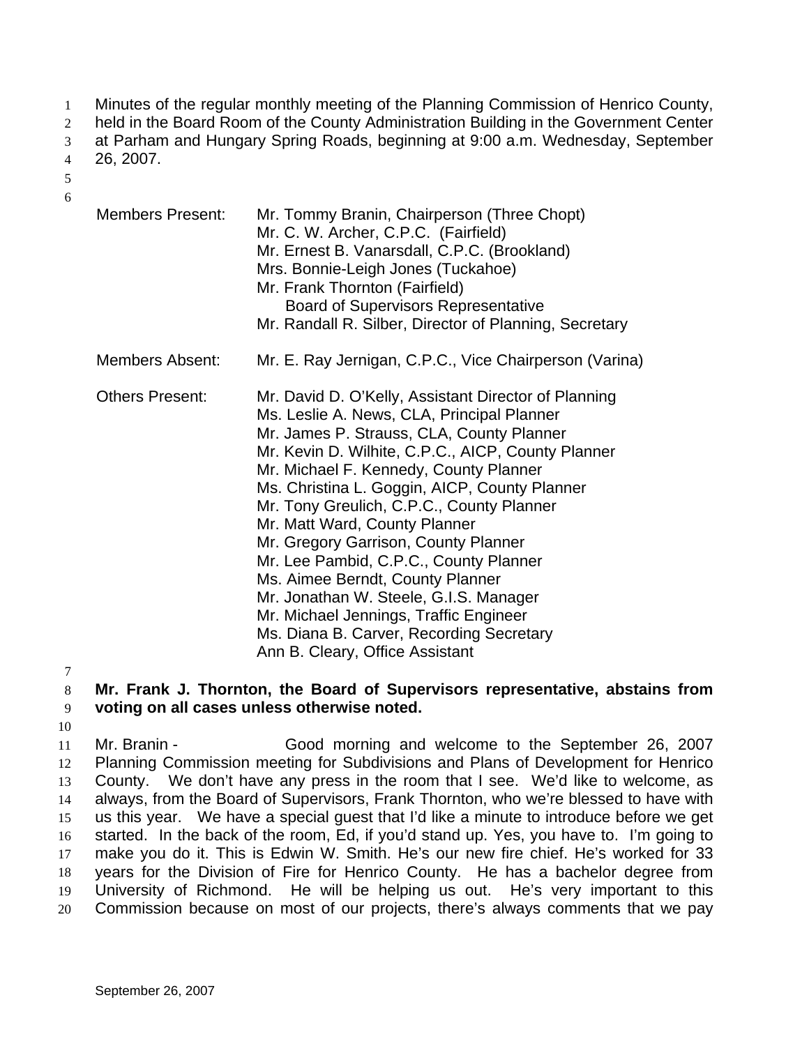Minutes of the regular monthly meeting of the Planning Commission of Henrico County, held in the Board Room of the County Administration Building in the Government Center at Parham and Hungary Spring Roads, beginning at 9:00 a.m. Wednesday, September 26, 2007.

| | |
|---|---|
| Members Present: | Mr. Tommy Branin, Chairperson (Three Chopt)<br>Mr. C. W. Archer, C.P.C. (Fairfield)<br>Mr. Ernest B. Vanarsdall, C.P.C. (Brookland)<br>Mrs. Bonnie-Leigh Jones (Tuckahoe)<br>Mr. Frank Thornton (Fairfield)<br>Board of Supervisors Representative<br>Mr. Randall R. Silber, Director of Planning, Secretary |
| Members Absent: | Mr. E. Ray Jernigan, C.P.C., Vice Chairperson (Varina) |
| Others Present: | Mr. David D. O'Kelly, Assistant Director of Planning<br>Ms. Leslie A. News, CLA, Principal Planner<br>Mr. James P. Strauss, CLA, County Planner<br>Mr. Kevin D. Wilhite, C.P.C., AICP, County Planner<br>Mr. Michael F. Kennedy, County Planner<br>Ms. Christina L. Goggin, AICP, County Planner<br>Mr. Tony Greulich, C.P.C., County Planner<br>Mr. Matt Ward, County Planner<br>Mr. Gregory Garrison, County Planner<br>Mr. Lee Pambid, C.P.C., County Planner<br>Ms. Aimee Berndt, County Planner<br>Mr. Jonathan W. Steele, G.I.S. Manager<br>Mr. Michael Jennings, Traffic Engineer<br>Ms. Diana B. Carver, Recording Secretary<br>Ann B. Cleary, Office Assistant |

**Mr. Frank J. Thornton, the Board of Supervisors representative, abstains from voting on all cases unless otherwise noted.**

Mr. Branin - Good morning and welcome to the September 26, 2007 Planning Commission meeting for Subdivisions and Plans of Development for Henrico County. We don't have any press in the room that I see. We'd like to welcome, as always, from the Board of Supervisors, Frank Thornton, who we're blessed to have with us this year. We have a special guest that I'd like a minute to introduce before we get started. In the back of the room, Ed, if you'd stand up. Yes, you have to. I'm going to make you do it. This is Edwin W. Smith. He's our new fire chief. He's worked for 33 years for the Division of Fire for Henrico County. He has a bachelor degree from University of Richmond. He will be helping us out. He's very important to this Commission because on most of our projects, there's always comments that we pay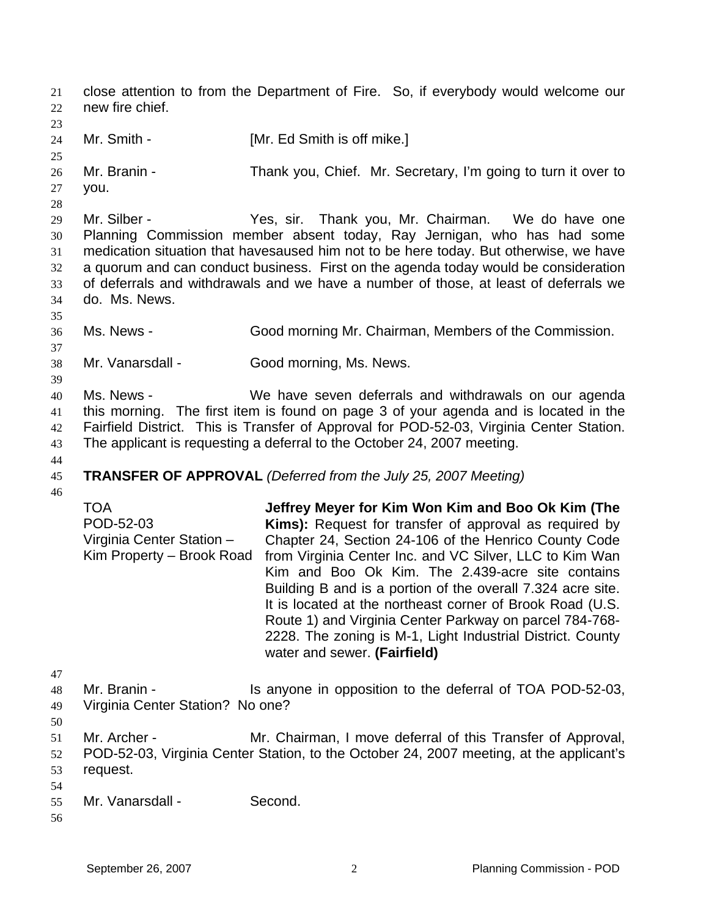close attention to from the Department of Fire. So, if everybody would welcome our new fire chief.

Mr. Smith - [Mr. Ed Smith is off mike.]

Mr. Branin - Thank you, Chief. Mr. Secretary, I'm going to turn it over to you.

Mr. Silber - Yes, sir. Thank you, Mr. Chairman. We do have one Planning Commission member absent today, Ray Jernigan, who has had some medication situation that havesaused him not to be here today. But otherwise, we have a quorum and can conduct business. First on the agenda today would be consideration of deferrals and withdrawals and we have a number of those, at least of deferrals we do. Ms. News.

Ms. News - Good morning Mr. Chairman, Members of the Commission.

Mr. Vanarsdall - Good morning, Ms. News.

Ms. News - We have seven deferrals and withdrawals on our agenda this morning. The first item is found on page 3 of your agenda and is located in the Fairfield District. This is Transfer of Approval for POD-52-03, Virginia Center Station. The applicant is requesting a deferral to the October 24, 2007 meeting.

**TRANSFER OF APPROVAL** *(Deferred from the July 25, 2007 Meeting)*

TOA
POD-52-03
Virginia Center Station – Kim Property – Brook Road

**Jeffrey Meyer for Kim Won Kim and Boo Ok Kim (The Kims):** Request for transfer of approval as required by Chapter 24, Section 24-106 of the Henrico County Code from Virginia Center Inc. and VC Silver, LLC to Kim Wan Kim and Boo Ok Kim. The 2.439-acre site contains Building B and is a portion of the overall 7.324 acre site. It is located at the northeast corner of Brook Road (U.S. Route 1) and Virginia Center Parkway on parcel 784-768-2228. The zoning is M-1, Light Industrial District. County water and sewer. **(Fairfield)**

Mr. Branin - Is anyone in opposition to the deferral of TOA POD-52-03, Virginia Center Station? No one?

Mr. Archer - Mr. Chairman, I move deferral of this Transfer of Approval, POD-52-03, Virginia Center Station, to the October 24, 2007 meeting, at the applicant's request.

Mr. Vanarsdall - Second.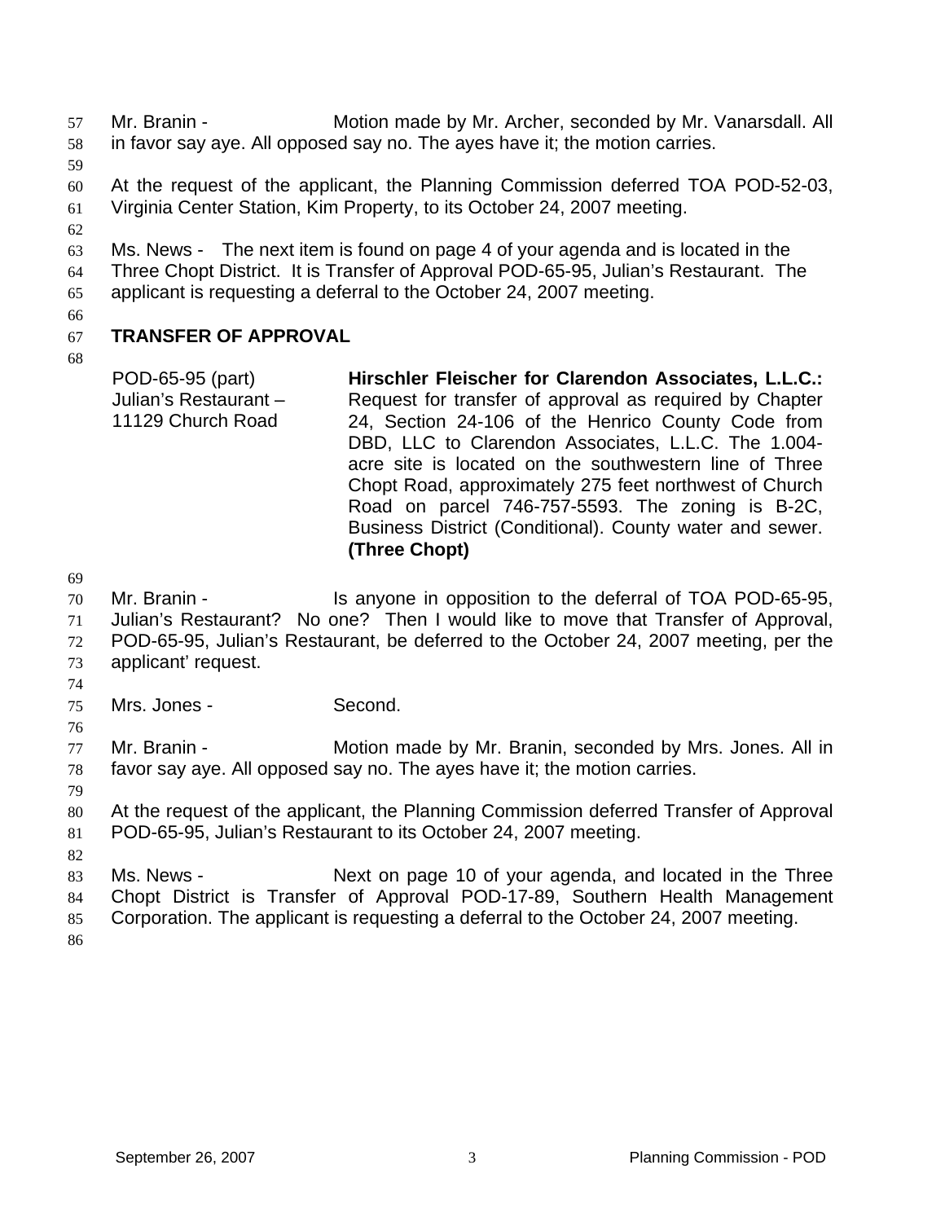Mr. Branin - Motion made by Mr. Archer, seconded by Mr. Vanarsdall. All in favor say aye. All opposed say no. The ayes have it; the motion carries.

At the request of the applicant, the Planning Commission deferred TOA POD-52-03, Virginia Center Station, Kim Property, to its October 24, 2007 meeting.

Ms. News - The next item is found on page 4 of your agenda and is located in the Three Chopt District. It is Transfer of Approval POD-65-95, Julian's Restaurant. The applicant is requesting a deferral to the October 24, 2007 meeting.

## TRANSFER OF APPROVAL

| | |
|---|---|
| POD-65-95 (part)<br>Julian's Restaurant –<br>11129 Church Road | **Hirschler Fleischer for Clarendon Associates, L.L.C.:** Request for transfer of approval as required by Chapter 24, Section 24-106 of the Henrico County Code from DBD, LLC to Clarendon Associates, L.L.C. The 1.004-acre site is located on the southwestern line of Three Chopt Road, approximately 275 feet northwest of Church Road on parcel 746-757-5593. The zoning is B-2C, Business District (Conditional). County water and sewer. **(Three Chopt)** |

Mr. Branin - Is anyone in opposition to the deferral of TOA POD-65-95, Julian's Restaurant? No one? Then I would like to move that Transfer of Approval, POD-65-95, Julian's Restaurant, be deferred to the October 24, 2007 meeting, per the applicant' request.

Mrs. Jones - Second.

Mr. Branin - Motion made by Mr. Branin, seconded by Mrs. Jones. All in favor say aye. All opposed say no. The ayes have it; the motion carries.

At the request of the applicant, the Planning Commission deferred Transfer of Approval POD-65-95, Julian's Restaurant to its October 24, 2007 meeting.

Ms. News - Next on page 10 of your agenda, and located in the Three Chopt District is Transfer of Approval POD-17-89, Southern Health Management Corporation. The applicant is requesting a deferral to the October 24, 2007 meeting.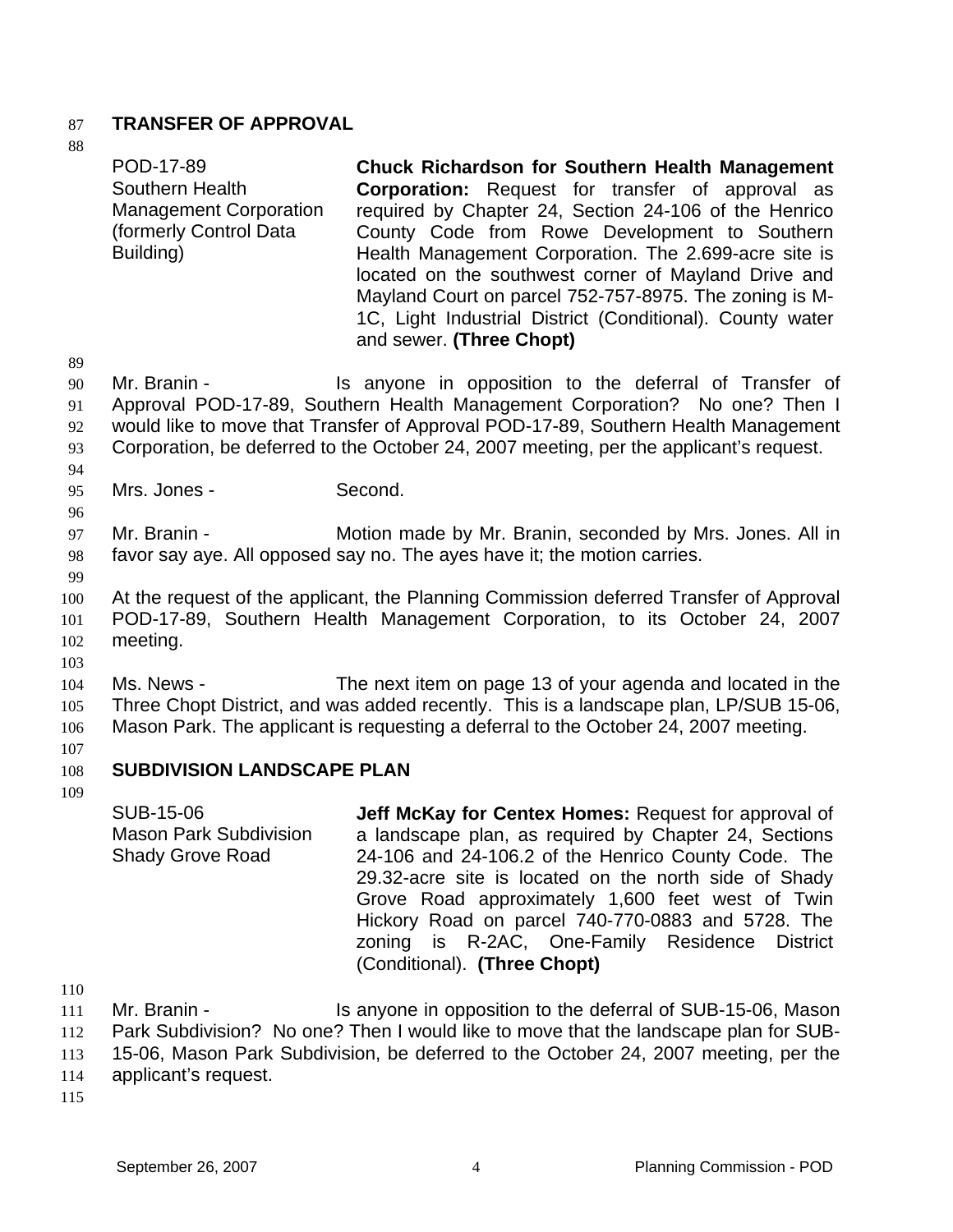## TRANSFER OF APPROVAL

| | |
|---|---|
| POD-17-89<br>Southern Health Management Corporation (formerly Control Data Building) | **Chuck Richardson for Southern Health Management Corporation:** Request for transfer of approval as required by Chapter 24, Section 24-106 of the Henrico County Code from Rowe Development to Southern Health Management Corporation. The 2.699-acre site is located on the southwest corner of Mayland Drive and Mayland Court on parcel 752-757-8975. The zoning is M-1C, Light Industrial District (Conditional). County water and sewer. **(Three Chopt)** |

Mr. Branin - Is anyone in opposition to the deferral of Transfer of Approval POD-17-89, Southern Health Management Corporation? No one? Then I would like to move that Transfer of Approval POD-17-89, Southern Health Management Corporation, be deferred to the October 24, 2007 meeting, per the applicant's request.

Mrs. Jones - Second.

Mr. Branin - Motion made by Mr. Branin, seconded by Mrs. Jones. All in favor say aye. All opposed say no. The ayes have it; the motion carries.

At the request of the applicant, the Planning Commission deferred Transfer of Approval POD-17-89, Southern Health Management Corporation, to its October 24, 2007 meeting.

Ms. News - The next item on page 13 of your agenda and located in the Three Chopt District, and was added recently. This is a landscape plan, LP/SUB 15-06, Mason Park. The applicant is requesting a deferral to the October 24, 2007 meeting.

## SUBDIVISION LANDSCAPE PLAN

| | |
|---|---|
| SUB-15-06<br>Mason Park Subdivision<br>Shady Grove Road | **Jeff McKay for Centex Homes:** Request for approval of a landscape plan, as required by Chapter 24, Sections 24-106 and 24-106.2 of the Henrico County Code. The 29.32-acre site is located on the north side of Shady Grove Road approximately 1,600 feet west of Twin Hickory Road on parcel 740-770-0883 and 5728. The zoning is R-2AC, One-Family Residence District (Conditional). **(Three Chopt)** |

Mr. Branin - Is anyone in opposition to the deferral of SUB-15-06, Mason Park Subdivision? No one? Then I would like to move that the landscape plan for SUB-15-06, Mason Park Subdivision, be deferred to the October 24, 2007 meeting, per the applicant's request.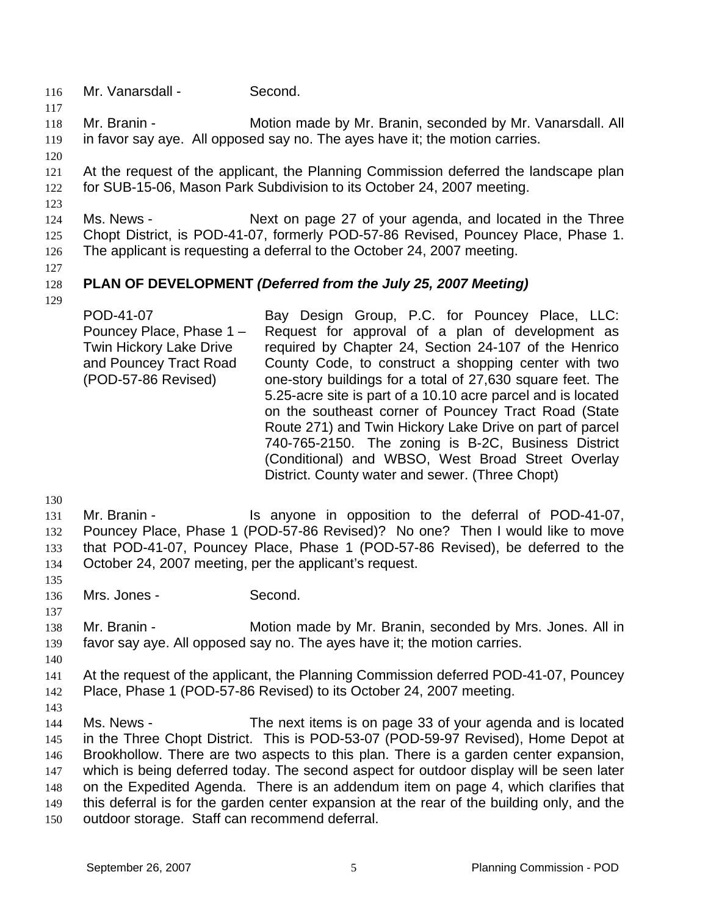Mr. Vanarsdall - Second.

Mr. Branin - Motion made by Mr. Branin, seconded by Mr. Vanarsdall. All in favor say aye. All opposed say no. The ayes have it; the motion carries.

At the request of the applicant, the Planning Commission deferred the landscape plan for SUB-15-06, Mason Park Subdivision to its October 24, 2007 meeting.

Ms. News - Next on page 27 of your agenda, and located in the Three Chopt District, is POD-41-07, formerly POD-57-86 Revised, Pouncey Place, Phase 1. The applicant is requesting a deferral to the October 24, 2007 meeting.

**PLAN OF DEVELOPMENT *(Deferred from the July 25, 2007 Meeting)***

| | |
|---|---|
| POD-41-07<br>Pouncey Place, Phase 1 – Twin Hickory Lake Drive and Pouncey Tract Road (POD-57-86 Revised) | Bay Design Group, P.C. for Pouncey Place, LLC: Request for approval of a plan of development as required by Chapter 24, Section 24-107 of the Henrico County Code, to construct a shopping center with two one-story buildings for a total of 27,630 square feet. The 5.25-acre site is part of a 10.10 acre parcel and is located on the southeast corner of Pouncey Tract Road (State Route 271) and Twin Hickory Lake Drive on part of parcel 740-765-2150. The zoning is B-2C, Business District (Conditional) and WBSO, West Broad Street Overlay District. County water and sewer. (Three Chopt) |

Mr. Branin - Is anyone in opposition to the deferral of POD-41-07, Pouncey Place, Phase 1 (POD-57-86 Revised)? No one? Then I would like to move that POD-41-07, Pouncey Place, Phase 1 (POD-57-86 Revised), be deferred to the October 24, 2007 meeting, per the applicant's request.

Mrs. Jones - Second.

Mr. Branin - Motion made by Mr. Branin, seconded by Mrs. Jones. All in favor say aye. All opposed say no. The ayes have it; the motion carries.

At the request of the applicant, the Planning Commission deferred POD-41-07, Pouncey Place, Phase 1 (POD-57-86 Revised) to its October 24, 2007 meeting.

Ms. News - The next items is on page 33 of your agenda and is located in the Three Chopt District. This is POD-53-07 (POD-59-97 Revised), Home Depot at Brookhollow. There are two aspects to this plan. There is a garden center expansion, which is being deferred today. The second aspect for outdoor display will be seen later on the Expedited Agenda. There is an addendum item on page 4, which clarifies that this deferral is for the garden center expansion at the rear of the building only, and the outdoor storage. Staff can recommend deferral.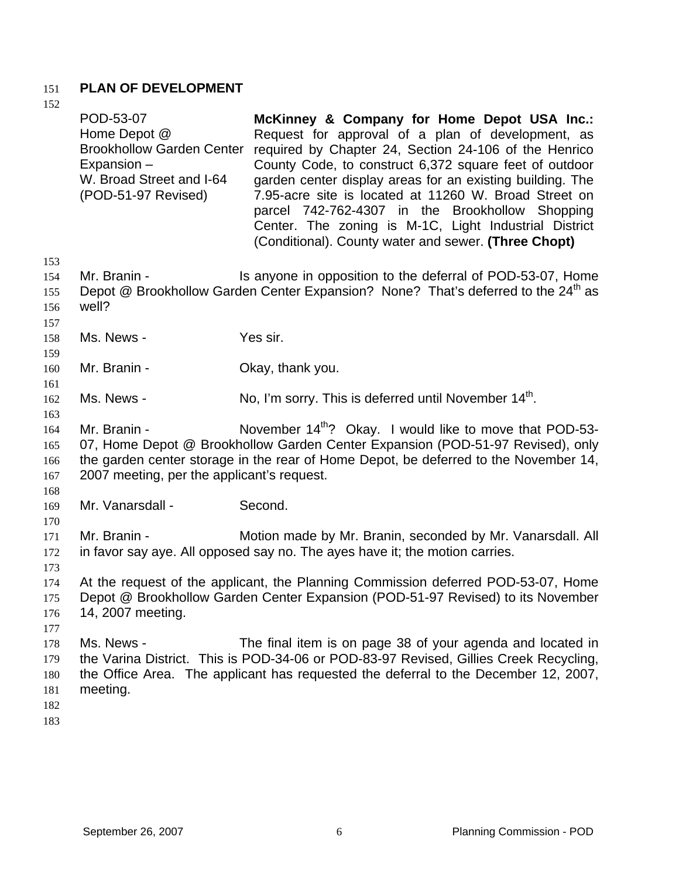**PLAN OF DEVELOPMENT**

| | |
|---|---|
| POD-53-07<br>Home Depot @ Brookhollow Garden Center Expansion –<br>W. Broad Street and I-64<br>(POD-51-97 Revised) | **McKinney & Company for Home Depot USA Inc.:** Request for approval of a plan of development, as required by Chapter 24, Section 24-106 of the Henrico County Code, to construct 6,372 square feet of outdoor garden center display areas for an existing building. The 7.95-acre site is located at 11260 W. Broad Street on parcel 742-762-4307 in the Brookhollow Shopping Center. The zoning is M-1C, Light Industrial District (Conditional). County water and sewer. **(Three Chopt)** |

Mr. Branin - Is anyone in opposition to the deferral of POD-53-07, Home Depot @ Brookhollow Garden Center Expansion? None? That's deferred to the 24th as well?

Ms. News - Yes sir.

Mr. Branin - Okay, thank you.

Ms. News - No, I'm sorry. This is deferred until November 14th.

Mr. Branin - November 14th? Okay. I would like to move that POD-53-07, Home Depot @ Brookhollow Garden Center Expansion (POD-51-97 Revised), only the garden center storage in the rear of Home Depot, be deferred to the November 14, 2007 meeting, per the applicant's request.

Mr. Vanarsdall - Second.

Mr. Branin - Motion made by Mr. Branin, seconded by Mr. Vanarsdall. All in favor say aye. All opposed say no. The ayes have it; the motion carries.

At the request of the applicant, the Planning Commission deferred POD-53-07, Home Depot @ Brookhollow Garden Center Expansion (POD-51-97 Revised) to its November 14, 2007 meeting.

Ms. News - The final item is on page 38 of your agenda and located in the Varina District. This is POD-34-06 or POD-83-97 Revised, Gillies Creek Recycling, the Office Area. The applicant has requested the deferral to the December 12, 2007, meeting.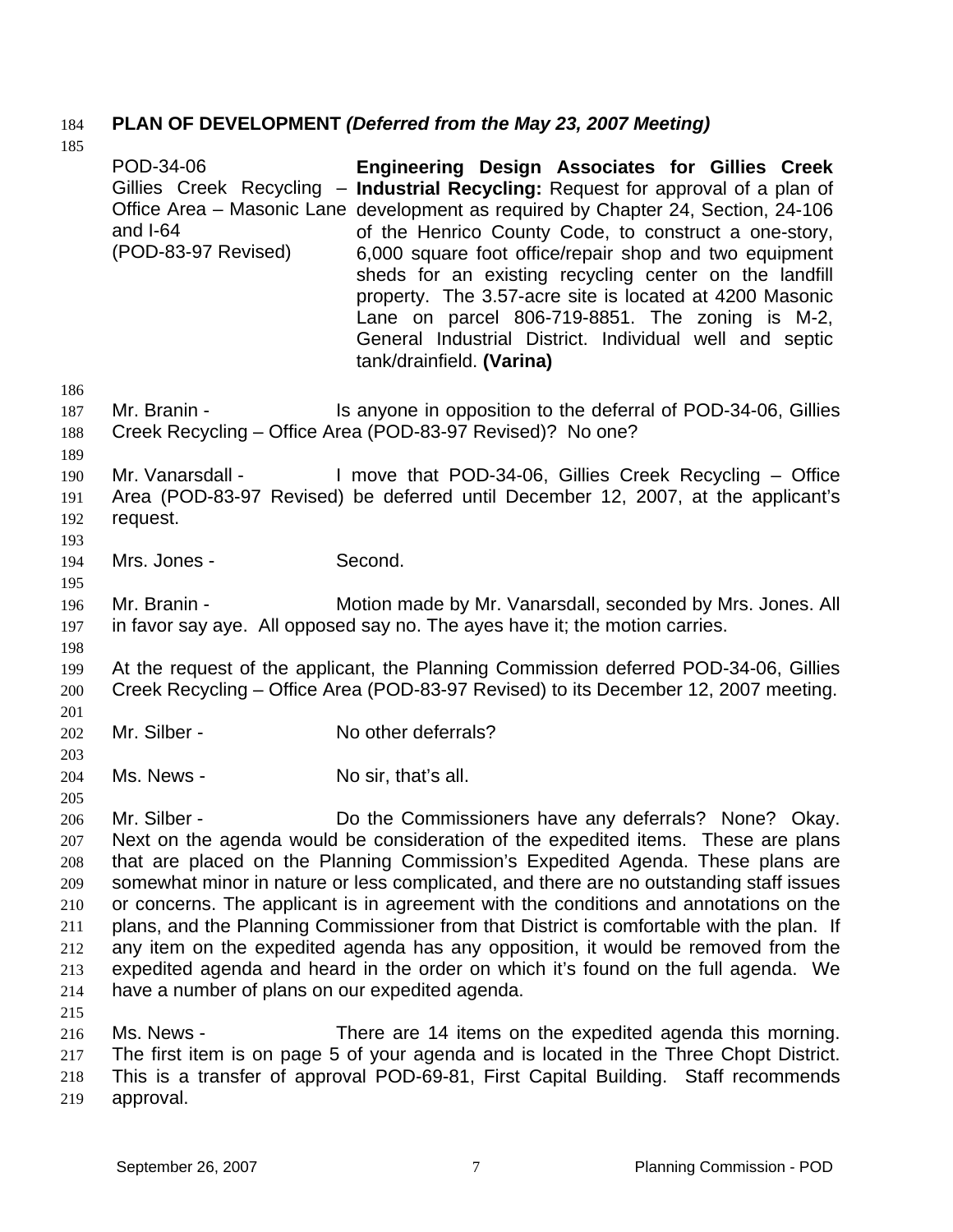**PLAN OF DEVELOPMENT *(Deferred from the May 23, 2007 Meeting)***

| | |
|---|---|
| POD-34-06<br>Gillies Creek Recycling – Office Area – Masonic Lane and I-64<br>(POD-83-97 Revised) | **Engineering Design Associates for Gillies Creek Industrial Recycling:** Request for approval of a plan of development as required by Chapter 24, Section, 24-106 of the Henrico County Code, to construct a one-story, 6,000 square foot office/repair shop and two equipment sheds for an existing recycling center on the landfill property. The 3.57-acre site is located at 4200 Masonic Lane on parcel 806-719-8851. The zoning is M-2, General Industrial District. Individual well and septic tank/drainfield. **(Varina)** |

Mr. Branin - Is anyone in opposition to the deferral of POD-34-06, Gillies Creek Recycling – Office Area (POD-83-97 Revised)? No one?

Mr. Vanarsdall - I move that POD-34-06, Gillies Creek Recycling – Office Area (POD-83-97 Revised) be deferred until December 12, 2007, at the applicant's request.

Mrs. Jones - Second.

Mr. Branin - Motion made by Mr. Vanarsdall, seconded by Mrs. Jones. All in favor say aye. All opposed say no. The ayes have it; the motion carries.

At the request of the applicant, the Planning Commission deferred POD-34-06, Gillies Creek Recycling – Office Area (POD-83-97 Revised) to its December 12, 2007 meeting.

Mr. Silber - No other deferrals?

Ms. News - No sir, that's all.

Mr. Silber - Do the Commissioners have any deferrals? None? Okay. Next on the agenda would be consideration of the expedited items. These are plans that are placed on the Planning Commission's Expedited Agenda. These plans are somewhat minor in nature or less complicated, and there are no outstanding staff issues or concerns. The applicant is in agreement with the conditions and annotations on the plans, and the Planning Commissioner from that District is comfortable with the plan. If any item on the expedited agenda has any opposition, it would be removed from the expedited agenda and heard in the order on which it's found on the full agenda. We have a number of plans on our expedited agenda.

Ms. News - There are 14 items on the expedited agenda this morning. The first item is on page 5 of your agenda and is located in the Three Chopt District. This is a transfer of approval POD-69-81, First Capital Building. Staff recommends approval.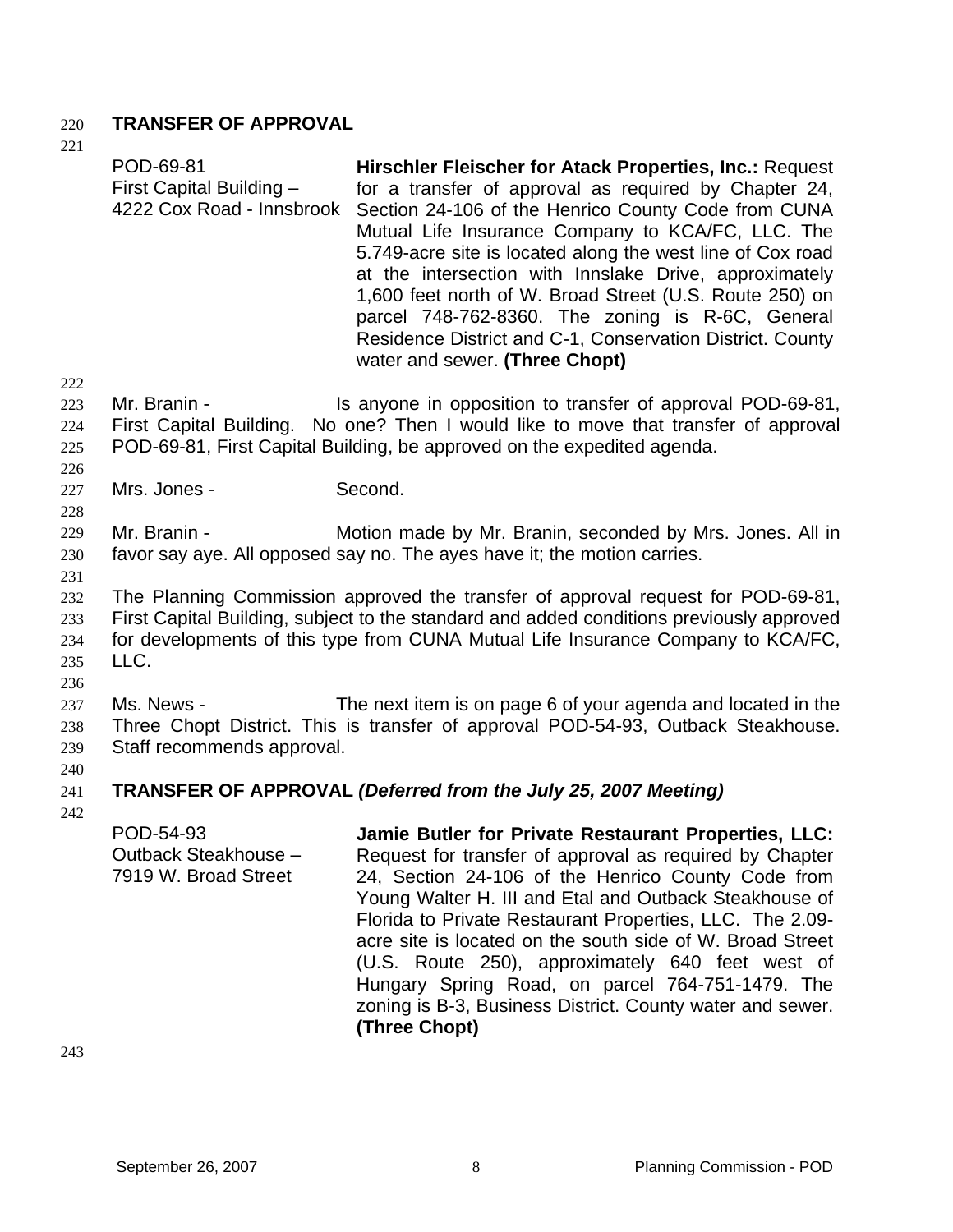**TRANSFER OF APPROVAL**

| | |
|---|---|
| POD-69-81<br>First Capital Building –<br>4222 Cox Road - Innsbrook | **Hirschler Fleischer for Atack Properties, Inc.:** Request for a transfer of approval as required by Chapter 24, Section 24-106 of the Henrico County Code from CUNA Mutual Life Insurance Company to KCA/FC, LLC. The 5.749-acre site is located along the west line of Cox road at the intersection with Innslake Drive, approximately 1,600 feet north of W. Broad Street (U.S. Route 250) on parcel 748-762-8360. The zoning is R-6C, General Residence District and C-1, Conservation District. County water and sewer. **(Three Chopt)** |

Mr. Branin - Is anyone in opposition to transfer of approval POD-69-81, First Capital Building. No one? Then I would like to move that transfer of approval POD-69-81, First Capital Building, be approved on the expedited agenda.

Mrs. Jones - Second.

Mr. Branin - Motion made by Mr. Branin, seconded by Mrs. Jones. All in favor say aye. All opposed say no. The ayes have it; the motion carries.

The Planning Commission approved the transfer of approval request for POD-69-81, First Capital Building, subject to the standard and added conditions previously approved for developments of this type from CUNA Mutual Life Insurance Company to KCA/FC, LLC.

Ms. News - The next item is on page 6 of your agenda and located in the Three Chopt District. This is transfer of approval POD-54-93, Outback Steakhouse. Staff recommends approval.

**TRANSFER OF APPROVAL *(Deferred from the July 25, 2007 Meeting)***

| | |
|---|---|
| POD-54-93<br>Outback Steakhouse –<br>7919 W. Broad Street | **Jamie Butler for Private Restaurant Properties, LLC:** Request for transfer of approval as required by Chapter 24, Section 24-106 of the Henrico County Code from Young Walter H. III and Etal and Outback Steakhouse of Florida to Private Restaurant Properties, LLC. The 2.09-acre site is located on the south side of W. Broad Street (U.S. Route 250), approximately 640 feet west of Hungary Spring Road, on parcel 764-751-1479. The zoning is B-3, Business District. County water and sewer. **(Three Chopt)** |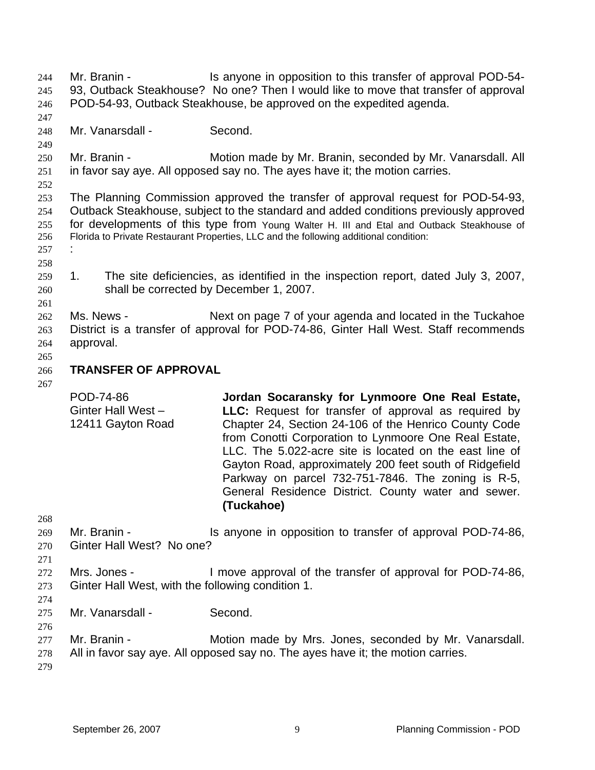Mr. Branin - Is anyone in opposition to this transfer of approval POD-54-93, Outback Steakhouse? No one? Then I would like to move that transfer of approval POD-54-93, Outback Steakhouse, be approved on the expedited agenda.

Mr. Vanarsdall - Second.

Mr. Branin - Motion made by Mr. Branin, seconded by Mr. Vanarsdall. All in favor say aye. All opposed say no. The ayes have it; the motion carries.

The Planning Commission approved the transfer of approval request for POD-54-93, Outback Steakhouse, subject to the standard and added conditions previously approved for developments of this type from Young Walter H. III and Etal and Outback Steakhouse of Florida to Private Restaurant Properties, LLC and the following additional condition:
:

1. The site deficiencies, as identified in the inspection report, dated July 3, 2007, shall be corrected by December 1, 2007.

Ms. News - Next on page 7 of your agenda and located in the Tuckahoe District is a transfer of approval for POD-74-86, Ginter Hall West. Staff recommends approval.

**TRANSFER OF APPROVAL**

POD-74-86
Ginter Hall West –
12411 Gayton Road

**Jordan Socaransky for Lynmoore One Real Estate, LLC:** Request for transfer of approval as required by Chapter 24, Section 24-106 of the Henrico County Code from Conotti Corporation to Lynmoore One Real Estate, LLC. The 5.022-acre site is located on the east line of Gayton Road, approximately 200 feet south of Ridgefield Parkway on parcel 732-751-7846. The zoning is R-5, General Residence District. County water and sewer. **(Tuckahoe)**

Mr. Branin - Is anyone in opposition to transfer of approval POD-74-86, Ginter Hall West? No one?

Mrs. Jones - I move approval of the transfer of approval for POD-74-86, Ginter Hall West, with the following condition 1.

Mr. Vanarsdall - Second.

Mr. Branin - Motion made by Mrs. Jones, seconded by Mr. Vanarsdall. All in favor say aye. All opposed say no. The ayes have it; the motion carries.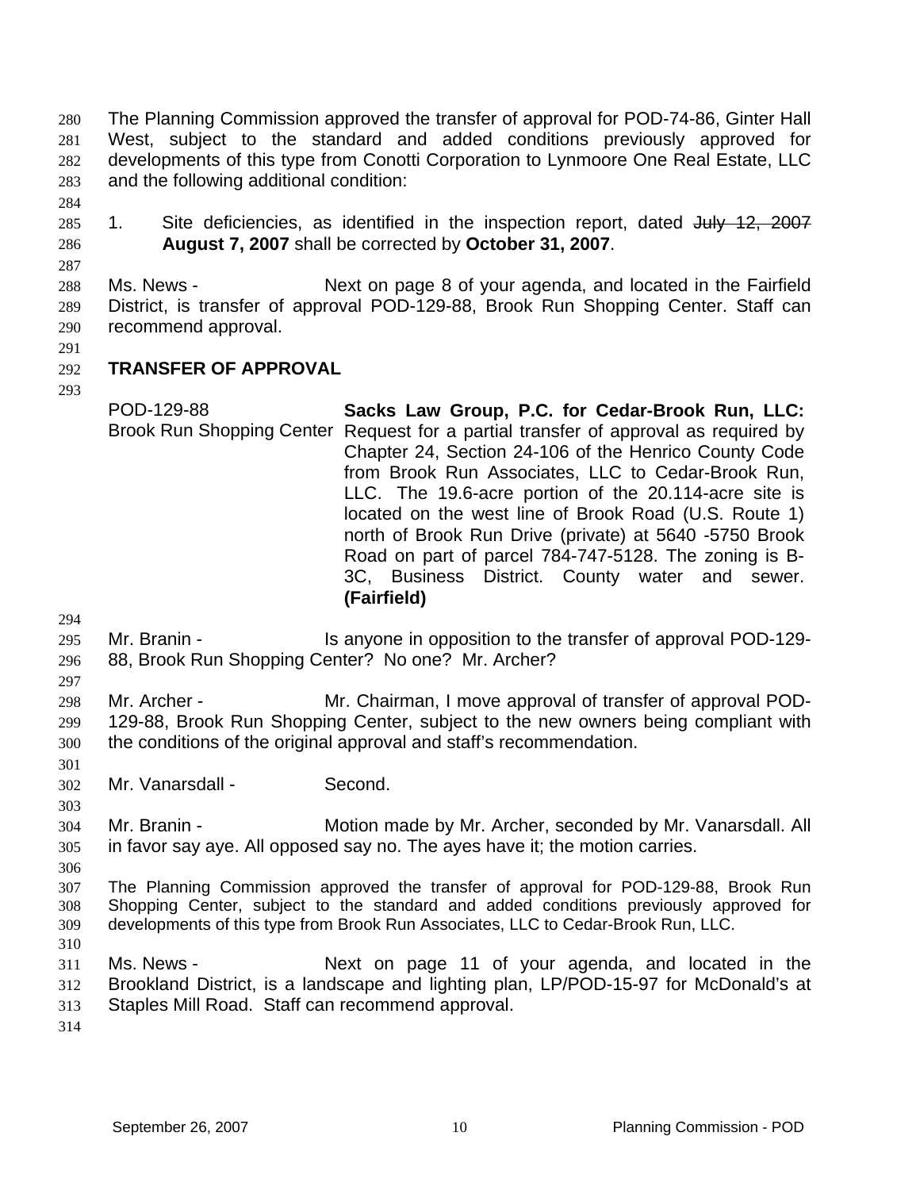The Planning Commission approved the transfer of approval for POD-74-86, Ginter Hall West, subject to the standard and added conditions previously approved for developments of this type from Conotti Corporation to Lynmoore One Real Estate, LLC and the following additional condition:

1. Site deficiencies, as identified in the inspection report, dated ~~July 12, 2007~~ **August 7, 2007** shall be corrected by **October 31, 2007**.

Ms. News - Next on page 8 of your agenda, and located in the Fairfield District, is transfer of approval POD-129-88, Brook Run Shopping Center. Staff can recommend approval.

**TRANSFER OF APPROVAL**

| | |
|---|---|
| POD-129-88<br>Brook Run Shopping Center | **Sacks Law Group, P.C. for Cedar-Brook Run, LLC:** Request for a partial transfer of approval as required by Chapter 24, Section 24-106 of the Henrico County Code from Brook Run Associates, LLC to Cedar-Brook Run, LLC. The 19.6-acre portion of the 20.114-acre site is located on the west line of Brook Road (U.S. Route 1) north of Brook Run Drive (private) at 5640 -5750 Brook Road on part of parcel 784-747-5128. The zoning is B-3C, Business District. County water and sewer. **(Fairfield)** |

Mr. Branin - Is anyone in opposition to the transfer of approval POD-129-88, Brook Run Shopping Center? No one? Mr. Archer?

Mr. Archer - Mr. Chairman, I move approval of transfer of approval POD-129-88, Brook Run Shopping Center, subject to the new owners being compliant with the conditions of the original approval and staff's recommendation.

Mr. Vanarsdall - Second.

Mr. Branin - Motion made by Mr. Archer, seconded by Mr. Vanarsdall. All in favor say aye. All opposed say no. The ayes have it; the motion carries.

The Planning Commission approved the transfer of approval for POD-129-88, Brook Run Shopping Center, subject to the standard and added conditions previously approved for developments of this type from Brook Run Associates, LLC to Cedar-Brook Run, LLC.

Ms. News - Next on page 11 of your agenda, and located in the Brookland District, is a landscape and lighting plan, LP/POD-15-97 for McDonald's at Staples Mill Road. Staff can recommend approval.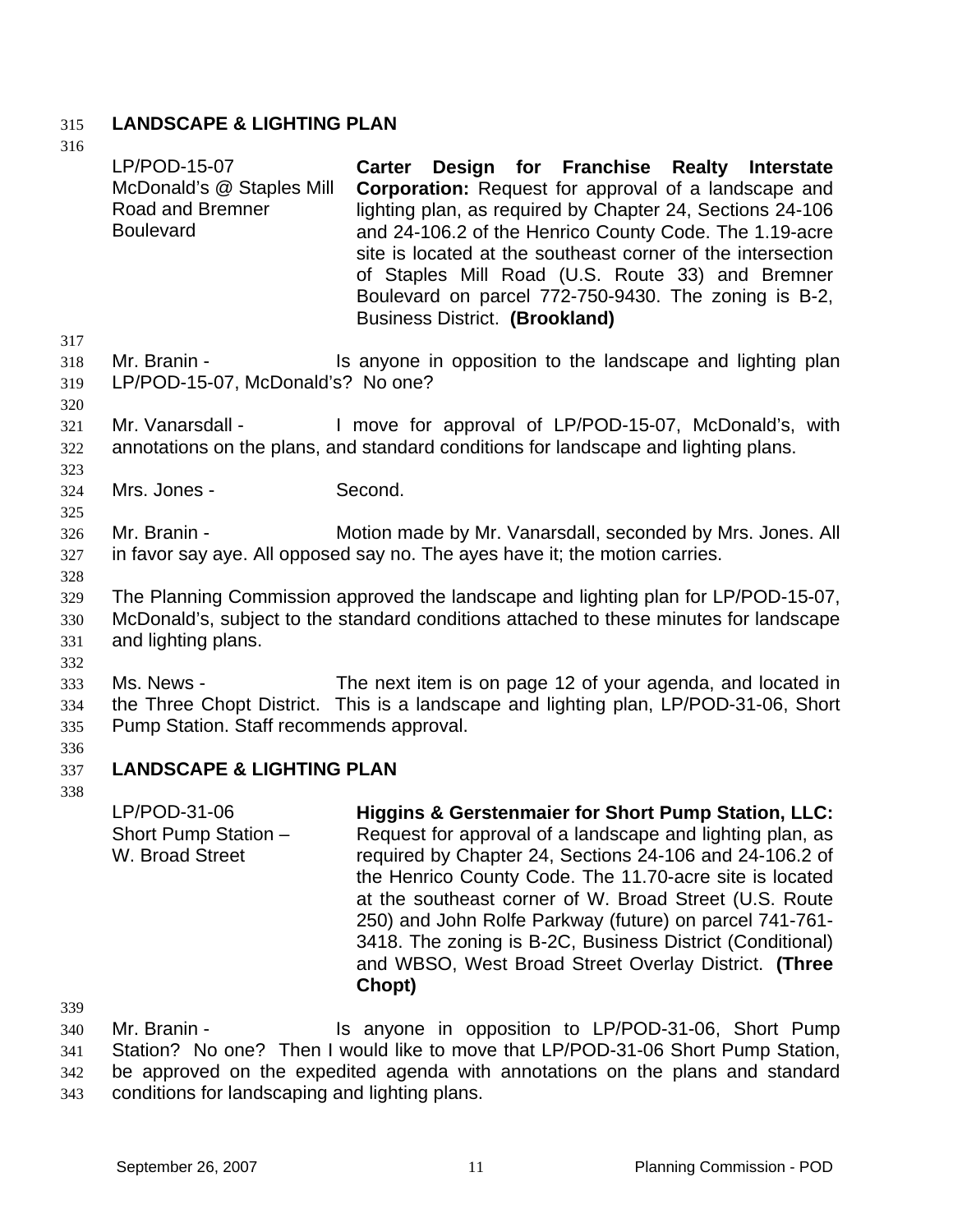## LANDSCAPE & LIGHTING PLAN

| | |
|---|---|
| LP/POD-15-07<br>McDonald's @ Staples Mill Road and Bremner Boulevard | **Carter Design for Franchise Realty Interstate Corporation:** Request for approval of a landscape and lighting plan, as required by Chapter 24, Sections 24-106 and 24-106.2 of the Henrico County Code. The 1.19-acre site is located at the southeast corner of the intersection of Staples Mill Road (U.S. Route 33) and Bremner Boulevard on parcel 772-750-9430. The zoning is B-2, Business District. **(Brookland)** |

Mr. Branin - Is anyone in opposition to the landscape and lighting plan LP/POD-15-07, McDonald's? No one?

Mr. Vanarsdall - I move for approval of LP/POD-15-07, McDonald's, with annotations on the plans, and standard conditions for landscape and lighting plans.

Mrs. Jones - Second.

Mr. Branin - Motion made by Mr. Vanarsdall, seconded by Mrs. Jones. All in favor say aye. All opposed say no. The ayes have it; the motion carries.

The Planning Commission approved the landscape and lighting plan for LP/POD-15-07, McDonald's, subject to the standard conditions attached to these minutes for landscape and lighting plans.

Ms. News - The next item is on page 12 of your agenda, and located in the Three Chopt District. This is a landscape and lighting plan, LP/POD-31-06, Short Pump Station. Staff recommends approval.

## LANDSCAPE & LIGHTING PLAN

| | |
|---|---|
| LP/POD-31-06<br>Short Pump Station – W. Broad Street | **Higgins & Gerstenmaier for Short Pump Station, LLC:** Request for approval of a landscape and lighting plan, as required by Chapter 24, Sections 24-106 and 24-106.2 of the Henrico County Code. The 11.70-acre site is located at the southeast corner of W. Broad Street (U.S. Route 250) and John Rolfe Parkway (future) on parcel 741-761-3418. The zoning is B-2C, Business District (Conditional) and WBSO, West Broad Street Overlay District. **(Three Chopt)** |

Mr. Branin - Is anyone in opposition to LP/POD-31-06, Short Pump Station? No one? Then I would like to move that LP/POD-31-06 Short Pump Station, be approved on the expedited agenda with annotations on the plans and standard conditions for landscaping and lighting plans.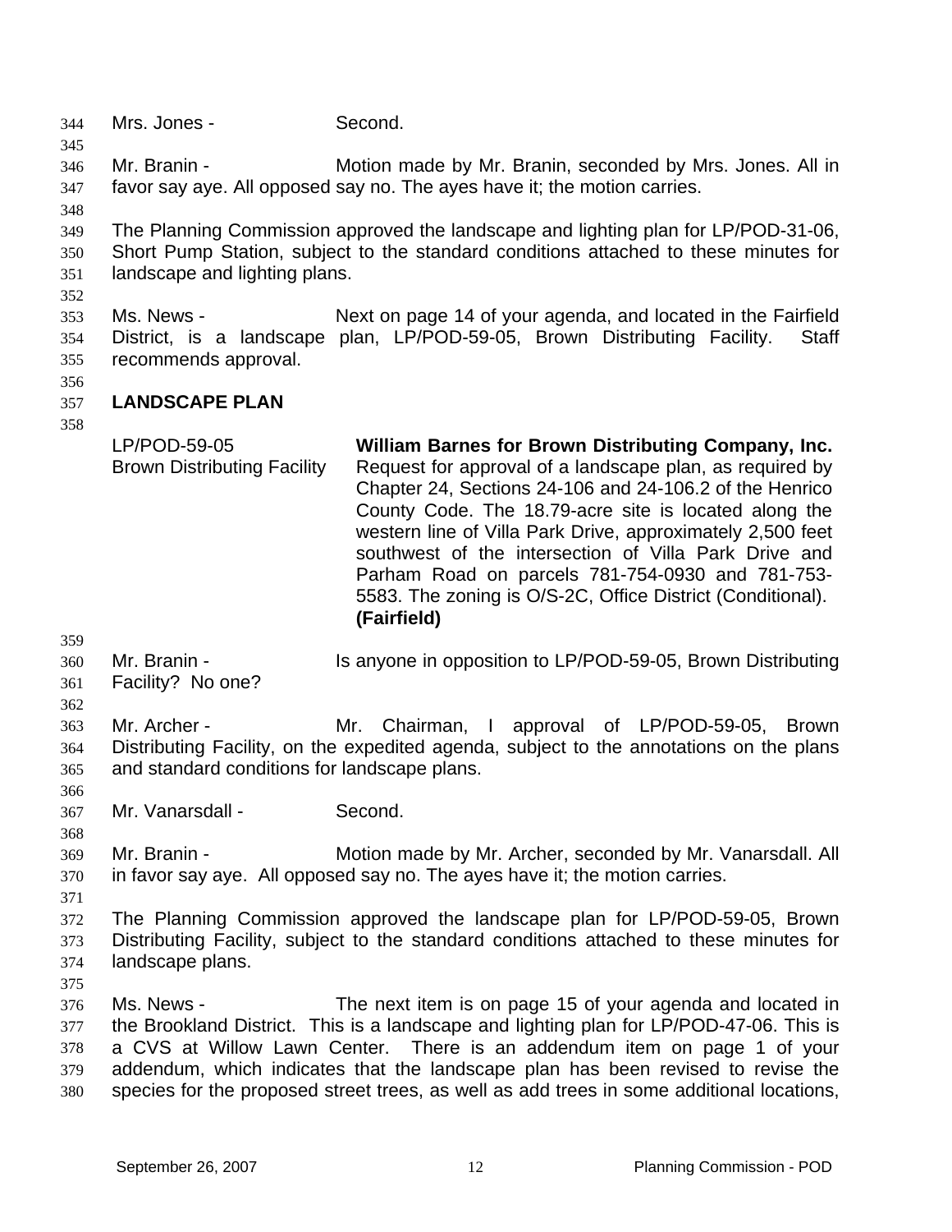Mrs. Jones - Second.

Mr. Branin - Motion made by Mr. Branin, seconded by Mrs. Jones. All in favor say aye. All opposed say no. The ayes have it; the motion carries.

The Planning Commission approved the landscape and lighting plan for LP/POD-31-06, Short Pump Station, subject to the standard conditions attached to these minutes for landscape and lighting plans.

Ms. News - Next on page 14 of your agenda, and located in the Fairfield District, is a landscape plan, LP/POD-59-05, Brown Distributing Facility. Staff recommends approval.

## LANDSCAPE PLAN

| | |
|---|---|
| LP/POD-59-05<br>Brown Distributing Facility | **William Barnes for Brown Distributing Company, Inc.** Request for approval of a landscape plan, as required by Chapter 24, Sections 24-106 and 24-106.2 of the Henrico County Code. The 18.79-acre site is located along the western line of Villa Park Drive, approximately 2,500 feet southwest of the intersection of Villa Park Drive and Parham Road on parcels 781-754-0930 and 781-753-5583. The zoning is O/S-2C, Office District (Conditional). **(Fairfield)** |

Mr. Branin - Is anyone in opposition to LP/POD-59-05, Brown Distributing Facility? No one?

Mr. Archer - Mr. Chairman, I approval of LP/POD-59-05, Brown Distributing Facility, on the expedited agenda, subject to the annotations on the plans and standard conditions for landscape plans.

Mr. Vanarsdall - Second.

Mr. Branin - Motion made by Mr. Archer, seconded by Mr. Vanarsdall. All in favor say aye. All opposed say no. The ayes have it; the motion carries.

The Planning Commission approved the landscape plan for LP/POD-59-05, Brown Distributing Facility, subject to the standard conditions attached to these minutes for landscape plans.

Ms. News - The next item is on page 15 of your agenda and located in the Brookland District. This is a landscape and lighting plan for LP/POD-47-06. This is a CVS at Willow Lawn Center. There is an addendum item on page 1 of your addendum, which indicates that the landscape plan has been revised to revise the species for the proposed street trees, as well as add trees in some additional locations,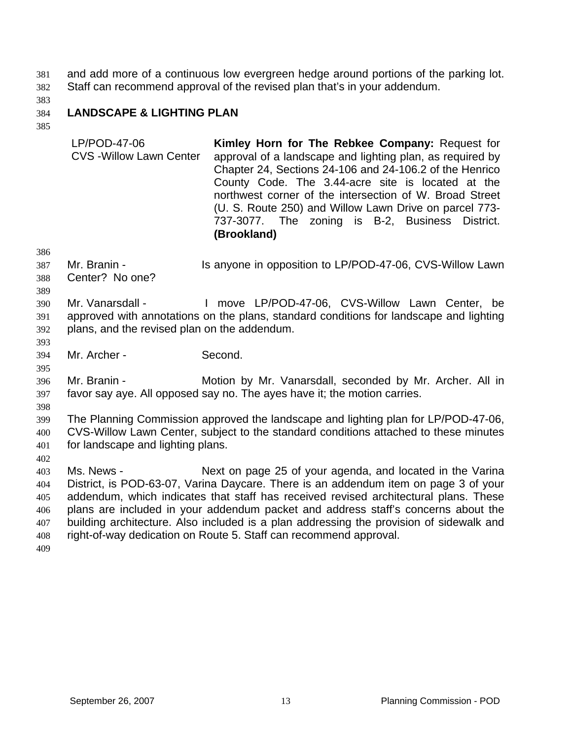and add more of a continuous low evergreen hedge around portions of the parking lot. Staff can recommend approval of the revised plan that's in your addendum.

## LANDSCAPE & LIGHTING PLAN

| | |
|---|---|
| LP/POD-47-06<br>CVS -Willow Lawn Center | **Kimley Horn for The Rebkee Company:** Request for approval of a landscape and lighting plan, as required by Chapter 24, Sections 24-106 and 24-106.2 of the Henrico County Code. The 3.44-acre site is located at the northwest corner of the intersection of W. Broad Street (U. S. Route 250) and Willow Lawn Drive on parcel 773-737-3077. The zoning is B-2, Business District. **(Brookland)** |

Mr. Branin - Is anyone in opposition to LP/POD-47-06, CVS-Willow Lawn Center? No one?

Mr. Vanarsdall - I move LP/POD-47-06, CVS-Willow Lawn Center, be approved with annotations on the plans, standard conditions for landscape and lighting plans, and the revised plan on the addendum.

Mr. Archer - Second.

Mr. Branin - Motion by Mr. Vanarsdall, seconded by Mr. Archer. All in favor say aye. All opposed say no. The ayes have it; the motion carries.

The Planning Commission approved the landscape and lighting plan for LP/POD-47-06, CVS-Willow Lawn Center, subject to the standard conditions attached to these minutes for landscape and lighting plans.

Ms. News - Next on page 25 of your agenda, and located in the Varina District, is POD-63-07, Varina Daycare. There is an addendum item on page 3 of your addendum, which indicates that staff has received revised architectural plans. These plans are included in your addendum packet and address staff's concerns about the building architecture. Also included is a plan addressing the provision of sidewalk and right-of-way dedication on Route 5. Staff can recommend approval.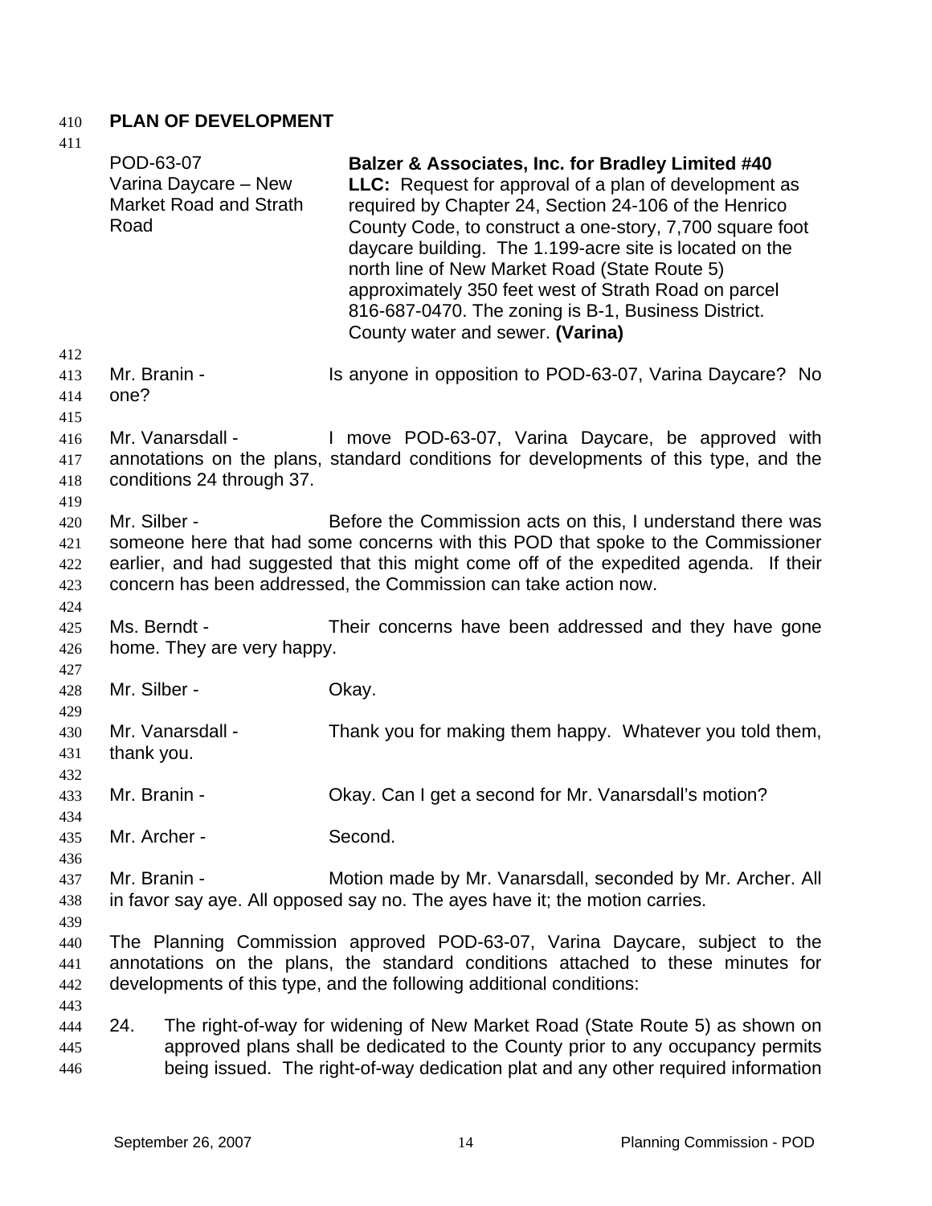## PLAN OF DEVELOPMENT

POD-63-07
Varina Daycare – New Market Road and Strath Road

**Balzer & Associates, Inc. for Bradley Limited #40 LLC:** Request for approval of a plan of development as required by Chapter 24, Section 24-106 of the Henrico County Code, to construct a one-story, 7,700 square foot daycare building. The 1.199-acre site is located on the north line of New Market Road (State Route 5) approximately 350 feet west of Strath Road on parcel 816-687-0470. The zoning is B-1, Business District. County water and sewer. **(Varina)**

Mr. Branin - Is anyone in opposition to POD-63-07, Varina Daycare? No one?

Mr. Vanarsdall - I move POD-63-07, Varina Daycare, be approved with annotations on the plans, standard conditions for developments of this type, and the conditions 24 through 37.

Mr. Silber - Before the Commission acts on this, I understand there was someone here that had some concerns with this POD that spoke to the Commissioner earlier, and had suggested that this might come off of the expedited agenda. If their concern has been addressed, the Commission can take action now.

Ms. Berndt - Their concerns have been addressed and they have gone home. They are very happy.

Mr. Silber - Okay.

Mr. Vanarsdall - Thank you for making them happy. Whatever you told them, thank you.

Mr. Branin - Okay. Can I get a second for Mr. Vanarsdall's motion?

Mr. Archer - Second.

Mr. Branin - Motion made by Mr. Vanarsdall, seconded by Mr. Archer. All in favor say aye. All opposed say no. The ayes have it; the motion carries.

The Planning Commission approved POD-63-07, Varina Daycare, subject to the annotations on the plans, the standard conditions attached to these minutes for developments of this type, and the following additional conditions:

24. The right-of-way for widening of New Market Road (State Route 5) as shown on approved plans shall be dedicated to the County prior to any occupancy permits being issued. The right-of-way dedication plat and any other required information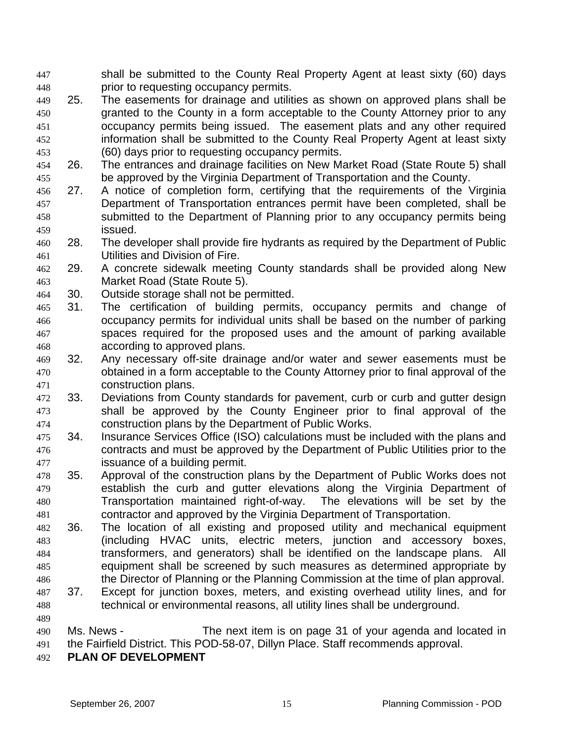shall be submitted to the County Real Property Agent at least sixty (60) days prior to requesting occupancy permits.

25. The easements for drainage and utilities as shown on approved plans shall be granted to the County in a form acceptable to the County Attorney prior to any occupancy permits being issued. The easement plats and any other required information shall be submitted to the County Real Property Agent at least sixty (60) days prior to requesting occupancy permits.
26. The entrances and drainage facilities on New Market Road (State Route 5) shall be approved by the Virginia Department of Transportation and the County.
27. A notice of completion form, certifying that the requirements of the Virginia Department of Transportation entrances permit have been completed, shall be submitted to the Department of Planning prior to any occupancy permits being issued.
28. The developer shall provide fire hydrants as required by the Department of Public Utilities and Division of Fire.
29. A concrete sidewalk meeting County standards shall be provided along New Market Road (State Route 5).
30. Outside storage shall not be permitted.
31. The certification of building permits, occupancy permits and change of occupancy permits for individual units shall be based on the number of parking spaces required for the proposed uses and the amount of parking available according to approved plans.
32. Any necessary off-site drainage and/or water and sewer easements must be obtained in a form acceptable to the County Attorney prior to final approval of the construction plans.
33. Deviations from County standards for pavement, curb or curb and gutter design shall be approved by the County Engineer prior to final approval of the construction plans by the Department of Public Works.
34. Insurance Services Office (ISO) calculations must be included with the plans and contracts and must be approved by the Department of Public Utilities prior to the issuance of a building permit.
35. Approval of the construction plans by the Department of Public Works does not establish the curb and gutter elevations along the Virginia Department of Transportation maintained right-of-way. The elevations will be set by the contractor and approved by the Virginia Department of Transportation.
36. The location of all existing and proposed utility and mechanical equipment (including HVAC units, electric meters, junction and accessory boxes, transformers, and generators) shall be identified on the landscape plans. All equipment shall be screened by such measures as determined appropriate by the Director of Planning or the Planning Commission at the time of plan approval.
37. Except for junction boxes, meters, and existing overhead utility lines, and for technical or environmental reasons, all utility lines shall be underground.

Ms. News - The next item is on page 31 of your agenda and located in the Fairfield District. This POD-58-07, Dillyn Place. Staff recommends approval.

**PLAN OF DEVELOPMENT**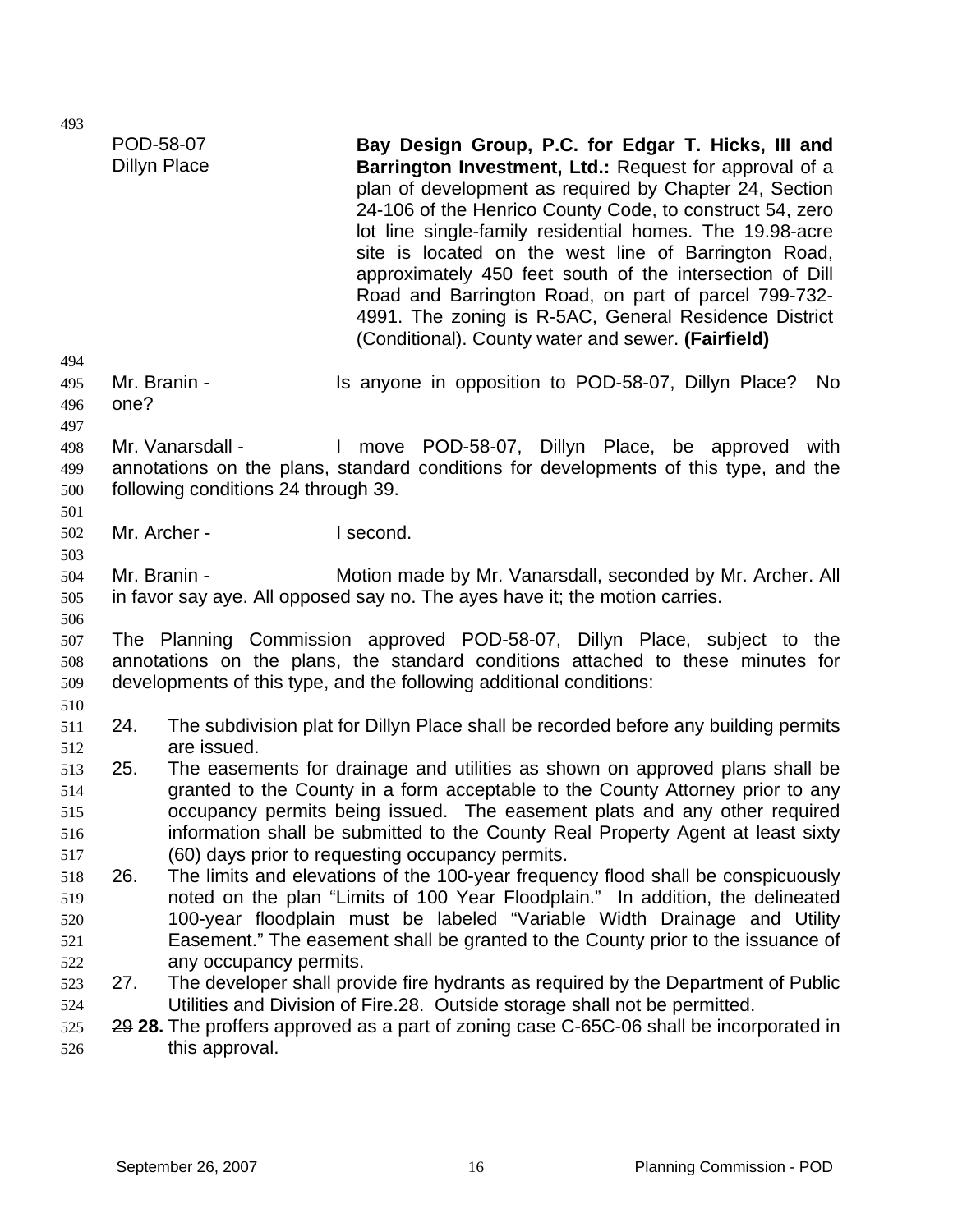POD-58-07
Dillyn Place

**Bay Design Group, P.C. for Edgar T. Hicks, III and Barrington Investment, Ltd.:** Request for approval of a plan of development as required by Chapter 24, Section 24-106 of the Henrico County Code, to construct 54, zero lot line single-family residential homes. The 19.98-acre site is located on the west line of Barrington Road, approximately 450 feet south of the intersection of Dill Road and Barrington Road, on part of parcel 799-732-4991. The zoning is R-5AC, General Residence District (Conditional). County water and sewer. **(Fairfield)**

Mr. Branin - Is anyone in opposition to POD-58-07, Dillyn Place? No one?

Mr. Vanarsdall - I move POD-58-07, Dillyn Place, be approved with annotations on the plans, standard conditions for developments of this type, and the following conditions 24 through 39.

Mr. Archer - I second.

Mr. Branin - Motion made by Mr. Vanarsdall, seconded by Mr. Archer. All in favor say aye. All opposed say no. The ayes have it; the motion carries.

The Planning Commission approved POD-58-07, Dillyn Place, subject to the annotations on the plans, the standard conditions attached to these minutes for developments of this type, and the following additional conditions:

24. The subdivision plat for Dillyn Place shall be recorded before any building permits are issued.
25. The easements for drainage and utilities as shown on approved plans shall be granted to the County in a form acceptable to the County Attorney prior to any occupancy permits being issued. The easement plats and any other required information shall be submitted to the County Real Property Agent at least sixty (60) days prior to requesting occupancy permits.
26. The limits and elevations of the 100-year frequency flood shall be conspicuously noted on the plan "Limits of 100 Year Floodplain." In addition, the delineated 100-year floodplain must be labeled "Variable Width Drainage and Utility Easement." The easement shall be granted to the County prior to the issuance of any occupancy permits.
27. The developer shall provide fire hydrants as required by the Department of Public Utilities and Division of Fire.28. Outside storage shall not be permitted.

~~29~~ **28.** The proffers approved as a part of zoning case C-65C-06 shall be incorporated in this approval.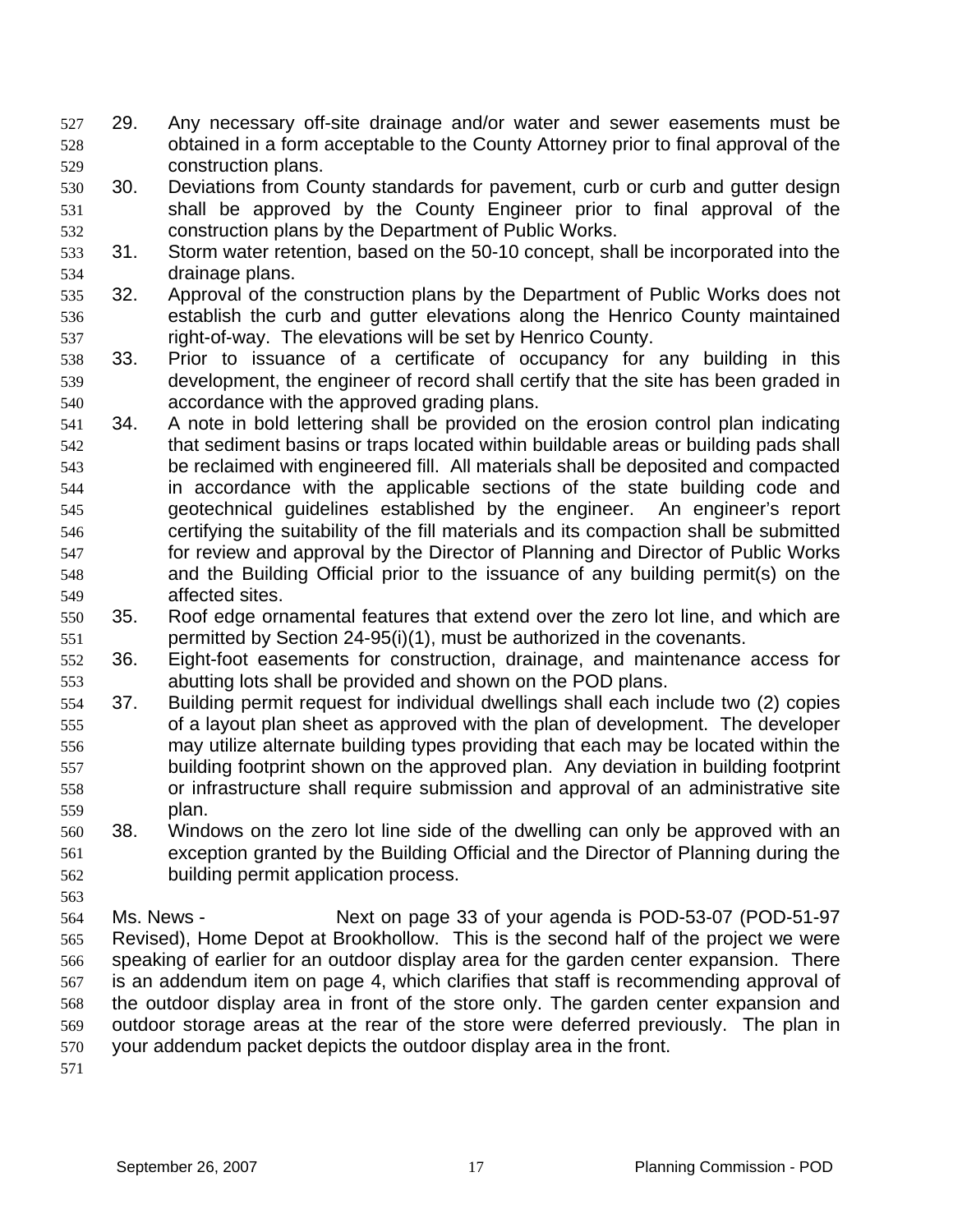29. Any necessary off-site drainage and/or water and sewer easements must be obtained in a form acceptable to the County Attorney prior to final approval of the construction plans.
30. Deviations from County standards for pavement, curb or curb and gutter design shall be approved by the County Engineer prior to final approval of the construction plans by the Department of Public Works.
31. Storm water retention, based on the 50-10 concept, shall be incorporated into the drainage plans.
32. Approval of the construction plans by the Department of Public Works does not establish the curb and gutter elevations along the Henrico County maintained right-of-way. The elevations will be set by Henrico County.
33. Prior to issuance of a certificate of occupancy for any building in this development, the engineer of record shall certify that the site has been graded in accordance with the approved grading plans.
34. A note in bold lettering shall be provided on the erosion control plan indicating that sediment basins or traps located within buildable areas or building pads shall be reclaimed with engineered fill. All materials shall be deposited and compacted in accordance with the applicable sections of the state building code and geotechnical guidelines established by the engineer. An engineer's report certifying the suitability of the fill materials and its compaction shall be submitted for review and approval by the Director of Planning and Director of Public Works and the Building Official prior to the issuance of any building permit(s) on the affected sites.
35. Roof edge ornamental features that extend over the zero lot line, and which are permitted by Section 24-95(i)(1), must be authorized in the covenants.
36. Eight-foot easements for construction, drainage, and maintenance access for abutting lots shall be provided and shown on the POD plans.
37. Building permit request for individual dwellings shall each include two (2) copies of a layout plan sheet as approved with the plan of development. The developer may utilize alternate building types providing that each may be located within the building footprint shown on the approved plan. Any deviation in building footprint or infrastructure shall require submission and approval of an administrative site plan.
38. Windows on the zero lot line side of the dwelling can only be approved with an exception granted by the Building Official and the Director of Planning during the building permit application process.

Ms. News - Next on page 33 of your agenda is POD-53-07 (POD-51-97 Revised), Home Depot at Brookhollow. This is the second half of the project we were speaking of earlier for an outdoor display area for the garden center expansion. There is an addendum item on page 4, which clarifies that staff is recommending approval of the outdoor display area in front of the store only. The garden center expansion and outdoor storage areas at the rear of the store were deferred previously. The plan in your addendum packet depicts the outdoor display area in the front.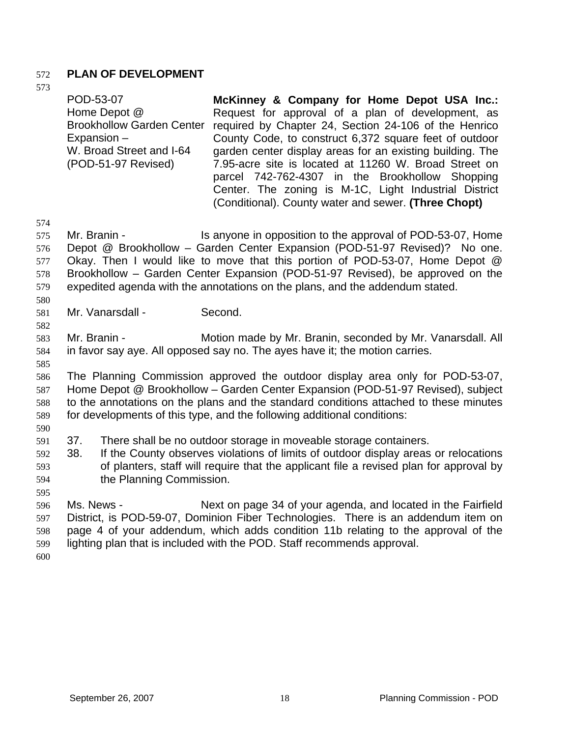**PLAN OF DEVELOPMENT**

| | |
|---|---|
| POD-53-07<br>Home Depot @ Brookhollow Garden Center Expansion –<br>W. Broad Street and I-64<br>(POD-51-97 Revised) | **McKinney & Company for Home Depot USA Inc.:** Request for approval of a plan of development, as required by Chapter 24, Section 24-106 of the Henrico County Code, to construct 6,372 square feet of outdoor garden center display areas for an existing building. The 7.95-acre site is located at 11260 W. Broad Street on parcel 742-762-4307 in the Brookhollow Shopping Center. The zoning is M-1C, Light Industrial District (Conditional). County water and sewer. **(Three Chopt)** |

Mr. Branin - Is anyone in opposition to the approval of POD-53-07, Home Depot @ Brookhollow – Garden Center Expansion (POD-51-97 Revised)? No one. Okay. Then I would like to move that this portion of POD-53-07, Home Depot @ Brookhollow – Garden Center Expansion (POD-51-97 Revised), be approved on the expedited agenda with the annotations on the plans, and the addendum stated.

Mr. Vanarsdall - Second.

Mr. Branin - Motion made by Mr. Branin, seconded by Mr. Vanarsdall. All in favor say aye. All opposed say no. The ayes have it; the motion carries.

The Planning Commission approved the outdoor display area only for POD-53-07, Home Depot @ Brookhollow – Garden Center Expansion (POD-51-97 Revised), subject to the annotations on the plans and the standard conditions attached to these minutes for developments of this type, and the following additional conditions:

37. There shall be no outdoor storage in moveable storage containers.
38. If the County observes violations of limits of outdoor display areas or relocations of planters, staff will require that the applicant file a revised plan for approval by the Planning Commission.

Ms. News - Next on page 34 of your agenda, and located in the Fairfield District, is POD-59-07, Dominion Fiber Technologies. There is an addendum item on page 4 of your addendum, which adds condition 11b relating to the approval of the lighting plan that is included with the POD. Staff recommends approval.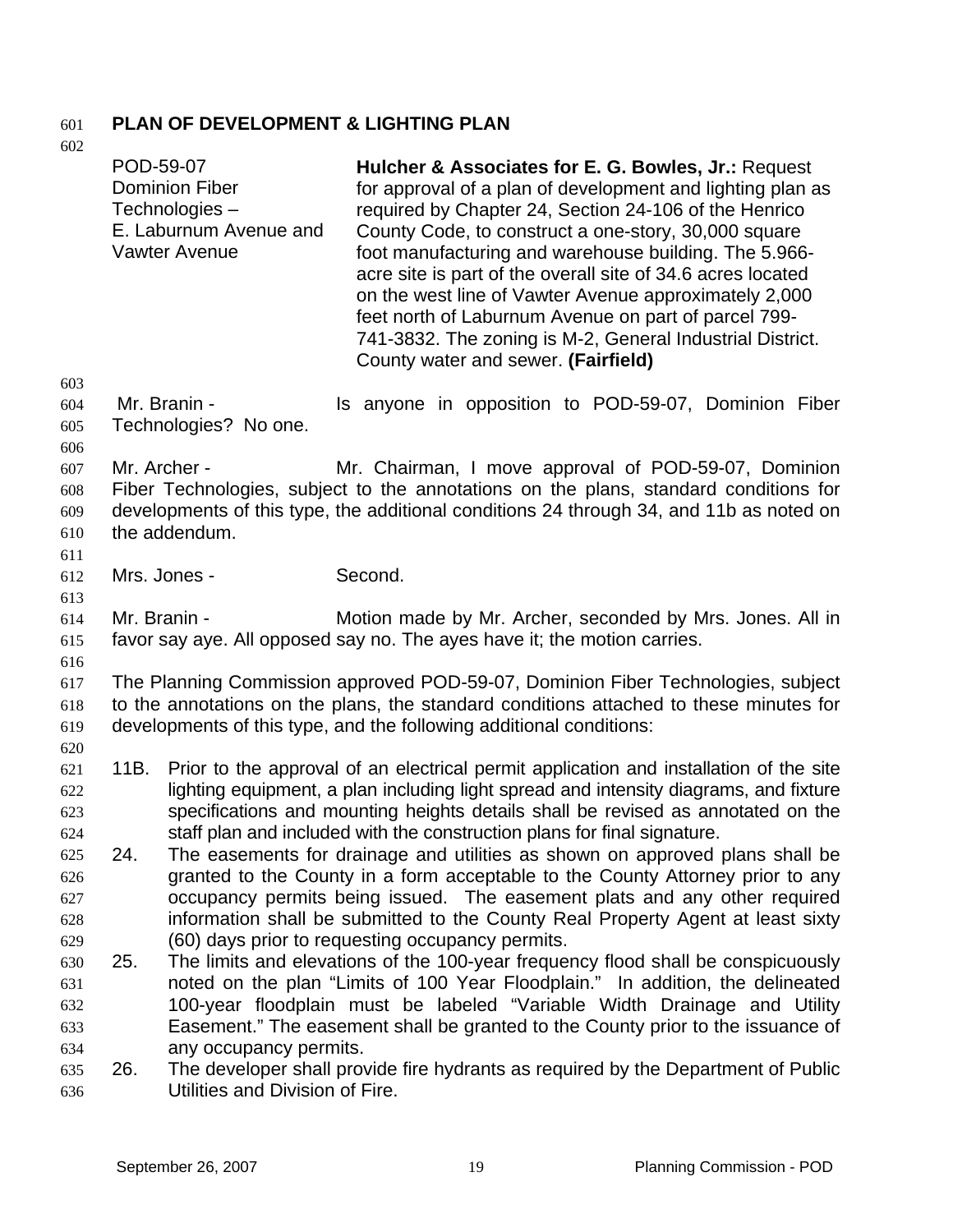## PLAN OF DEVELOPMENT & LIGHTING PLAN

| | |
|---|---|
| POD-59-07<br>Dominion Fiber Technologies –<br>E. Laburnum Avenue and Vawter Avenue | **Hulcher & Associates for E. G. Bowles, Jr.:** Request for approval of a plan of development and lighting plan as required by Chapter 24, Section 24-106 of the Henrico County Code, to construct a one-story, 30,000 square foot manufacturing and warehouse building. The 5.966-acre site is part of the overall site of 34.6 acres located on the west line of Vawter Avenue approximately 2,000 feet north of Laburnum Avenue on part of parcel 799-741-3832. The zoning is M-2, General Industrial District. County water and sewer. **(Fairfield)** |

Mr. Branin - Is anyone in opposition to POD-59-07, Dominion Fiber Technologies? No one.

Mr. Archer - Mr. Chairman, I move approval of POD-59-07, Dominion Fiber Technologies, subject to the annotations on the plans, standard conditions for developments of this type, the additional conditions 24 through 34, and 11b as noted on the addendum.

Mrs. Jones - Second.

Mr. Branin - Motion made by Mr. Archer, seconded by Mrs. Jones. All in favor say aye. All opposed say no. The ayes have it; the motion carries.

The Planning Commission approved POD-59-07, Dominion Fiber Technologies, subject to the annotations on the plans, the standard conditions attached to these minutes for developments of this type, and the following additional conditions:

11B. Prior to the approval of an electrical permit application and installation of the site lighting equipment, a plan including light spread and intensity diagrams, and fixture specifications and mounting heights details shall be revised as annotated on the staff plan and included with the construction plans for final signature.

24. The easements for drainage and utilities as shown on approved plans shall be granted to the County in a form acceptable to the County Attorney prior to any occupancy permits being issued. The easement plats and any other required information shall be submitted to the County Real Property Agent at least sixty (60) days prior to requesting occupancy permits.

25. The limits and elevations of the 100-year frequency flood shall be conspicuously noted on the plan "Limits of 100 Year Floodplain." In addition, the delineated 100-year floodplain must be labeled "Variable Width Drainage and Utility Easement." The easement shall be granted to the County prior to the issuance of any occupancy permits.

26. The developer shall provide fire hydrants as required by the Department of Public Utilities and Division of Fire.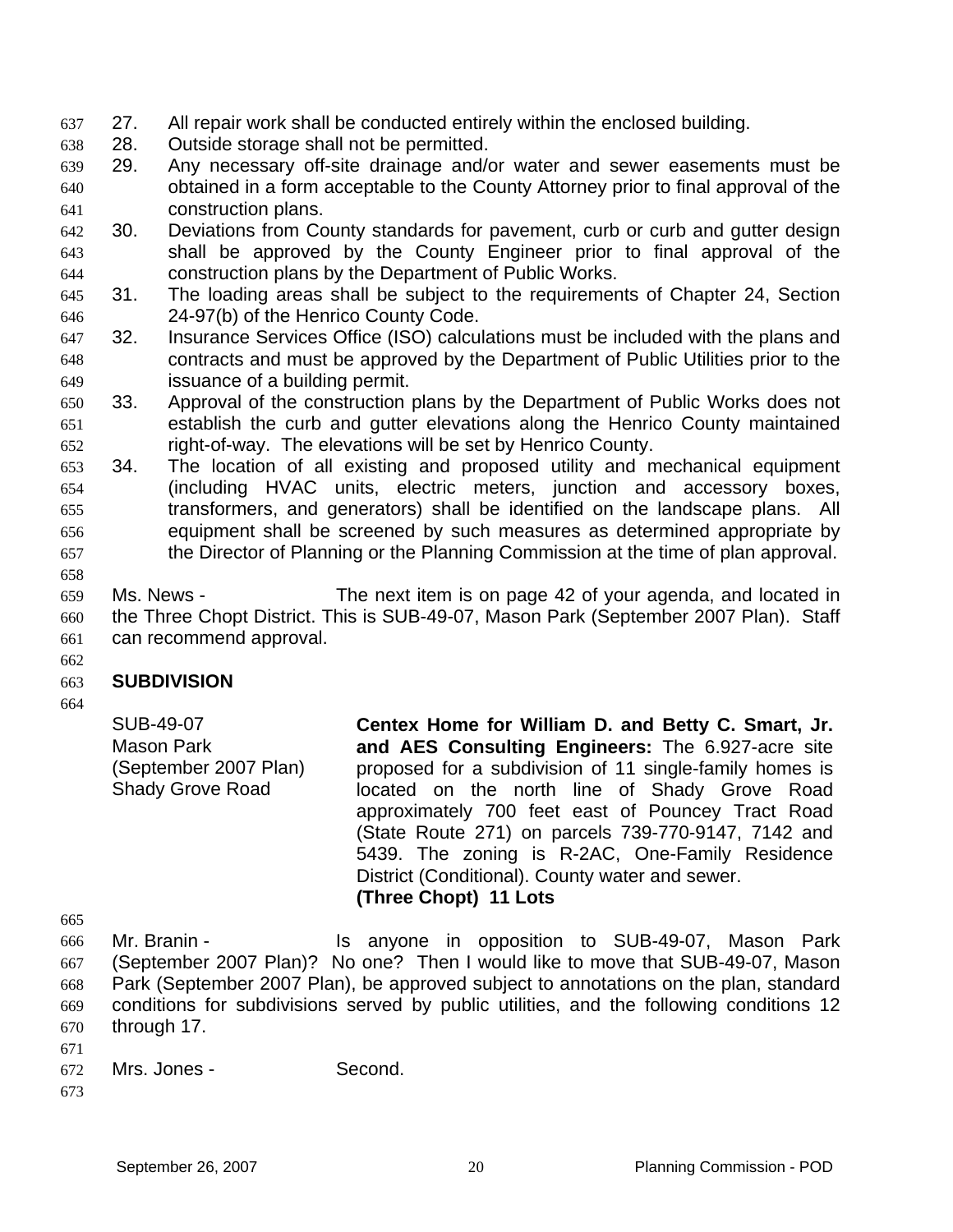27. All repair work shall be conducted entirely within the enclosed building.
28. Outside storage shall not be permitted.
29. Any necessary off-site drainage and/or water and sewer easements must be obtained in a form acceptable to the County Attorney prior to final approval of the construction plans.
30. Deviations from County standards for pavement, curb or curb and gutter design shall be approved by the County Engineer prior to final approval of the construction plans by the Department of Public Works.
31. The loading areas shall be subject to the requirements of Chapter 24, Section 24-97(b) of the Henrico County Code.
32. Insurance Services Office (ISO) calculations must be included with the plans and contracts and must be approved by the Department of Public Utilities prior to the issuance of a building permit.
33. Approval of the construction plans by the Department of Public Works does not establish the curb and gutter elevations along the Henrico County maintained right-of-way. The elevations will be set by Henrico County.
34. The location of all existing and proposed utility and mechanical equipment (including HVAC units, electric meters, junction and accessory boxes, transformers, and generators) shall be identified on the landscape plans. All equipment shall be screened by such measures as determined appropriate by the Director of Planning or the Planning Commission at the time of plan approval.

Ms. News - The next item is on page 42 of your agenda, and located in the Three Chopt District. This is SUB-49-07, Mason Park (September 2007 Plan). Staff can recommend approval.

**SUBDIVISION**

SUB-49-07
Mason Park
(September 2007 Plan)
Shady Grove Road

**Centex Home for William D. and Betty C. Smart, Jr. and AES Consulting Engineers:** The 6.927-acre site proposed for a subdivision of 11 single-family homes is located on the north line of Shady Grove Road approximately 700 feet east of Pouncey Tract Road (State Route 271) on parcels 739-770-9147, 7142 and 5439. The zoning is R-2AC, One-Family Residence District (Conditional). County water and sewer.
**(Three Chopt) 11 Lots**

Mr. Branin - Is anyone in opposition to SUB-49-07, Mason Park (September 2007 Plan)? No one? Then I would like to move that SUB-49-07, Mason Park (September 2007 Plan), be approved subject to annotations on the plan, standard conditions for subdivisions served by public utilities, and the following conditions 12 through 17.

Mrs. Jones - Second.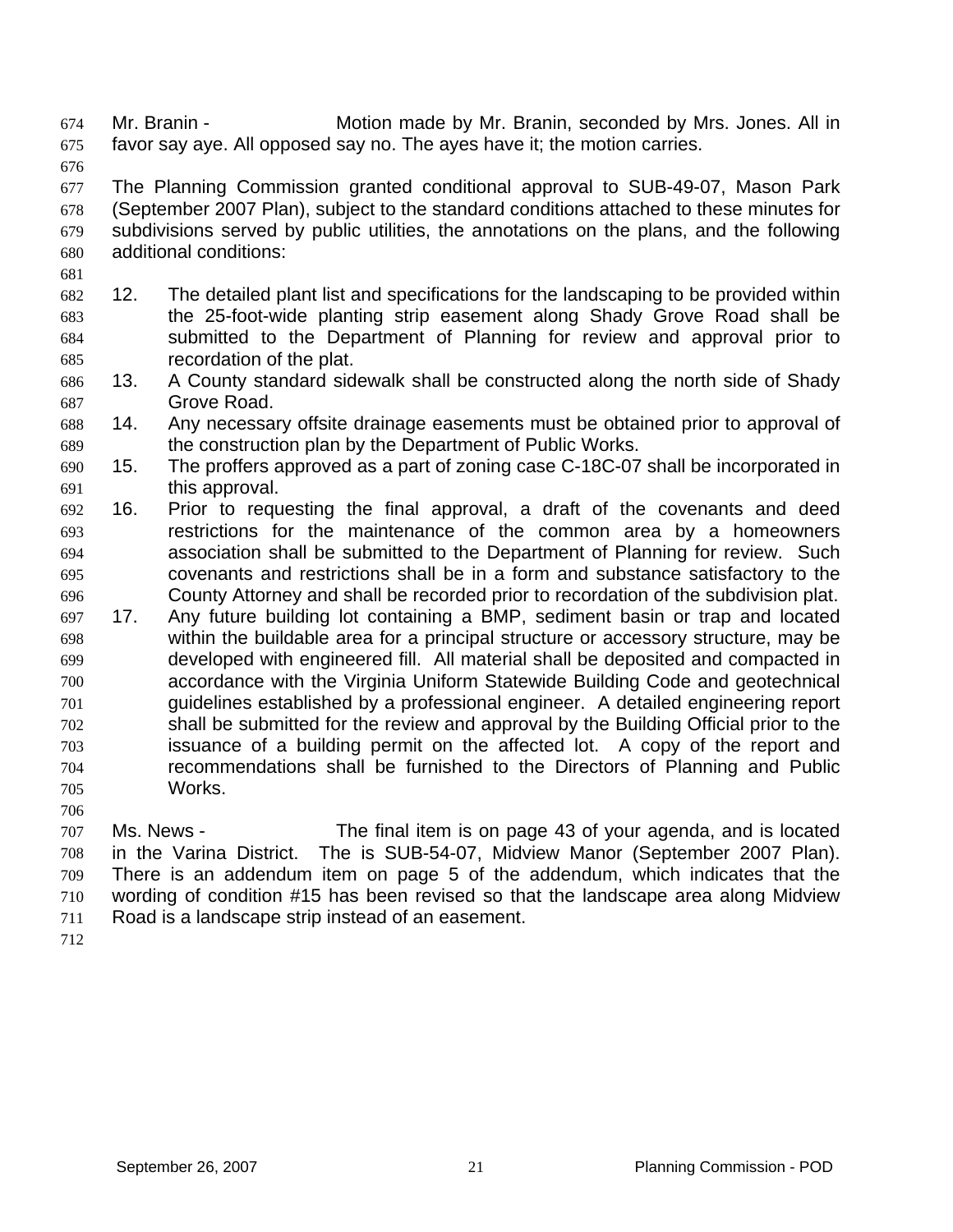Mr. Branin - Motion made by Mr. Branin, seconded by Mrs. Jones. All in favor say aye. All opposed say no. The ayes have it; the motion carries.

The Planning Commission granted conditional approval to SUB-49-07, Mason Park (September 2007 Plan), subject to the standard conditions attached to these minutes for subdivisions served by public utilities, the annotations on the plans, and the following additional conditions:

12. The detailed plant list and specifications for the landscaping to be provided within the 25-foot-wide planting strip easement along Shady Grove Road shall be submitted to the Department of Planning for review and approval prior to recordation of the plat.
13. A County standard sidewalk shall be constructed along the north side of Shady Grove Road.
14. Any necessary offsite drainage easements must be obtained prior to approval of the construction plan by the Department of Public Works.
15. The proffers approved as a part of zoning case C-18C-07 shall be incorporated in this approval.
16. Prior to requesting the final approval, a draft of the covenants and deed restrictions for the maintenance of the common area by a homeowners association shall be submitted to the Department of Planning for review. Such covenants and restrictions shall be in a form and substance satisfactory to the County Attorney and shall be recorded prior to recordation of the subdivision plat.
17. Any future building lot containing a BMP, sediment basin or trap and located within the buildable area for a principal structure or accessory structure, may be developed with engineered fill. All material shall be deposited and compacted in accordance with the Virginia Uniform Statewide Building Code and geotechnical guidelines established by a professional engineer. A detailed engineering report shall be submitted for the review and approval by the Building Official prior to the issuance of a building permit on the affected lot. A copy of the report and recommendations shall be furnished to the Directors of Planning and Public Works.

Ms. News - The final item is on page 43 of your agenda, and is located in the Varina District. The is SUB-54-07, Midview Manor (September 2007 Plan). There is an addendum item on page 5 of the addendum, which indicates that the wording of condition #15 has been revised so that the landscape area along Midview Road is a landscape strip instead of an easement.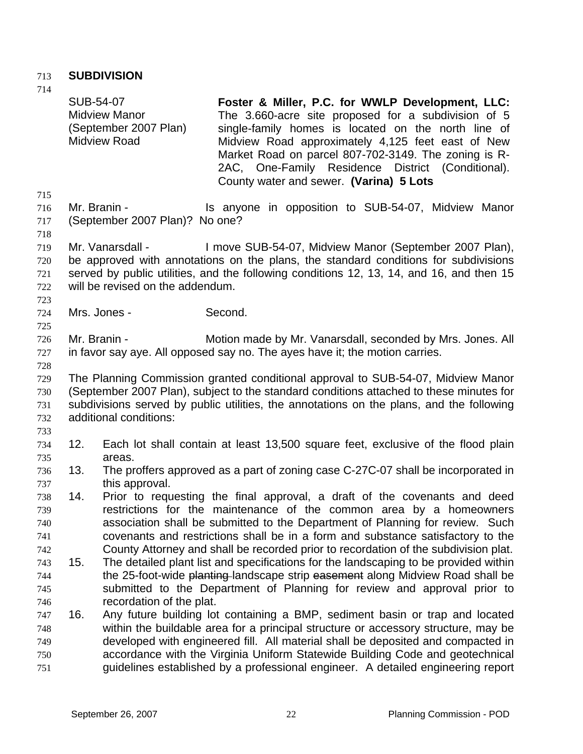**SUBDIVISION**

| | |
|---|---|
| SUB-54-07<br>Midview Manor<br>(September 2007 Plan)<br>Midview Road | **Foster & Miller, P.C. for WWLP Development, LLC:** The 3.660-acre site proposed for a subdivision of 5 single-family homes is located on the north line of Midview Road approximately 4,125 feet east of New Market Road on parcel 807-702-3149. The zoning is R-2AC, One-Family Residence District (Conditional). County water and sewer. **(Varina) 5 Lots** |

Mr. Branin - Is anyone in opposition to SUB-54-07, Midview Manor (September 2007 Plan)? No one?

Mr. Vanarsdall - I move SUB-54-07, Midview Manor (September 2007 Plan), be approved with annotations on the plans, the standard conditions for subdivisions served by public utilities, and the following conditions 12, 13, 14, and 16, and then 15 will be revised on the addendum.

Mrs. Jones - Second.

Mr. Branin - Motion made by Mr. Vanarsdall, seconded by Mrs. Jones. All in favor say aye. All opposed say no. The ayes have it; the motion carries.

The Planning Commission granted conditional approval to SUB-54-07, Midview Manor (September 2007 Plan), subject to the standard conditions attached to these minutes for subdivisions served by public utilities, the annotations on the plans, and the following additional conditions:

12. Each lot shall contain at least 13,500 square feet, exclusive of the flood plain areas.
13. The proffers approved as a part of zoning case C-27C-07 shall be incorporated in this approval.
14. Prior to requesting the final approval, a draft of the covenants and deed restrictions for the maintenance of the common area by a homeowners association shall be submitted to the Department of Planning for review. Such covenants and restrictions shall be in a form and substance satisfactory to the County Attorney and shall be recorded prior to recordation of the subdivision plat.
15. The detailed plant list and specifications for the landscaping to be provided within the 25-foot-wide ~~planting~~ landscape strip ~~easement~~ along Midview Road shall be submitted to the Department of Planning for review and approval prior to recordation of the plat.
16. Any future building lot containing a BMP, sediment basin or trap and located within the buildable area for a principal structure or accessory structure, may be developed with engineered fill. All material shall be deposited and compacted in accordance with the Virginia Uniform Statewide Building Code and geotechnical guidelines established by a professional engineer. A detailed engineering report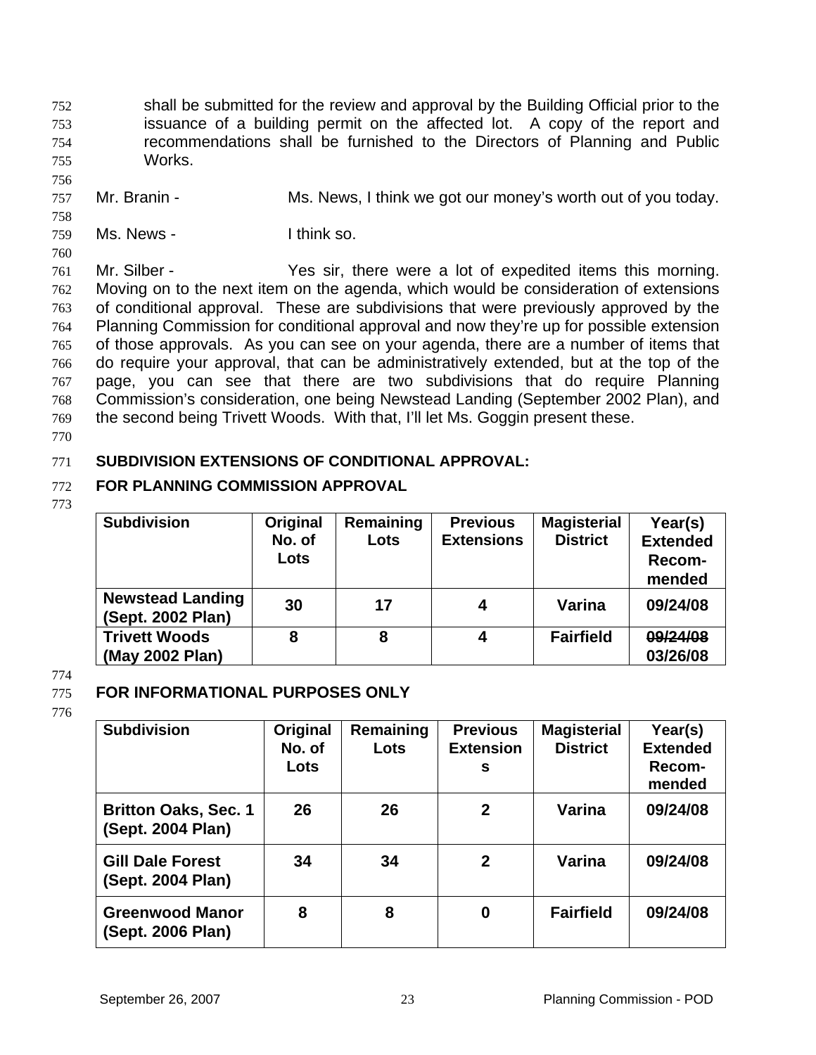shall be submitted for the review and approval by the Building Official prior to the issuance of a building permit on the affected lot. A copy of the report and recommendations shall be furnished to the Directors of Planning and Public Works.

Mr. Branin - Ms. News, I think we got our money's worth out of you today.

Ms. News - I think so.

Mr. Silber - Yes sir, there were a lot of expedited items this morning. Moving on to the next item on the agenda, which would be consideration of extensions of conditional approval. These are subdivisions that were previously approved by the Planning Commission for conditional approval and now they're up for possible extension of those approvals. As you can see on your agenda, there are a number of items that do require your approval, that can be administratively extended, but at the top of the page, you can see that there are two subdivisions that do require Planning Commission's consideration, one being Newstead Landing (September 2002 Plan), and the second being Trivett Woods. With that, I'll let Ms. Goggin present these.

**SUBDIVISION EXTENSIONS OF CONDITIONAL APPROVAL:**

**FOR PLANNING COMMISSION APPROVAL**

| Subdivision | Original No. of Lots | Remaining Lots | Previous Extensions | Magisterial District | Year(s) Extended Recom-mended |
|---|---|---|---|---|---|
| **Newstead Landing (Sept. 2002 Plan)** | **30** | **17** | **4** | **Varina** | **09/24/08** |
| **Trivett Woods (May 2002 Plan)** | **8** | **8** | **4** | **Fairfield** | **~~09/24/08~~ 03/26/08** |

**FOR INFORMATIONAL PURPOSES ONLY**

| Subdivision | Original No. of Lots | Remaining Lots | Previous Extensions | Magisterial District | Year(s) Extended Recom-mended |
|---|---|---|---|---|---|
| **Britton Oaks, Sec. 1 (Sept. 2004 Plan)** | **26** | **26** | **2** | **Varina** | **09/24/08** |
| **Gill Dale Forest (Sept. 2004 Plan)** | **34** | **34** | **2** | **Varina** | **09/24/08** |
| **Greenwood Manor (Sept. 2006 Plan)** | **8** | **8** | **0** | **Fairfield** | **09/24/08** |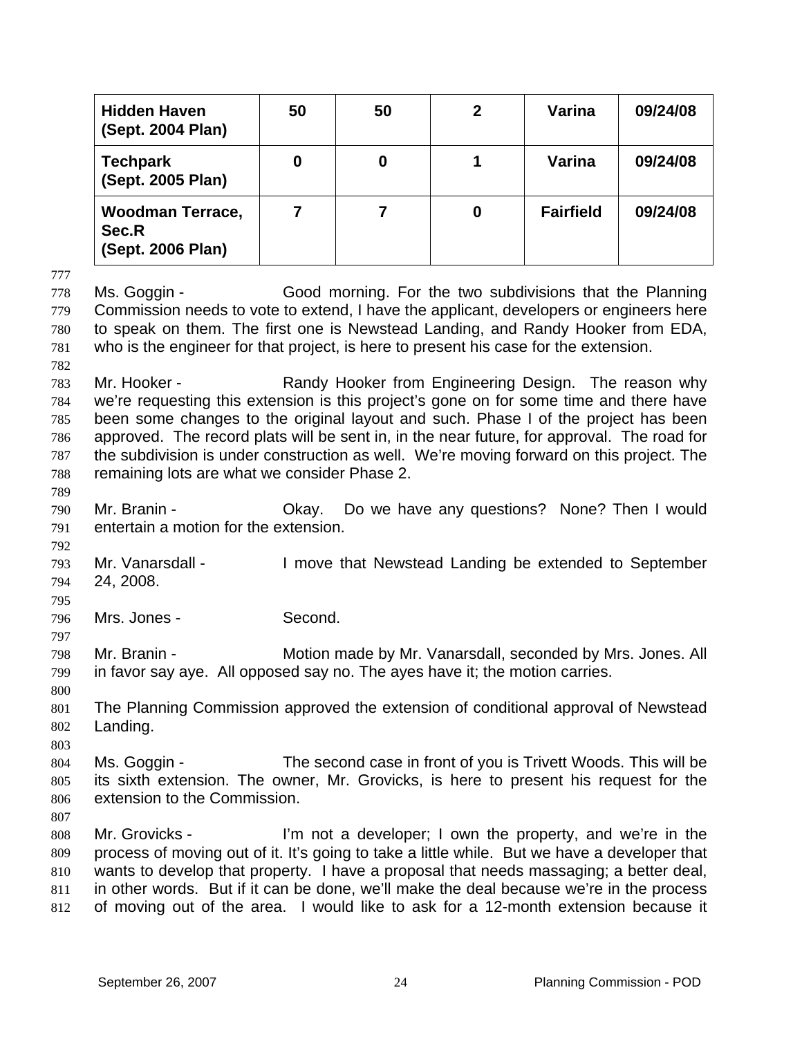| **Hidden Haven (Sept. 2004 Plan)** | **50** | **50** | **2** | **Varina** | **09/24/08** |
|---|---|---|---|---|---|
| **Techpark (Sept. 2005 Plan)** | **0** | **0** | **1** | **Varina** | **09/24/08** |
| **Woodman Terrace, Sec.R (Sept. 2006 Plan)** | **7** | **7** | **0** | **Fairfield** | **09/24/08** |

Ms. Goggin - Good morning. For the two subdivisions that the Planning Commission needs to vote to extend, I have the applicant, developers or engineers here to speak on them. The first one is Newstead Landing, and Randy Hooker from EDA, who is the engineer for that project, is here to present his case for the extension.

Mr. Hooker - Randy Hooker from Engineering Design. The reason why we're requesting this extension is this project's gone on for some time and there have been some changes to the original layout and such. Phase I of the project has been approved. The record plats will be sent in, in the near future, for approval. The road for the subdivision is under construction as well. We're moving forward on this project. The remaining lots are what we consider Phase 2.

Mr. Branin - Okay. Do we have any questions? None? Then I would entertain a motion for the extension.

Mr. Vanarsdall - I move that Newstead Landing be extended to September 24, 2008.

Mrs. Jones - Second.

Mr. Branin - Motion made by Mr. Vanarsdall, seconded by Mrs. Jones. All in favor say aye. All opposed say no. The ayes have it; the motion carries.

The Planning Commission approved the extension of conditional approval of Newstead Landing.

Ms. Goggin - The second case in front of you is Trivett Woods. This will be its sixth extension. The owner, Mr. Grovicks, is here to present his request for the extension to the Commission.

Mr. Grovicks - I'm not a developer; I own the property, and we're in the process of moving out of it. It's going to take a little while. But we have a developer that wants to develop that property. I have a proposal that needs massaging; a better deal, in other words. But if it can be done, we'll make the deal because we're in the process of moving out of the area. I would like to ask for a 12-month extension because it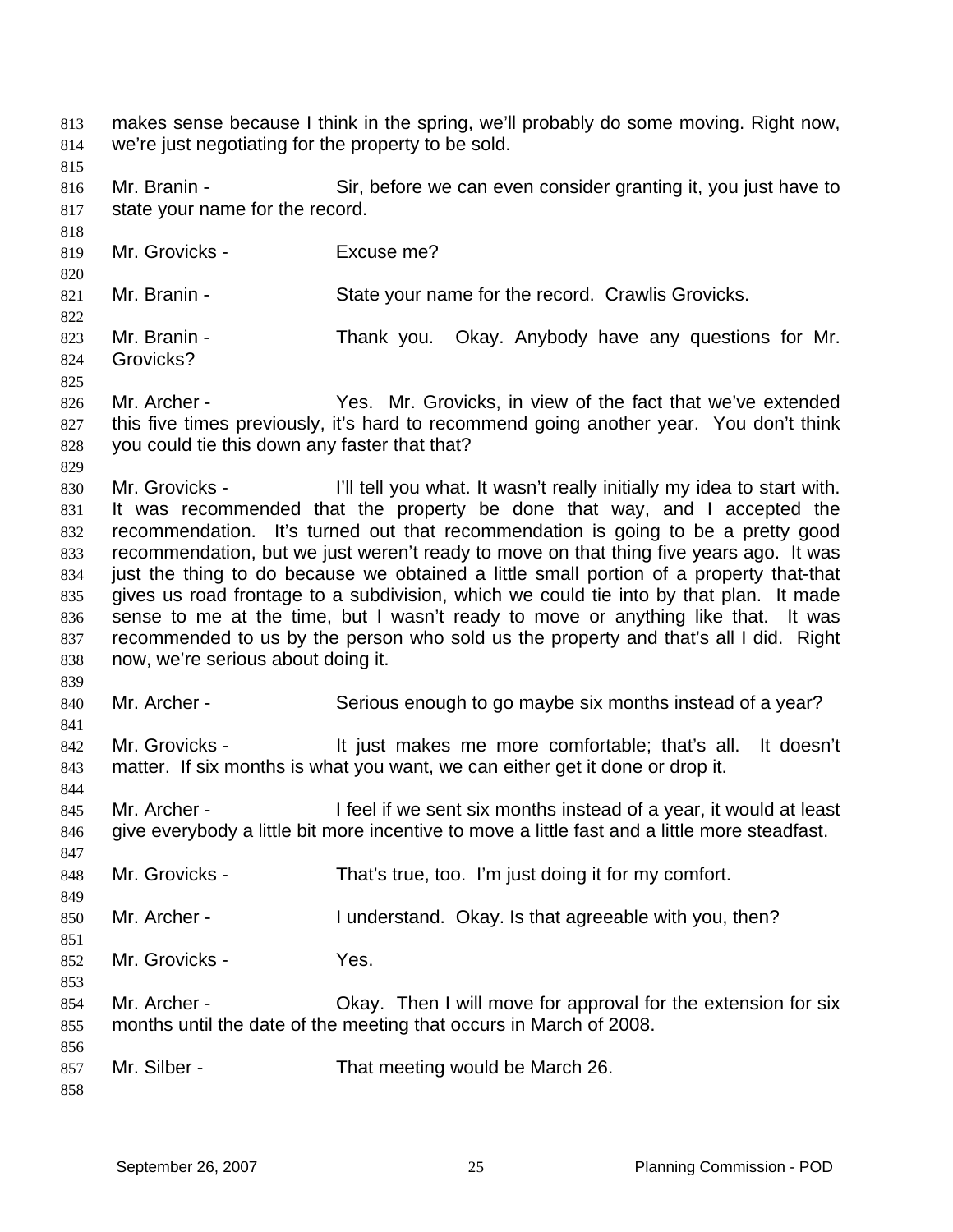makes sense because I think in the spring, we'll probably do some moving. Right now, we're just negotiating for the property to be sold.

Mr. Branin - Sir, before we can even consider granting it, you just have to state your name for the record.

Mr. Grovicks - Excuse me?

Mr. Branin - State your name for the record. Crawlis Grovicks.

Mr. Branin - Thank you. Okay. Anybody have any questions for Mr. Grovicks?

Mr. Archer - Yes. Mr. Grovicks, in view of the fact that we've extended this five times previously, it's hard to recommend going another year. You don't think you could tie this down any faster that that?

Mr. Grovicks - I'll tell you what. It wasn't really initially my idea to start with. It was recommended that the property be done that way, and I accepted the recommendation. It's turned out that recommendation is going to be a pretty good recommendation, but we just weren't ready to move on that thing five years ago. It was just the thing to do because we obtained a little small portion of a property that-that gives us road frontage to a subdivision, which we could tie into by that plan. It made sense to me at the time, but I wasn't ready to move or anything like that. It was recommended to us by the person who sold us the property and that's all I did. Right now, we're serious about doing it.

Mr. Archer - Serious enough to go maybe six months instead of a year?

Mr. Grovicks - It just makes me more comfortable; that's all. It doesn't matter. If six months is what you want, we can either get it done or drop it.

Mr. Archer - I feel if we sent six months instead of a year, it would at least give everybody a little bit more incentive to move a little fast and a little more steadfast.

Mr. Grovicks - That's true, too. I'm just doing it for my comfort.

Mr. Archer - I understand. Okay. Is that agreeable with you, then?

Mr. Grovicks - Yes.

Mr. Archer - Okay. Then I will move for approval for the extension for six months until the date of the meeting that occurs in March of 2008.

Mr. Silber - That meeting would be March 26.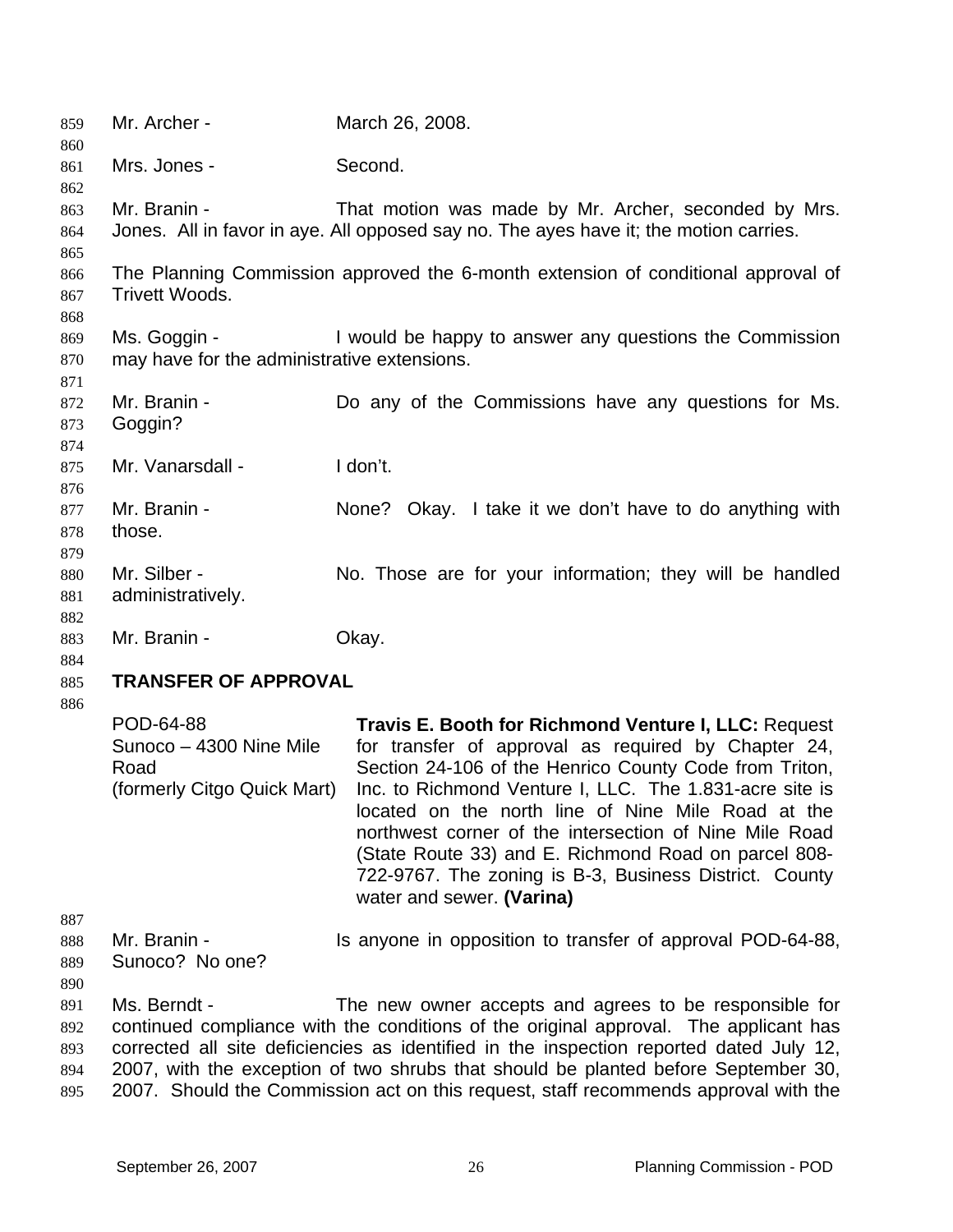Mr. Archer - March 26, 2008.

Mrs. Jones - Second.

Mr. Branin - That motion was made by Mr. Archer, seconded by Mrs. Jones. All in favor in aye. All opposed say no. The ayes have it; the motion carries.

The Planning Commission approved the 6-month extension of conditional approval of Trivett Woods.

Ms. Goggin - I would be happy to answer any questions the Commission may have for the administrative extensions.

Mr. Branin - Do any of the Commissions have any questions for Ms. Goggin?

Mr. Vanarsdall - I don't.

Mr. Branin - None? Okay. I take it we don't have to do anything with those.

Mr. Silber - No. Those are for your information; they will be handled administratively.

Mr. Branin - Okay.

## TRANSFER OF APPROVAL

POD-64-88
Sunoco – 4300 Nine Mile Road
(formerly Citgo Quick Mart)

**Travis E. Booth for Richmond Venture I, LLC:** Request for transfer of approval as required by Chapter 24, Section 24-106 of the Henrico County Code from Triton, Inc. to Richmond Venture I, LLC. The 1.831-acre site is located on the north line of Nine Mile Road at the northwest corner of the intersection of Nine Mile Road (State Route 33) and E. Richmond Road on parcel 808-722-9767. The zoning is B-3, Business District. County water and sewer. **(Varina)**

Mr. Branin - Is anyone in opposition to transfer of approval POD-64-88, Sunoco? No one?

Ms. Berndt - The new owner accepts and agrees to be responsible for continued compliance with the conditions of the original approval. The applicant has corrected all site deficiencies as identified in the inspection reported dated July 12, 2007, with the exception of two shrubs that should be planted before September 30, 2007. Should the Commission act on this request, staff recommends approval with the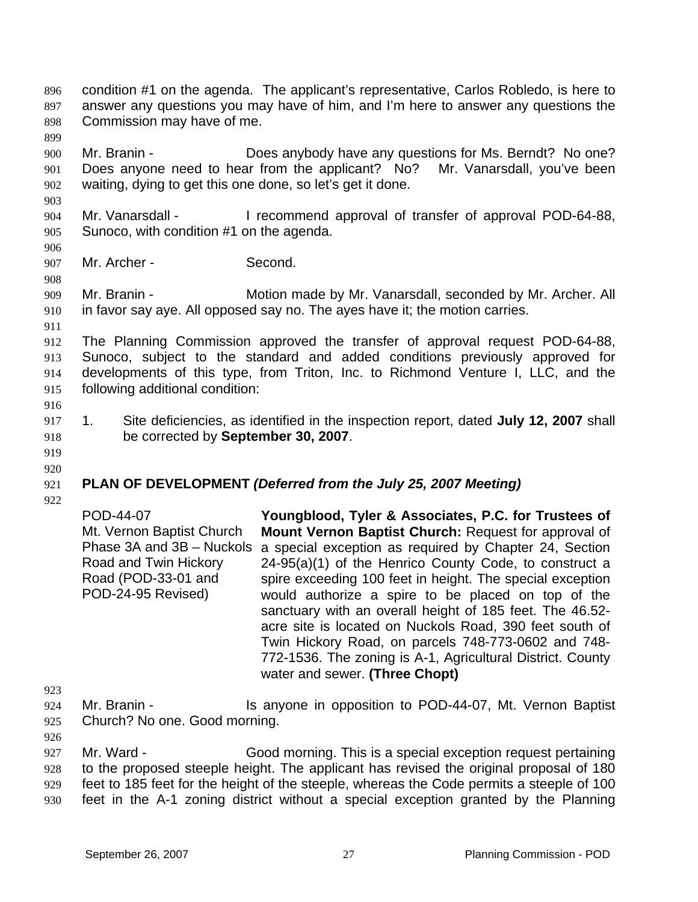condition #1 on the agenda. The applicant's representative, Carlos Robledo, is here to answer any questions you may have of him, and I'm here to answer any questions the Commission may have of me.

Mr. Branin - Does anybody have any questions for Ms. Berndt? No one? Does anyone need to hear from the applicant? No? Mr. Vanarsdall, you've been waiting, dying to get this one done, so let's get it done.

Mr. Vanarsdall - I recommend approval of transfer of approval POD-64-88, Sunoco, with condition #1 on the agenda.

Mr. Archer - Second.

Mr. Branin - Motion made by Mr. Vanarsdall, seconded by Mr. Archer. All in favor say aye. All opposed say no. The ayes have it; the motion carries.

The Planning Commission approved the transfer of approval request POD-64-88, Sunoco, subject to the standard and added conditions previously approved for developments of this type, from Triton, Inc. to Richmond Venture I, LLC, and the following additional condition:

1. Site deficiencies, as identified in the inspection report, dated **July 12, 2007** shall be corrected by **September 30, 2007**.

**PLAN OF DEVELOPMENT *(Deferred from the July 25, 2007 Meeting)***

| | |
|---|---|
| POD-44-07<br>Mt. Vernon Baptist Church Phase 3A and 3B – Nuckols Road and Twin Hickory Road (POD-33-01 and POD-24-95 Revised) | **Youngblood, Tyler & Associates, P.C. for Trustees of Mount Vernon Baptist Church:** Request for approval of a special exception as required by Chapter 24, Section 24-95(a)(1) of the Henrico County Code, to construct a spire exceeding 100 feet in height. The special exception would authorize a spire to be placed on top of the sanctuary with an overall height of 185 feet. The 46.52-acre site is located on Nuckols Road, 390 feet south of Twin Hickory Road, on parcels 748-773-0602 and 748-772-1536. The zoning is A-1, Agricultural District. County water and sewer. **(Three Chopt)** |

Mr. Branin - Is anyone in opposition to POD-44-07, Mt. Vernon Baptist Church? No one. Good morning.

Mr. Ward - Good morning. This is a special exception request pertaining to the proposed steeple height. The applicant has revised the original proposal of 180 feet to 185 feet for the height of the steeple, whereas the Code permits a steeple of 100 feet in the A-1 zoning district without a special exception granted by the Planning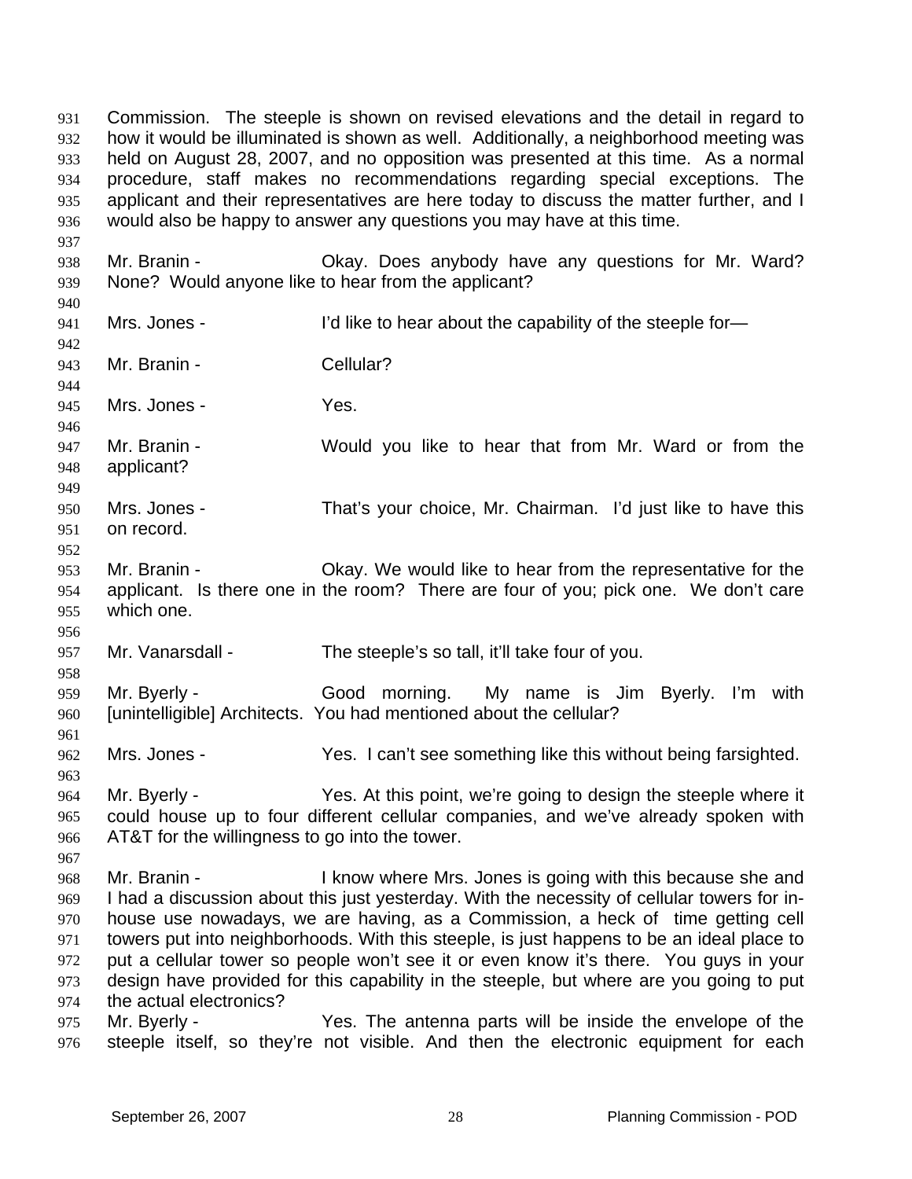Commission. The steeple is shown on revised elevations and the detail in regard to how it would be illuminated is shown as well. Additionally, a neighborhood meeting was held on August 28, 2007, and no opposition was presented at this time. As a normal procedure, staff makes no recommendations regarding special exceptions. The applicant and their representatives are here today to discuss the matter further, and I would also be happy to answer any questions you may have at this time.

Mr. Branin - Okay. Does anybody have any questions for Mr. Ward? None? Would anyone like to hear from the applicant?

Mrs. Jones - I'd like to hear about the capability of the steeple for—

Mr. Branin - Cellular?

Mrs. Jones - Yes.

Mr. Branin - Would you like to hear that from Mr. Ward or from the applicant?

Mrs. Jones - That's your choice, Mr. Chairman. I'd just like to have this on record.

Mr. Branin - Okay. We would like to hear from the representative for the applicant. Is there one in the room? There are four of you; pick one. We don't care which one.

Mr. Vanarsdall - The steeple's so tall, it'll take four of you.

Mr. Byerly - Good morning. My name is Jim Byerly. I'm with [unintelligible] Architects. You had mentioned about the cellular?

Mrs. Jones - Yes. I can't see something like this without being farsighted.

Mr. Byerly - Yes. At this point, we're going to design the steeple where it could house up to four different cellular companies, and we've already spoken with AT&T for the willingness to go into the tower.

Mr. Branin - I know where Mrs. Jones is going with this because she and I had a discussion about this just yesterday. With the necessity of cellular towers for in-house use nowadays, we are having, as a Commission, a heck of time getting cell towers put into neighborhoods. With this steeple, is just happens to be an ideal place to put a cellular tower so people won't see it or even know it's there. You guys in your design have provided for this capability in the steeple, but where are you going to put the actual electronics?

Mr. Byerly - Yes. The antenna parts will be inside the envelope of the steeple itself, so they're not visible. And then the electronic equipment for each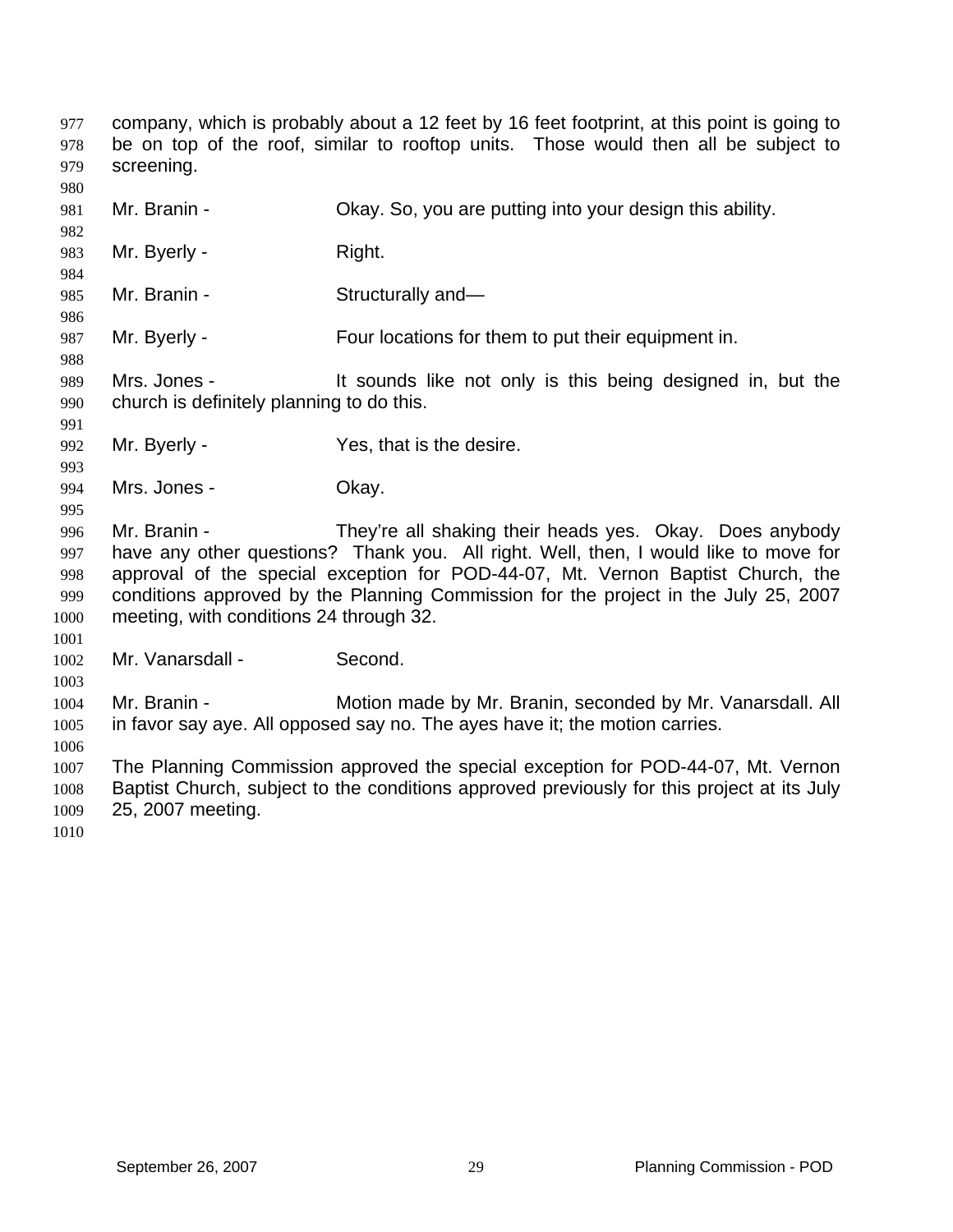company, which is probably about a 12 feet by 16 feet footprint, at this point is going to be on top of the roof, similar to rooftop units. Those would then all be subject to screening.

Mr. Branin - Okay. So, you are putting into your design this ability.

Mr. Byerly - Right.

Mr. Branin - Structurally and—

Mr. Byerly - Four locations for them to put their equipment in.

Mrs. Jones - It sounds like not only is this being designed in, but the church is definitely planning to do this.

Mr. Byerly - Yes, that is the desire.

Mrs. Jones - Okay.

Mr. Branin - They're all shaking their heads yes. Okay. Does anybody have any other questions? Thank you. All right. Well, then, I would like to move for approval of the special exception for POD-44-07, Mt. Vernon Baptist Church, the conditions approved by the Planning Commission for the project in the July 25, 2007 meeting, with conditions 24 through 32.

Mr. Vanarsdall - Second.

Mr. Branin - Motion made by Mr. Branin, seconded by Mr. Vanarsdall. All in favor say aye. All opposed say no. The ayes have it; the motion carries.

The Planning Commission approved the special exception for POD-44-07, Mt. Vernon Baptist Church, subject to the conditions approved previously for this project at its July 25, 2007 meeting.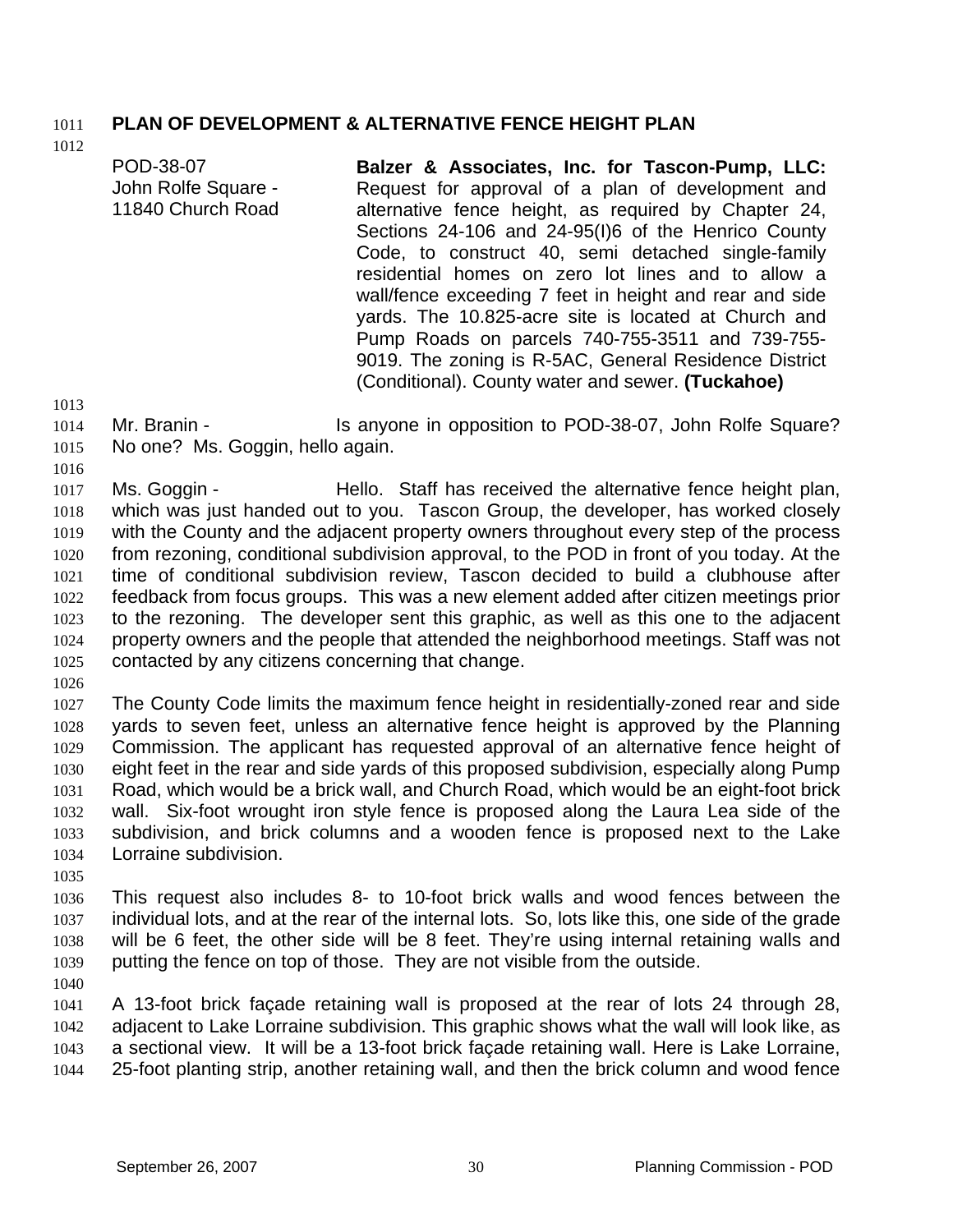## PLAN OF DEVELOPMENT & ALTERNATIVE FENCE HEIGHT PLAN

POD-38-07
John Rolfe Square -
11840 Church Road

**Balzer & Associates, Inc. for Tascon-Pump, LLC:** Request for approval of a plan of development and alternative fence height, as required by Chapter 24, Sections 24-106 and 24-95(I)6 of the Henrico County Code, to construct 40, semi detached single-family residential homes on zero lot lines and to allow a wall/fence exceeding 7 feet in height and rear and side yards. The 10.825-acre site is located at Church and Pump Roads on parcels 740-755-3511 and 739-755-9019. The zoning is R-5AC, General Residence District (Conditional). County water and sewer. **(Tuckahoe)**

Mr. Branin - Is anyone in opposition to POD-38-07, John Rolfe Square? No one? Ms. Goggin, hello again.

Ms. Goggin - Hello. Staff has received the alternative fence height plan, which was just handed out to you. Tascon Group, the developer, has worked closely with the County and the adjacent property owners throughout every step of the process from rezoning, conditional subdivision approval, to the POD in front of you today. At the time of conditional subdivision review, Tascon decided to build a clubhouse after feedback from focus groups. This was a new element added after citizen meetings prior to the rezoning. The developer sent this graphic, as well as this one to the adjacent property owners and the people that attended the neighborhood meetings. Staff was not contacted by any citizens concerning that change.

The County Code limits the maximum fence height in residentially-zoned rear and side yards to seven feet, unless an alternative fence height is approved by the Planning Commission. The applicant has requested approval of an alternative fence height of eight feet in the rear and side yards of this proposed subdivision, especially along Pump Road, which would be a brick wall, and Church Road, which would be an eight-foot brick wall. Six-foot wrought iron style fence is proposed along the Laura Lea side of the subdivision, and brick columns and a wooden fence is proposed next to the Lake Lorraine subdivision.

This request also includes 8- to 10-foot brick walls and wood fences between the individual lots, and at the rear of the internal lots. So, lots like this, one side of the grade will be 6 feet, the other side will be 8 feet. They're using internal retaining walls and putting the fence on top of those. They are not visible from the outside.

A 13-foot brick façade retaining wall is proposed at the rear of lots 24 through 28, adjacent to Lake Lorraine subdivision. This graphic shows what the wall will look like, as a sectional view. It will be a 13-foot brick façade retaining wall. Here is Lake Lorraine, 25-foot planting strip, another retaining wall, and then the brick column and wood fence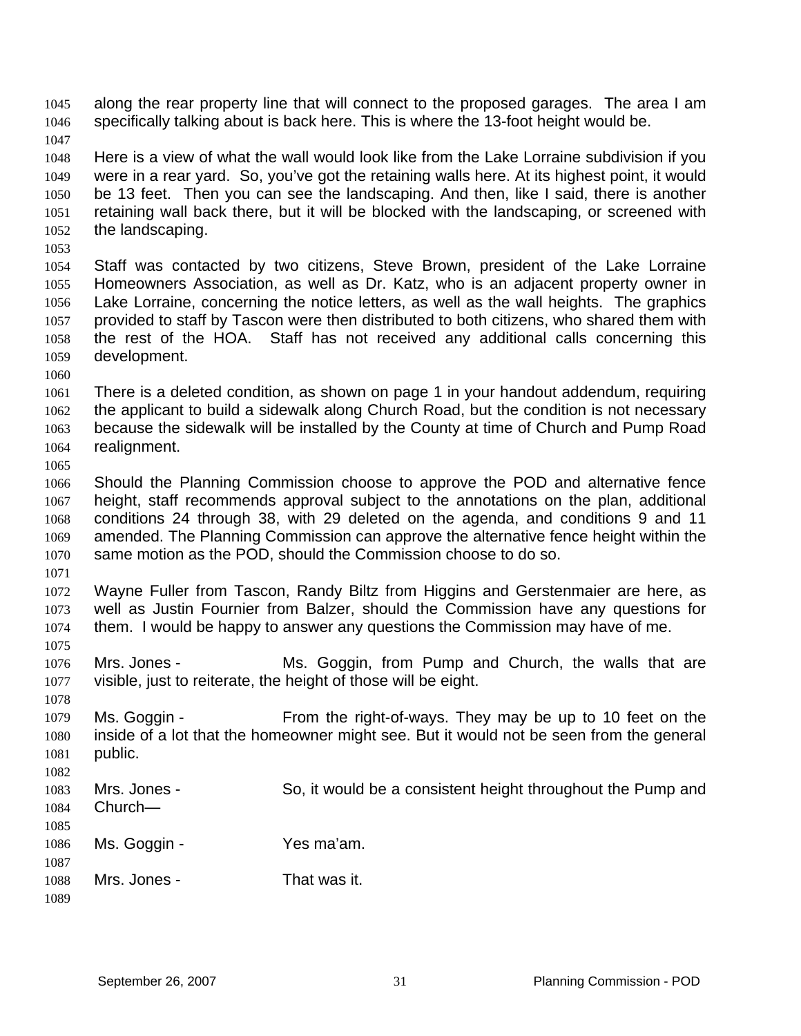along the rear property line that will connect to the proposed garages. The area I am specifically talking about is back here. This is where the 13-foot height would be.

Here is a view of what the wall would look like from the Lake Lorraine subdivision if you were in a rear yard. So, you've got the retaining walls here. At its highest point, it would be 13 feet. Then you can see the landscaping. And then, like I said, there is another retaining wall back there, but it will be blocked with the landscaping, or screened with the landscaping.

Staff was contacted by two citizens, Steve Brown, president of the Lake Lorraine Homeowners Association, as well as Dr. Katz, who is an adjacent property owner in Lake Lorraine, concerning the notice letters, as well as the wall heights. The graphics provided to staff by Tascon were then distributed to both citizens, who shared them with the rest of the HOA. Staff has not received any additional calls concerning this development.

There is a deleted condition, as shown on page 1 in your handout addendum, requiring the applicant to build a sidewalk along Church Road, but the condition is not necessary because the sidewalk will be installed by the County at time of Church and Pump Road realignment.

Should the Planning Commission choose to approve the POD and alternative fence height, staff recommends approval subject to the annotations on the plan, additional conditions 24 through 38, with 29 deleted on the agenda, and conditions 9 and 11 amended. The Planning Commission can approve the alternative fence height within the same motion as the POD, should the Commission choose to do so.

Wayne Fuller from Tascon, Randy Biltz from Higgins and Gerstenmaier are here, as well as Justin Fournier from Balzer, should the Commission have any questions for them. I would be happy to answer any questions the Commission may have of me.

Mrs. Jones - Ms. Goggin, from Pump and Church, the walls that are visible, just to reiterate, the height of those will be eight.

Ms. Goggin - From the right-of-ways. They may be up to 10 feet on the inside of a lot that the homeowner might see. But it would not be seen from the general public.

Mrs. Jones - So, it would be a consistent height throughout the Pump and Church—

Ms. Goggin - Yes ma'am.

Mrs. Jones - That was it.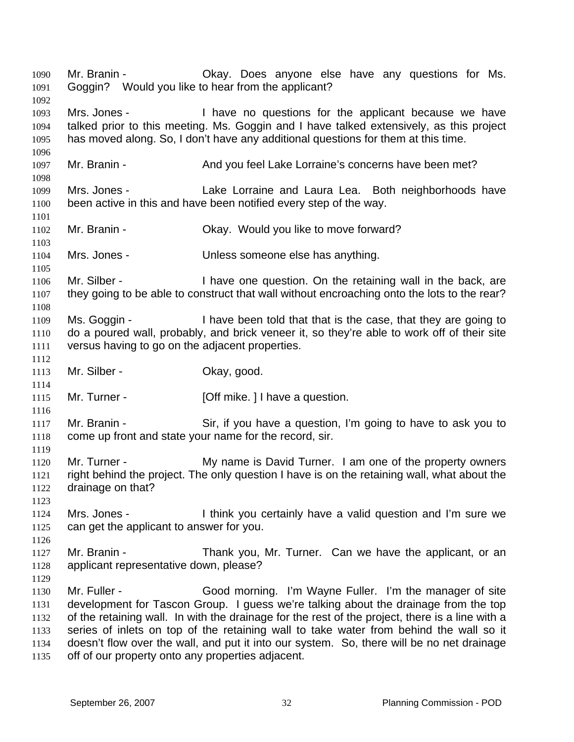Mr. Branin - Okay. Does anyone else have any questions for Ms. Goggin? Would you like to hear from the applicant?

Mrs. Jones - I have no questions for the applicant because we have talked prior to this meeting. Ms. Goggin and I have talked extensively, as this project has moved along. So, I don't have any additional questions for them at this time.

Mr. Branin - And you feel Lake Lorraine's concerns have been met?

Mrs. Jones - Lake Lorraine and Laura Lea. Both neighborhoods have been active in this and have been notified every step of the way.

Mr. Branin - Okay. Would you like to move forward?

Mrs. Jones - Unless someone else has anything.

Mr. Silber - I have one question. On the retaining wall in the back, are they going to be able to construct that wall without encroaching onto the lots to the rear?

Ms. Goggin - I have been told that that is the case, that they are going to do a poured wall, probably, and brick veneer it, so they're able to work off of their site versus having to go on the adjacent properties.

Mr. Silber - Okay, good.

Mr. Turner - [Off mike. ] I have a question.

Mr. Branin - Sir, if you have a question, I'm going to have to ask you to come up front and state your name for the record, sir.

Mr. Turner - My name is David Turner. I am one of the property owners right behind the project. The only question I have is on the retaining wall, what about the drainage on that?

Mrs. Jones - I think you certainly have a valid question and I'm sure we can get the applicant to answer for you.

Mr. Branin - Thank you, Mr. Turner. Can we have the applicant, or an applicant representative down, please?

Mr. Fuller - Good morning. I'm Wayne Fuller. I'm the manager of site development for Tascon Group. I guess we're talking about the drainage from the top of the retaining wall. In with the drainage for the rest of the project, there is a line with a series of inlets on top of the retaining wall to take water from behind the wall so it doesn't flow over the wall, and put it into our system. So, there will be no net drainage off of our property onto any properties adjacent.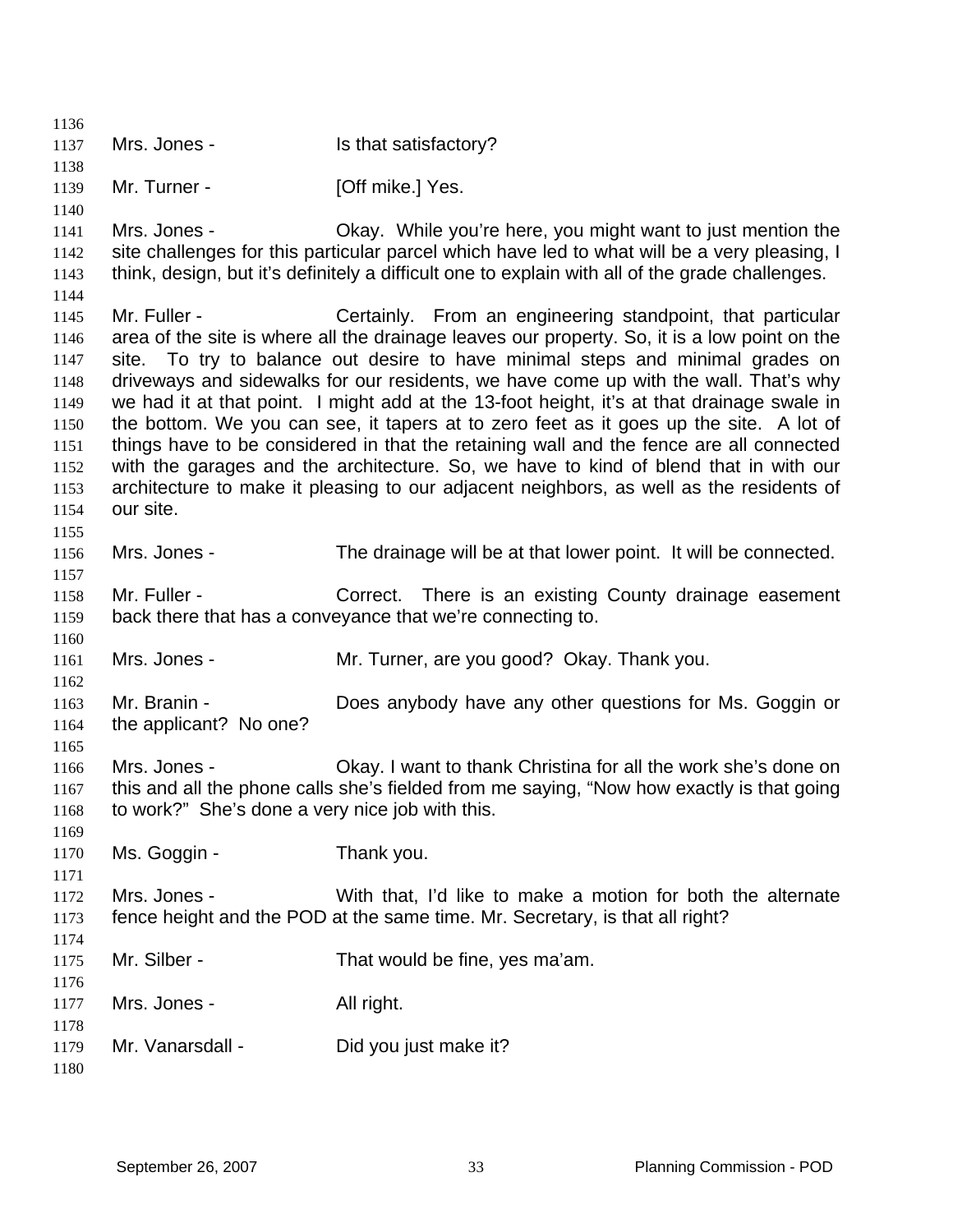Mrs. Jones - Is that satisfactory?

Mr. Turner - [Off mike.] Yes.

Mrs. Jones - Okay. While you're here, you might want to just mention the site challenges for this particular parcel which have led to what will be a very pleasing, I think, design, but it's definitely a difficult one to explain with all of the grade challenges.

Mr. Fuller - Certainly. From an engineering standpoint, that particular area of the site is where all the drainage leaves our property. So, it is a low point on the site. To try to balance out desire to have minimal steps and minimal grades on driveways and sidewalks for our residents, we have come up with the wall. That's why we had it at that point. I might add at the 13-foot height, it's at that drainage swale in the bottom. We you can see, it tapers at to zero feet as it goes up the site. A lot of things have to be considered in that the retaining wall and the fence are all connected with the garages and the architecture. So, we have to kind of blend that in with our architecture to make it pleasing to our adjacent neighbors, as well as the residents of our site.

Mrs. Jones - The drainage will be at that lower point. It will be connected.

Mr. Fuller - Correct. There is an existing County drainage easement back there that has a conveyance that we're connecting to.

Mrs. Jones - Mr. Turner, are you good? Okay. Thank you.

Mr. Branin - Does anybody have any other questions for Ms. Goggin or the applicant? No one?

Mrs. Jones - Okay. I want to thank Christina for all the work she's done on this and all the phone calls she's fielded from me saying, "Now how exactly is that going to work?" She's done a very nice job with this.

Ms. Goggin - Thank you.

Mrs. Jones - With that, I'd like to make a motion for both the alternate fence height and the POD at the same time. Mr. Secretary, is that all right?

Mr. Silber - That would be fine, yes ma'am.

Mrs. Jones - All right.

Mr. Vanarsdall - Did you just make it?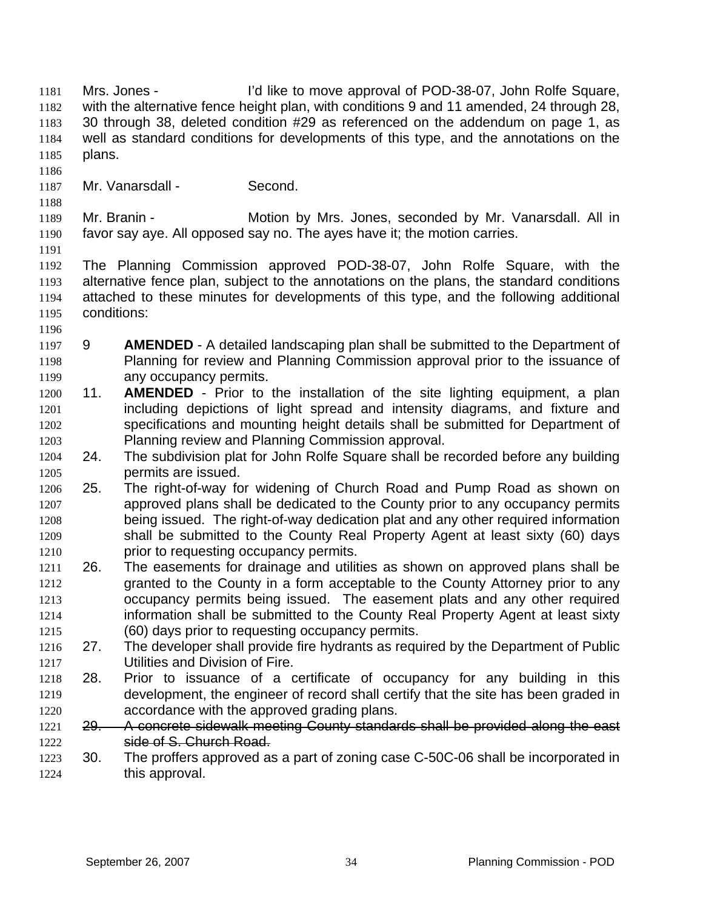Mrs. Jones - I'd like to move approval of POD-38-07, John Rolfe Square, with the alternative fence height plan, with conditions 9 and 11 amended, 24 through 28, 30 through 38, deleted condition #29 as referenced on the addendum on page 1, as well as standard conditions for developments of this type, and the annotations on the plans.

Mr. Vanarsdall - Second.

Mr. Branin - Motion by Mrs. Jones, seconded by Mr. Vanarsdall. All in favor say aye. All opposed say no. The ayes have it; the motion carries.

The Planning Commission approved POD-38-07, John Rolfe Square, with the alternative fence plan, subject to the annotations on the plans, the standard conditions attached to these minutes for developments of this type, and the following additional conditions:

9 **AMENDED** - A detailed landscaping plan shall be submitted to the Department of Planning for review and Planning Commission approval prior to the issuance of any occupancy permits.

11. **AMENDED** - Prior to the installation of the site lighting equipment, a plan including depictions of light spread and intensity diagrams, and fixture and specifications and mounting height details shall be submitted for Department of Planning review and Planning Commission approval.

24. The subdivision plat for John Rolfe Square shall be recorded before any building permits are issued.

25. The right-of-way for widening of Church Road and Pump Road as shown on approved plans shall be dedicated to the County prior to any occupancy permits being issued. The right-of-way dedication plat and any other required information shall be submitted to the County Real Property Agent at least sixty (60) days prior to requesting occupancy permits.

26. The easements for drainage and utilities as shown on approved plans shall be granted to the County in a form acceptable to the County Attorney prior to any occupancy permits being issued. The easement plats and any other required information shall be submitted to the County Real Property Agent at least sixty (60) days prior to requesting occupancy permits.

27. The developer shall provide fire hydrants as required by the Department of Public Utilities and Division of Fire.

28. Prior to issuance of a certificate of occupancy for any building in this development, the engineer of record shall certify that the site has been graded in accordance with the approved grading plans.

~~29. A concrete sidewalk meeting County standards shall be provided along the east side of S. Church Road.~~

30. The proffers approved as a part of zoning case C-50C-06 shall be incorporated in this approval.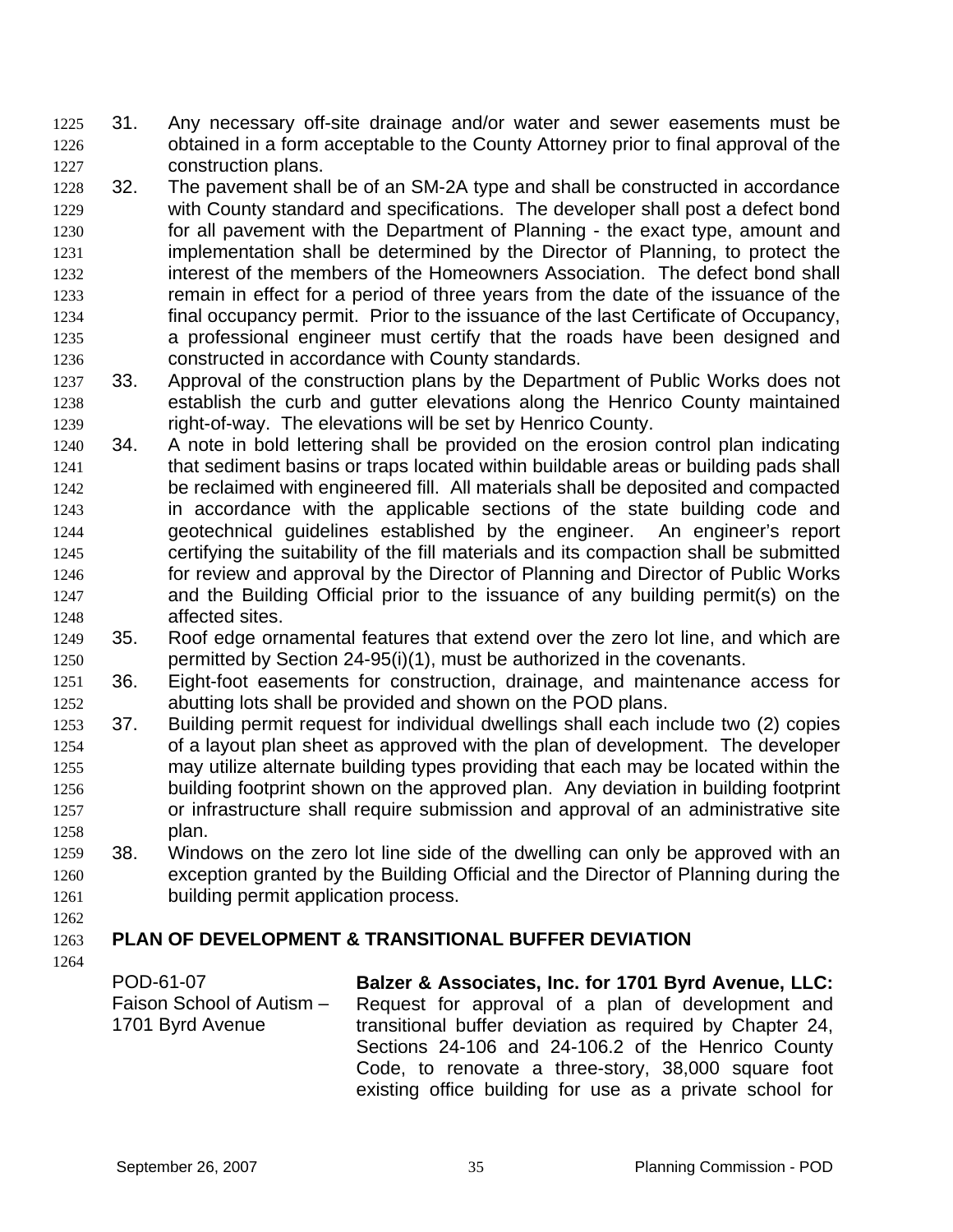31. Any necessary off-site drainage and/or water and sewer easements must be obtained in a form acceptable to the County Attorney prior to final approval of the construction plans.
32. The pavement shall be of an SM-2A type and shall be constructed in accordance with County standard and specifications. The developer shall post a defect bond for all pavement with the Department of Planning - the exact type, amount and implementation shall be determined by the Director of Planning, to protect the interest of the members of the Homeowners Association. The defect bond shall remain in effect for a period of three years from the date of the issuance of the final occupancy permit. Prior to the issuance of the last Certificate of Occupancy, a professional engineer must certify that the roads have been designed and constructed in accordance with County standards.
33. Approval of the construction plans by the Department of Public Works does not establish the curb and gutter elevations along the Henrico County maintained right-of-way. The elevations will be set by Henrico County.
34. A note in bold lettering shall be provided on the erosion control plan indicating that sediment basins or traps located within buildable areas or building pads shall be reclaimed with engineered fill. All materials shall be deposited and compacted in accordance with the applicable sections of the state building code and geotechnical guidelines established by the engineer. An engineer's report certifying the suitability of the fill materials and its compaction shall be submitted for review and approval by the Director of Planning and Director of Public Works and the Building Official prior to the issuance of any building permit(s) on the affected sites.
35. Roof edge ornamental features that extend over the zero lot line, and which are permitted by Section 24-95(i)(1), must be authorized in the covenants.
36. Eight-foot easements for construction, drainage, and maintenance access for abutting lots shall be provided and shown on the POD plans.
37. Building permit request for individual dwellings shall each include two (2) copies of a layout plan sheet as approved with the plan of development. The developer may utilize alternate building types providing that each may be located within the building footprint shown on the approved plan. Any deviation in building footprint or infrastructure shall require submission and approval of an administrative site plan.
38. Windows on the zero lot line side of the dwelling can only be approved with an exception granted by the Building Official and the Director of Planning during the building permit application process.

**PLAN OF DEVELOPMENT & TRANSITIONAL BUFFER DEVIATION**

POD-61-07
Faison School of Autism – 1701 Byrd Avenue

**Balzer & Associates, Inc. for 1701 Byrd Avenue, LLC:** Request for approval of a plan of development and transitional buffer deviation as required by Chapter 24, Sections 24-106 and 24-106.2 of the Henrico County Code, to renovate a three-story, 38,000 square foot existing office building for use as a private school for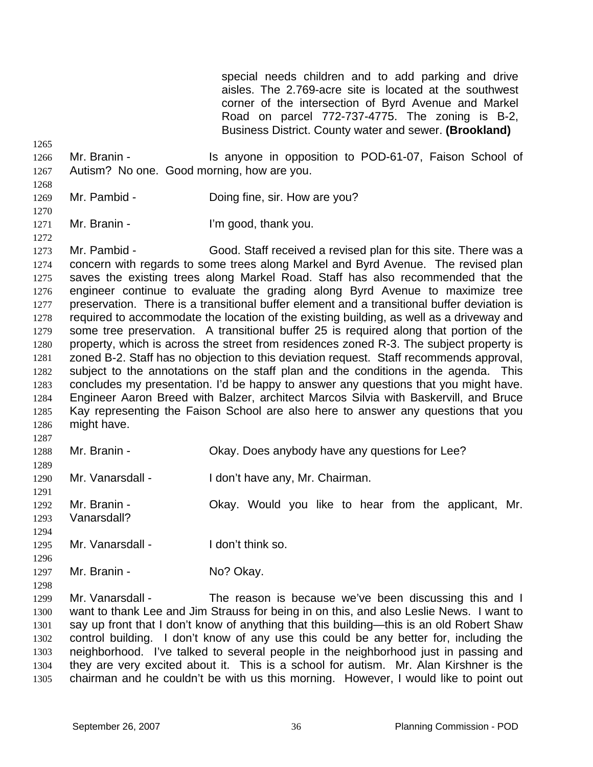special needs children and to add parking and drive aisles. The 2.769-acre site is located at the southwest corner of the intersection of Byrd Avenue and Markel Road on parcel 772-737-4775. The zoning is B-2, Business District. County water and sewer. **(Brookland)**

Mr. Branin - Is anyone in opposition to POD-61-07, Faison School of Autism? No one. Good morning, how are you.

Mr. Pambid - Doing fine, sir. How are you?

Mr. Branin - I'm good, thank you.

Mr. Pambid - Good. Staff received a revised plan for this site. There was a concern with regards to some trees along Markel and Byrd Avenue. The revised plan saves the existing trees along Markel Road. Staff has also recommended that the engineer continue to evaluate the grading along Byrd Avenue to maximize tree preservation. There is a transitional buffer element and a transitional buffer deviation is required to accommodate the location of the existing building, as well as a driveway and some tree preservation. A transitional buffer 25 is required along that portion of the property, which is across the street from residences zoned R-3. The subject property is zoned B-2. Staff has no objection to this deviation request. Staff recommends approval, subject to the annotations on the staff plan and the conditions in the agenda. This concludes my presentation. I'd be happy to answer any questions that you might have. Engineer Aaron Breed with Balzer, architect Marcos Silvia with Baskervill, and Bruce Kay representing the Faison School are also here to answer any questions that you might have.

Mr. Branin - Okay. Does anybody have any questions for Lee?

Mr. Vanarsdall - I don't have any, Mr. Chairman.

Mr. Branin - Okay. Would you like to hear from the applicant, Mr. Vanarsdall?

Mr. Vanarsdall - I don't think so.

Mr. Branin - No? Okay.

Mr. Vanarsdall - The reason is because we've been discussing this and I want to thank Lee and Jim Strauss for being in on this, and also Leslie News. I want to say up front that I don't know of anything that this building—this is an old Robert Shaw control building. I don't know of any use this could be any better for, including the neighborhood. I've talked to several people in the neighborhood just in passing and they are very excited about it. This is a school for autism. Mr. Alan Kirshner is the chairman and he couldn't be with us this morning. However, I would like to point out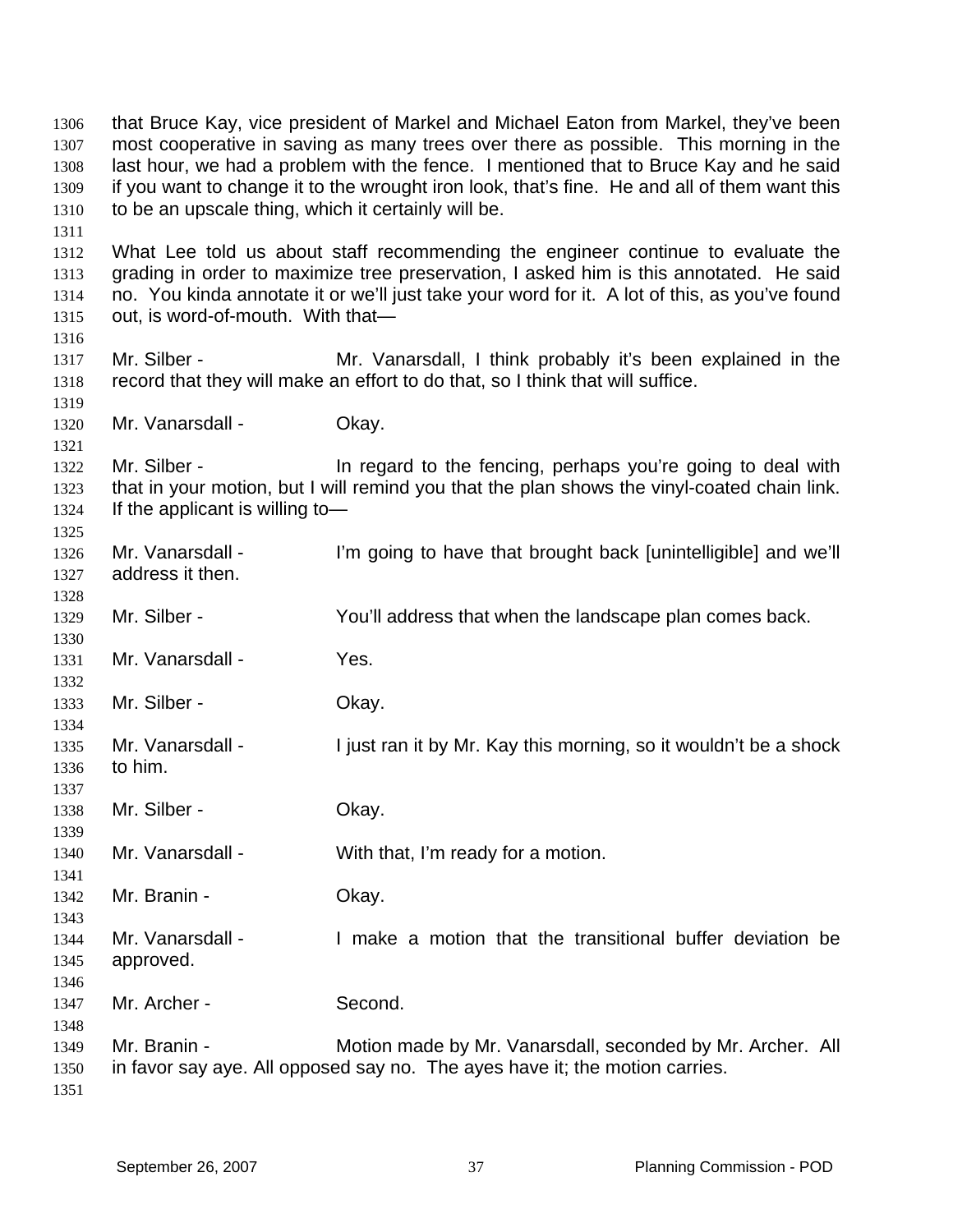that Bruce Kay, vice president of Markel and Michael Eaton from Markel, they've been most cooperative in saving as many trees over there as possible. This morning in the last hour, we had a problem with the fence. I mentioned that to Bruce Kay and he said if you want to change it to the wrought iron look, that's fine. He and all of them want this to be an upscale thing, which it certainly will be.

What Lee told us about staff recommending the engineer continue to evaluate the grading in order to maximize tree preservation, I asked him is this annotated. He said no. You kinda annotate it or we'll just take your word for it. A lot of this, as you've found out, is word-of-mouth. With that—

Mr. Silber - Mr. Vanarsdall, I think probably it's been explained in the record that they will make an effort to do that, so I think that will suffice.

Mr. Vanarsdall - Okay.

Mr. Silber - In regard to the fencing, perhaps you're going to deal with that in your motion, but I will remind you that the plan shows the vinyl-coated chain link. If the applicant is willing to—

Mr. Vanarsdall - I'm going to have that brought back [unintelligible] and we'll address it then.

Mr. Silber - You'll address that when the landscape plan comes back.

Mr. Vanarsdall - Yes.

Mr. Silber - Okay.

Mr. Vanarsdall - I just ran it by Mr. Kay this morning, so it wouldn't be a shock to him.

Mr. Silber - Okay.

Mr. Vanarsdall - With that, I'm ready for a motion.

Mr. Branin - Okay.

Mr. Vanarsdall - I make a motion that the transitional buffer deviation be approved.

Mr. Archer - Second.

Mr. Branin - Motion made by Mr. Vanarsdall, seconded by Mr. Archer. All in favor say aye. All opposed say no. The ayes have it; the motion carries.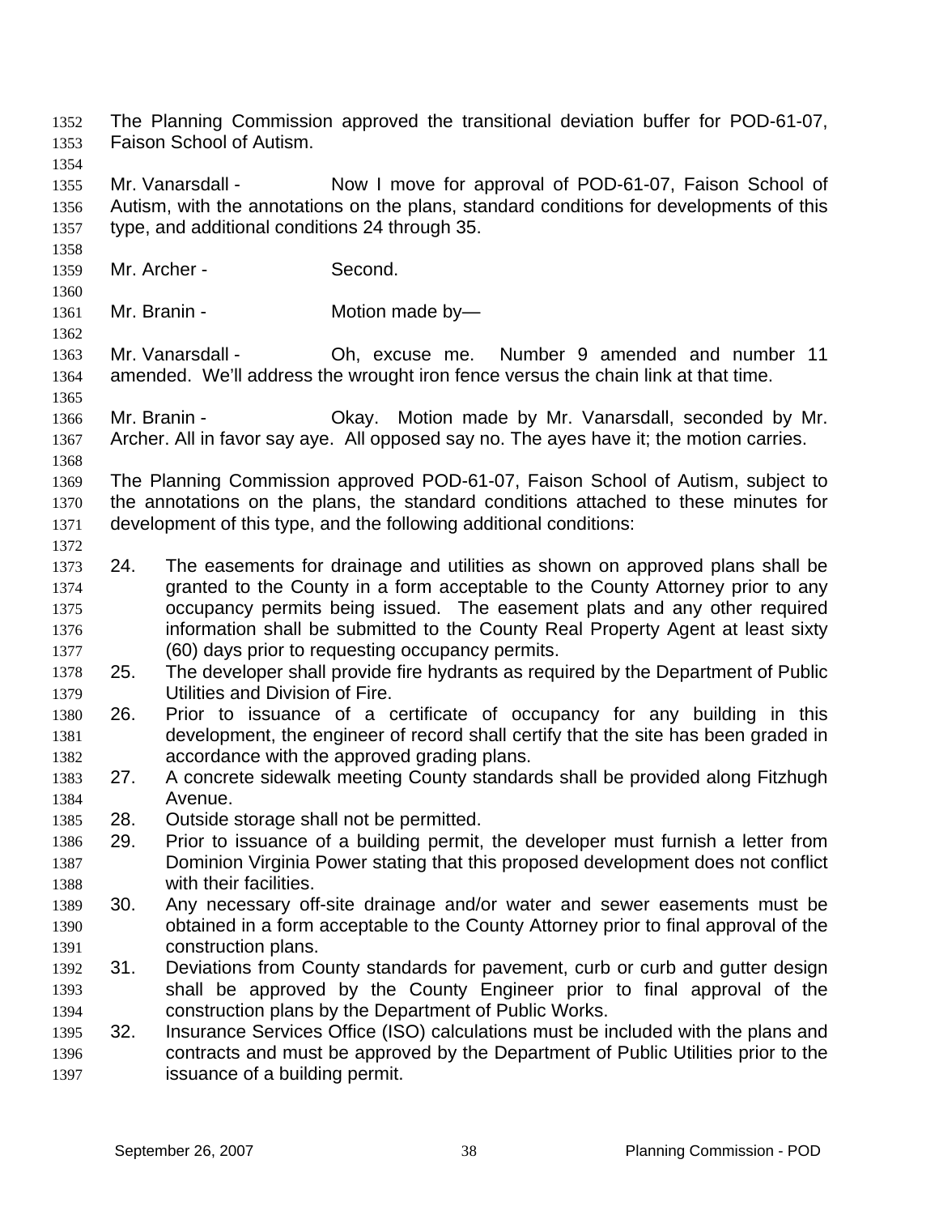The Planning Commission approved the transitional deviation buffer for POD-61-07, Faison School of Autism.

Mr. Vanarsdall - Now I move for approval of POD-61-07, Faison School of Autism, with the annotations on the plans, standard conditions for developments of this type, and additional conditions 24 through 35.

Mr. Archer - Second.

Mr. Branin - Motion made by—

Mr. Vanarsdall - Oh, excuse me. Number 9 amended and number 11 amended. We'll address the wrought iron fence versus the chain link at that time.

Mr. Branin - Okay. Motion made by Mr. Vanarsdall, seconded by Mr. Archer. All in favor say aye. All opposed say no. The ayes have it; the motion carries.

The Planning Commission approved POD-61-07, Faison School of Autism, subject to the annotations on the plans, the standard conditions attached to these minutes for development of this type, and the following additional conditions:

24. The easements for drainage and utilities as shown on approved plans shall be granted to the County in a form acceptable to the County Attorney prior to any occupancy permits being issued. The easement plats and any other required information shall be submitted to the County Real Property Agent at least sixty (60) days prior to requesting occupancy permits.
25. The developer shall provide fire hydrants as required by the Department of Public Utilities and Division of Fire.
26. Prior to issuance of a certificate of occupancy for any building in this development, the engineer of record shall certify that the site has been graded in accordance with the approved grading plans.
27. A concrete sidewalk meeting County standards shall be provided along Fitzhugh Avenue.
28. Outside storage shall not be permitted.
29. Prior to issuance of a building permit, the developer must furnish a letter from Dominion Virginia Power stating that this proposed development does not conflict with their facilities.
30. Any necessary off-site drainage and/or water and sewer easements must be obtained in a form acceptable to the County Attorney prior to final approval of the construction plans.
31. Deviations from County standards for pavement, curb or curb and gutter design shall be approved by the County Engineer prior to final approval of the construction plans by the Department of Public Works.
32. Insurance Services Office (ISO) calculations must be included with the plans and contracts and must be approved by the Department of Public Utilities prior to the issuance of a building permit.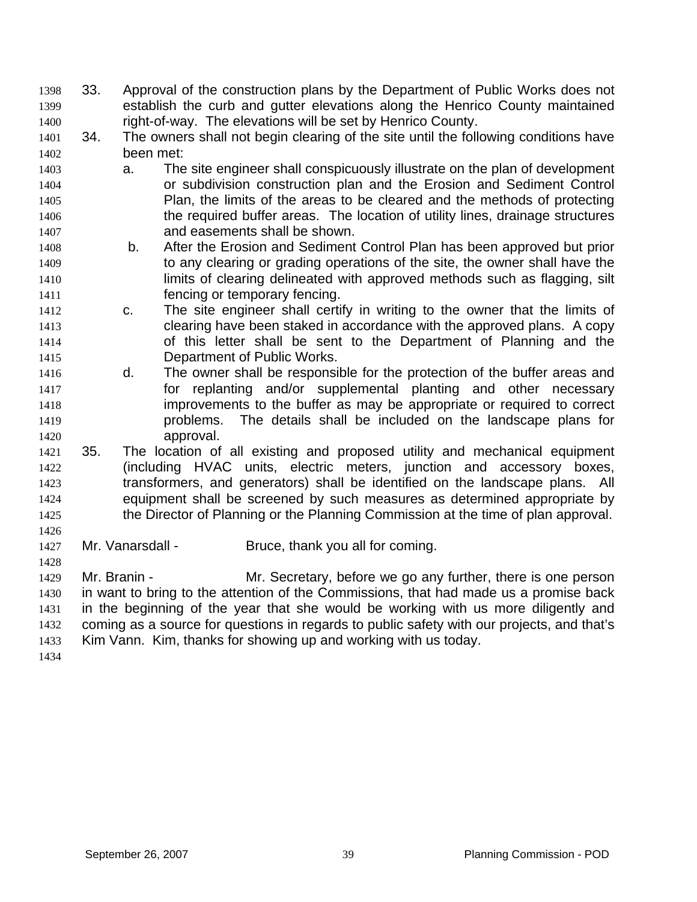33. Approval of the construction plans by the Department of Public Works does not establish the curb and gutter elevations along the Henrico County maintained right-of-way. The elevations will be set by Henrico County.
34. The owners shall not begin clearing of the site until the following conditions have been met:
    a. The site engineer shall conspicuously illustrate on the plan of development or subdivision construction plan and the Erosion and Sediment Control Plan, the limits of the areas to be cleared and the methods of protecting the required buffer areas. The location of utility lines, drainage structures and easements shall be shown.
    b. After the Erosion and Sediment Control Plan has been approved but prior to any clearing or grading operations of the site, the owner shall have the limits of clearing delineated with approved methods such as flagging, silt fencing or temporary fencing.
    c. The site engineer shall certify in writing to the owner that the limits of clearing have been staked in accordance with the approved plans. A copy of this letter shall be sent to the Department of Planning and the Department of Public Works.
    d. The owner shall be responsible for the protection of the buffer areas and for replanting and/or supplemental planting and other necessary improvements to the buffer as may be appropriate or required to correct problems. The details shall be included on the landscape plans for approval.
35. The location of all existing and proposed utility and mechanical equipment (including HVAC units, electric meters, junction and accessory boxes, transformers, and generators) shall be identified on the landscape plans. All equipment shall be screened by such measures as determined appropriate by the Director of Planning or the Planning Commission at the time of plan approval.

Mr. Vanarsdall - Bruce, thank you all for coming.

Mr. Branin - Mr. Secretary, before we go any further, there is one person in want to bring to the attention of the Commissions, that had made us a promise back in the beginning of the year that she would be working with us more diligently and coming as a source for questions in regards to public safety with our projects, and that's Kim Vann. Kim, thanks for showing up and working with us today.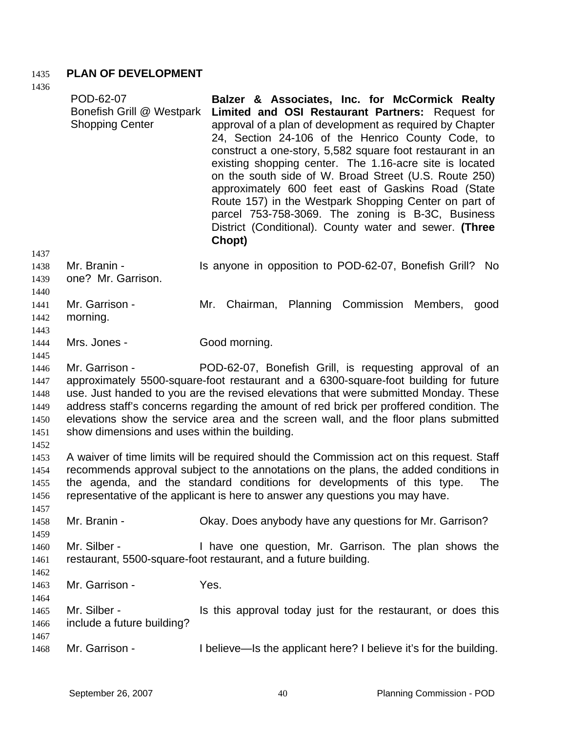## PLAN OF DEVELOPMENT

POD-62-07
Bonefish Grill @ Westpark Shopping Center

**Balzer & Associates, Inc. for McCormick Realty Limited and OSI Restaurant Partners:** Request for approval of a plan of development as required by Chapter 24, Section 24-106 of the Henrico County Code, to construct a one-story, 5,582 square foot restaurant in an existing shopping center. The 1.16-acre site is located on the south side of W. Broad Street (U.S. Route 250) approximately 600 feet east of Gaskins Road (State Route 157) in the Westpark Shopping Center on part of parcel 753-758-3069. The zoning is B-3C, Business District (Conditional). County water and sewer. **(Three Chopt)**

Mr. Branin - Is anyone in opposition to POD-62-07, Bonefish Grill? No one? Mr. Garrison.

Mr. Garrison - Mr. Chairman, Planning Commission Members, good morning.

Mrs. Jones - Good morning.

Mr. Garrison - POD-62-07, Bonefish Grill, is requesting approval of an approximately 5500-square-foot restaurant and a 6300-square-foot building for future use. Just handed to you are the revised elevations that were submitted Monday. These address staff's concerns regarding the amount of red brick per proffered condition. The elevations show the service area and the screen wall, and the floor plans submitted show dimensions and uses within the building.

A waiver of time limits will be required should the Commission act on this request. Staff recommends approval subject to the annotations on the plans, the added conditions in the agenda, and the standard conditions for developments of this type. The representative of the applicant is here to answer any questions you may have.

Mr. Branin - Okay. Does anybody have any questions for Mr. Garrison?

Mr. Silber - I have one question, Mr. Garrison. The plan shows the restaurant, 5500-square-foot restaurant, and a future building.

Mr. Garrison - Yes.

Mr. Silber - Is this approval today just for the restaurant, or does this include a future building?

Mr. Garrison - I believe—Is the applicant here? I believe it's for the building.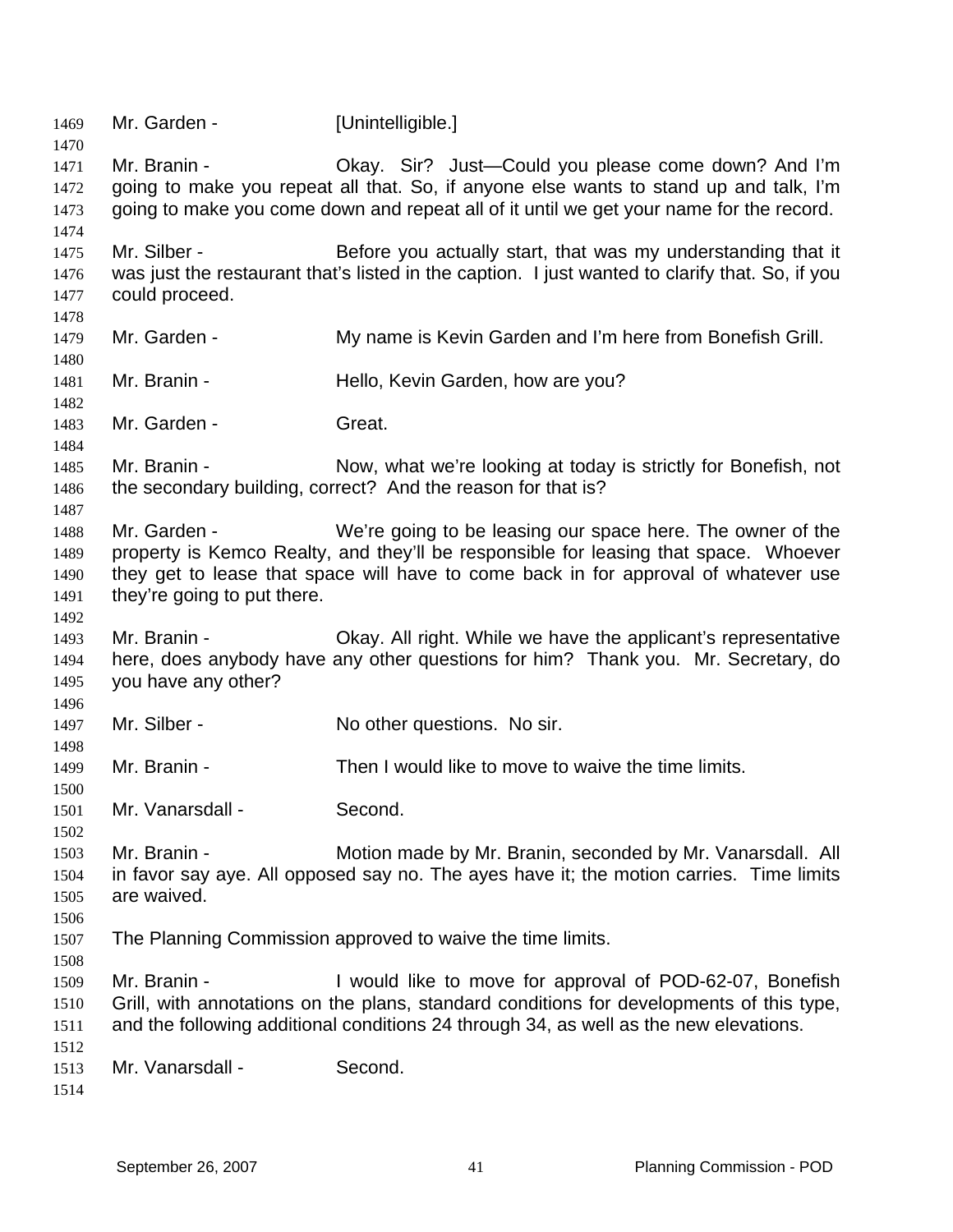Mr. Garden - [Unintelligible.]

Mr. Branin - Okay. Sir? Just—Could you please come down? And I'm going to make you repeat all that. So, if anyone else wants to stand up and talk, I'm going to make you come down and repeat all of it until we get your name for the record.

Mr. Silber - Before you actually start, that was my understanding that it was just the restaurant that's listed in the caption. I just wanted to clarify that. So, if you could proceed.

Mr. Garden - My name is Kevin Garden and I'm here from Bonefish Grill.

Mr. Branin - Hello, Kevin Garden, how are you?

Mr. Garden - Great.

Mr. Branin - Now, what we're looking at today is strictly for Bonefish, not the secondary building, correct? And the reason for that is?

Mr. Garden - We're going to be leasing our space here. The owner of the property is Kemco Realty, and they'll be responsible for leasing that space. Whoever they get to lease that space will have to come back in for approval of whatever use they're going to put there.

Mr. Branin - Okay. All right. While we have the applicant's representative here, does anybody have any other questions for him? Thank you. Mr. Secretary, do you have any other?

Mr. Silber - No other questions. No sir.

Mr. Branin - Then I would like to move to waive the time limits.

Mr. Vanarsdall - Second.

Mr. Branin - Motion made by Mr. Branin, seconded by Mr. Vanarsdall. All in favor say aye. All opposed say no. The ayes have it; the motion carries. Time limits are waived.

The Planning Commission approved to waive the time limits.

Mr. Branin - I would like to move for approval of POD-62-07, Bonefish Grill, with annotations on the plans, standard conditions for developments of this type, and the following additional conditions 24 through 34, as well as the new elevations.

Mr. Vanarsdall - Second.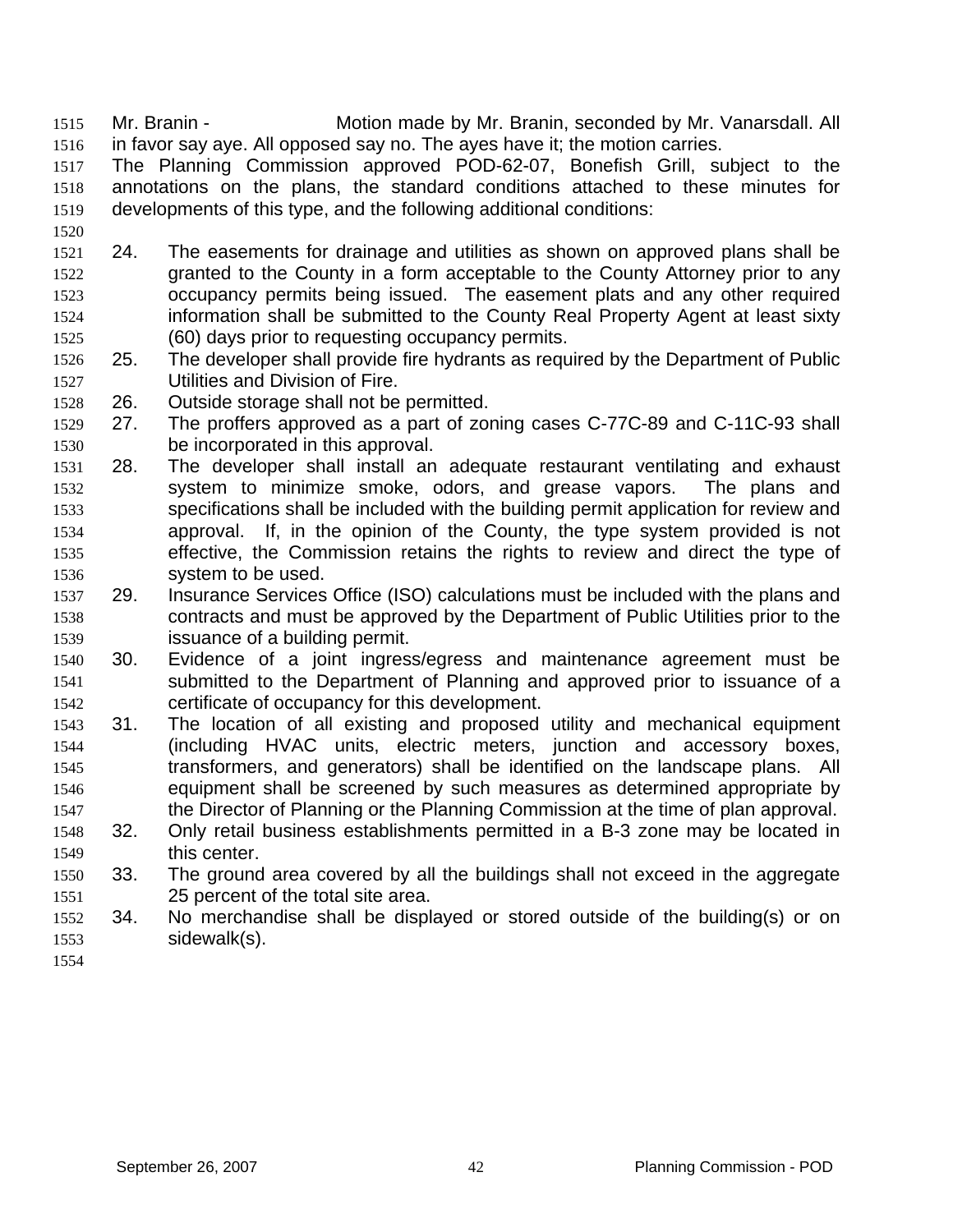Mr. Branin - Motion made by Mr. Branin, seconded by Mr. Vanarsdall. All in favor say aye. All opposed say no. The ayes have it; the motion carries.

The Planning Commission approved POD-62-07, Bonefish Grill, subject to the annotations on the plans, the standard conditions attached to these minutes for developments of this type, and the following additional conditions:

24. The easements for drainage and utilities as shown on approved plans shall be granted to the County in a form acceptable to the County Attorney prior to any occupancy permits being issued. The easement plats and any other required information shall be submitted to the County Real Property Agent at least sixty (60) days prior to requesting occupancy permits.
25. The developer shall provide fire hydrants as required by the Department of Public Utilities and Division of Fire.
26. Outside storage shall not be permitted.
27. The proffers approved as a part of zoning cases C-77C-89 and C-11C-93 shall be incorporated in this approval.
28. The developer shall install an adequate restaurant ventilating and exhaust system to minimize smoke, odors, and grease vapors. The plans and specifications shall be included with the building permit application for review and approval. If, in the opinion of the County, the type system provided is not effective, the Commission retains the rights to review and direct the type of system to be used.
29. Insurance Services Office (ISO) calculations must be included with the plans and contracts and must be approved by the Department of Public Utilities prior to the issuance of a building permit.
30. Evidence of a joint ingress/egress and maintenance agreement must be submitted to the Department of Planning and approved prior to issuance of a certificate of occupancy for this development.
31. The location of all existing and proposed utility and mechanical equipment (including HVAC units, electric meters, junction and accessory boxes, transformers, and generators) shall be identified on the landscape plans. All equipment shall be screened by such measures as determined appropriate by the Director of Planning or the Planning Commission at the time of plan approval.
32. Only retail business establishments permitted in a B-3 zone may be located in this center.
33. The ground area covered by all the buildings shall not exceed in the aggregate 25 percent of the total site area.
34. No merchandise shall be displayed or stored outside of the building(s) or on sidewalk(s).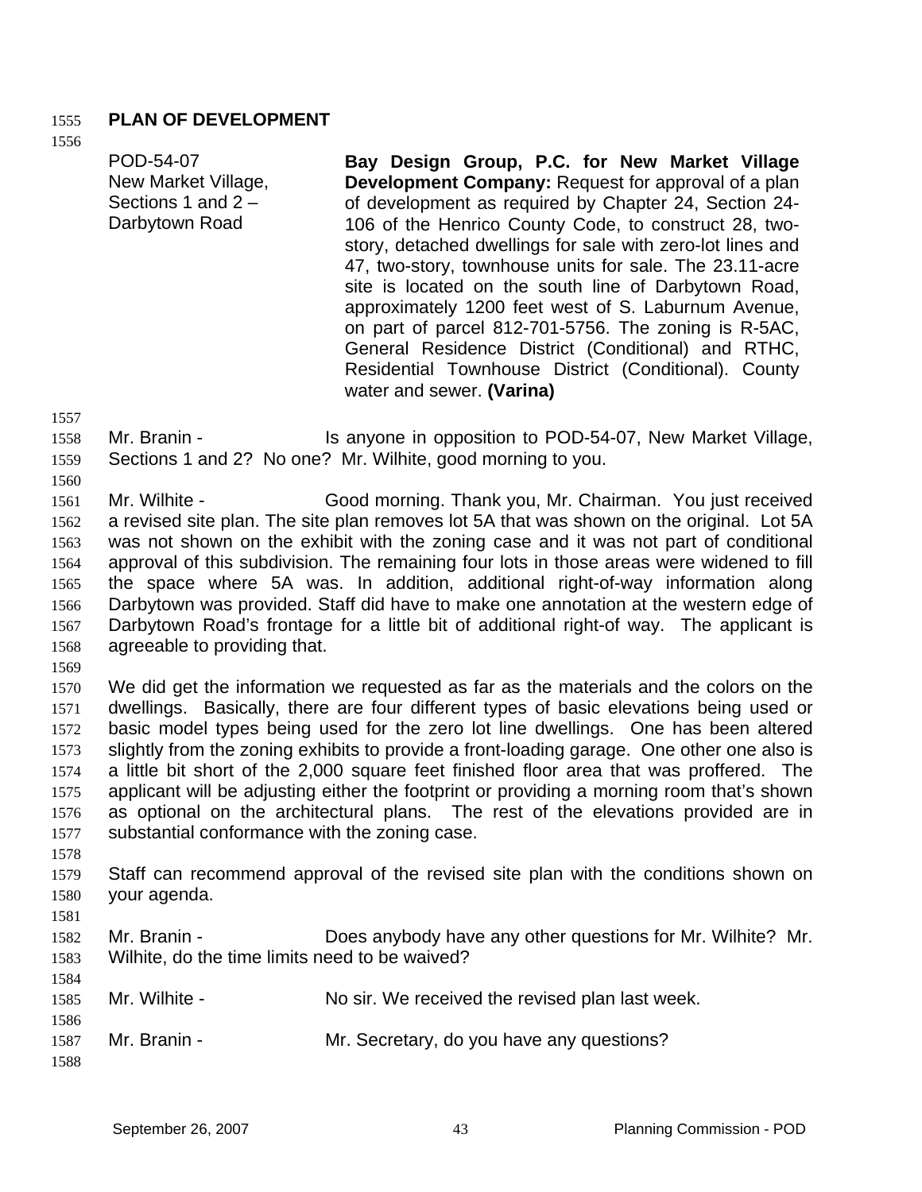## PLAN OF DEVELOPMENT

| | |
|---|---|
| POD-54-07<br>New Market Village, Sections 1 and 2 – Darbytown Road | **Bay Design Group, P.C. for New Market Village Development Company:** Request for approval of a plan of development as required by Chapter 24, Section 24-106 of the Henrico County Code, to construct 28, two-story, detached dwellings for sale with zero-lot lines and 47, two-story, townhouse units for sale. The 23.11-acre site is located on the south line of Darbytown Road, approximately 1200 feet west of S. Laburnum Avenue, on part of parcel 812-701-5756. The zoning is R-5AC, General Residence District (Conditional) and RTHC, Residential Townhouse District (Conditional). County water and sewer. **(Varina)** |

Mr. Branin - Is anyone in opposition to POD-54-07, New Market Village, Sections 1 and 2? No one? Mr. Wilhite, good morning to you.

Mr. Wilhite - Good morning. Thank you, Mr. Chairman. You just received a revised site plan. The site plan removes lot 5A that was shown on the original. Lot 5A was not shown on the exhibit with the zoning case and it was not part of conditional approval of this subdivision. The remaining four lots in those areas were widened to fill the space where 5A was. In addition, additional right-of-way information along Darbytown was provided. Staff did have to make one annotation at the western edge of Darbytown Road's frontage for a little bit of additional right-of way. The applicant is agreeable to providing that.

We did get the information we requested as far as the materials and the colors on the dwellings. Basically, there are four different types of basic elevations being used or basic model types being used for the zero lot line dwellings. One has been altered slightly from the zoning exhibits to provide a front-loading garage. One other one also is a little bit short of the 2,000 square feet finished floor area that was proffered. The applicant will be adjusting either the footprint or providing a morning room that's shown as optional on the architectural plans. The rest of the elevations provided are in substantial conformance with the zoning case.

Staff can recommend approval of the revised site plan with the conditions shown on your agenda.

Mr. Branin - Does anybody have any other questions for Mr. Wilhite? Mr. Wilhite, do the time limits need to be waived?

Mr. Wilhite - No sir. We received the revised plan last week.

Mr. Branin - Mr. Secretary, do you have any questions?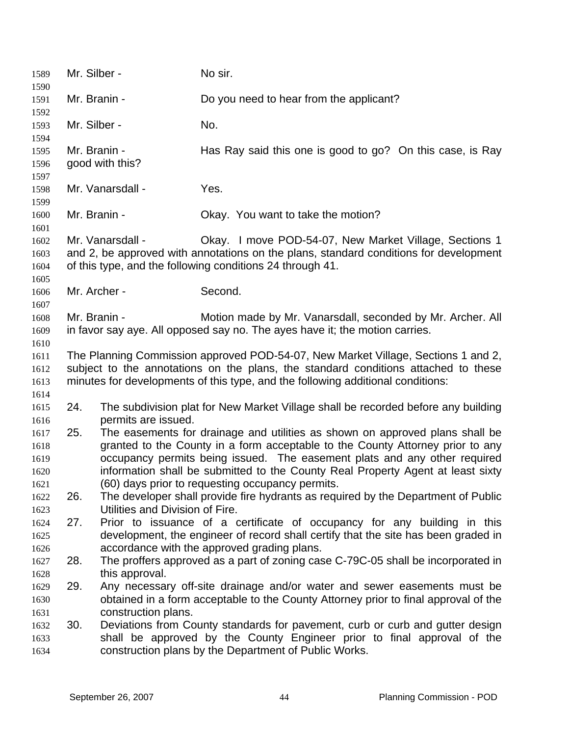Mr. Silber - No sir.

Mr. Branin - Do you need to hear from the applicant?

Mr. Silber - No.

Mr. Branin - Has Ray said this one is good to go? On this case, is Ray good with this?

Mr. Vanarsdall - Yes.

Mr. Branin - Okay. You want to take the motion?

Mr. Vanarsdall - Okay. I move POD-54-07, New Market Village, Sections 1 and 2, be approved with annotations on the plans, standard conditions for development of this type, and the following conditions 24 through 41.

Mr. Archer - Second.

Mr. Branin - Motion made by Mr. Vanarsdall, seconded by Mr. Archer. All in favor say aye. All opposed say no. The ayes have it; the motion carries.

The Planning Commission approved POD-54-07, New Market Village, Sections 1 and 2, subject to the annotations on the plans, the standard conditions attached to these minutes for developments of this type, and the following additional conditions:

24. The subdivision plat for New Market Village shall be recorded before any building permits are issued.
25. The easements for drainage and utilities as shown on approved plans shall be granted to the County in a form acceptable to the County Attorney prior to any occupancy permits being issued. The easement plats and any other required information shall be submitted to the County Real Property Agent at least sixty (60) days prior to requesting occupancy permits.
26. The developer shall provide fire hydrants as required by the Department of Public Utilities and Division of Fire.
27. Prior to issuance of a certificate of occupancy for any building in this development, the engineer of record shall certify that the site has been graded in accordance with the approved grading plans.
28. The proffers approved as a part of zoning case C-79C-05 shall be incorporated in this approval.
29. Any necessary off-site drainage and/or water and sewer easements must be obtained in a form acceptable to the County Attorney prior to final approval of the construction plans.
30. Deviations from County standards for pavement, curb or curb and gutter design shall be approved by the County Engineer prior to final approval of the construction plans by the Department of Public Works.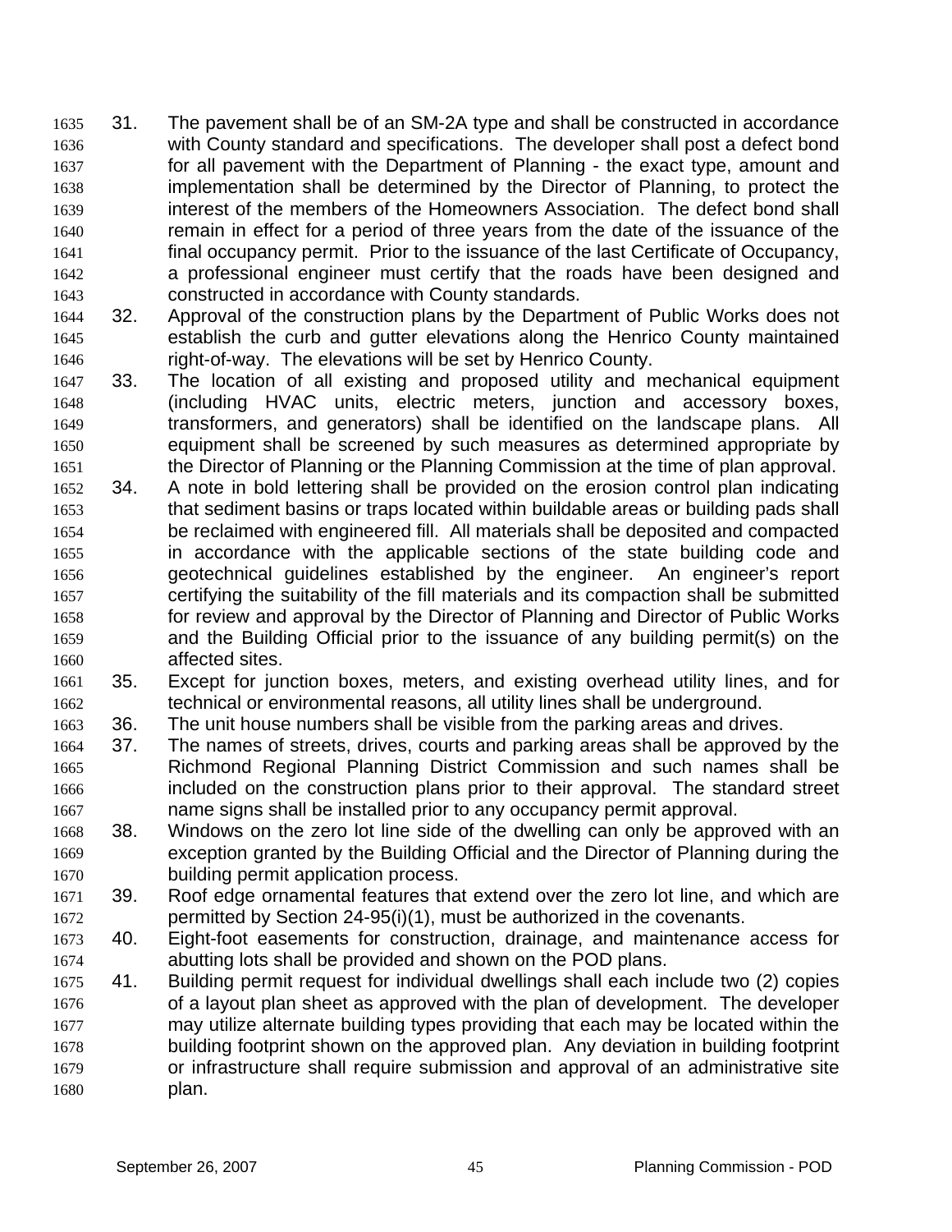31. The pavement shall be of an SM-2A type and shall be constructed in accordance with County standard and specifications. The developer shall post a defect bond for all pavement with the Department of Planning - the exact type, amount and implementation shall be determined by the Director of Planning, to protect the interest of the members of the Homeowners Association. The defect bond shall remain in effect for a period of three years from the date of the issuance of the final occupancy permit. Prior to the issuance of the last Certificate of Occupancy, a professional engineer must certify that the roads have been designed and constructed in accordance with County standards.
32. Approval of the construction plans by the Department of Public Works does not establish the curb and gutter elevations along the Henrico County maintained right-of-way. The elevations will be set by Henrico County.
33. The location of all existing and proposed utility and mechanical equipment (including HVAC units, electric meters, junction and accessory boxes, transformers, and generators) shall be identified on the landscape plans. All equipment shall be screened by such measures as determined appropriate by the Director of Planning or the Planning Commission at the time of plan approval.
34. A note in bold lettering shall be provided on the erosion control plan indicating that sediment basins or traps located within buildable areas or building pads shall be reclaimed with engineered fill. All materials shall be deposited and compacted in accordance with the applicable sections of the state building code and geotechnical guidelines established by the engineer. An engineer's report certifying the suitability of the fill materials and its compaction shall be submitted for review and approval by the Director of Planning and Director of Public Works and the Building Official prior to the issuance of any building permit(s) on the affected sites.
35. Except for junction boxes, meters, and existing overhead utility lines, and for technical or environmental reasons, all utility lines shall be underground.
36. The unit house numbers shall be visible from the parking areas and drives.
37. The names of streets, drives, courts and parking areas shall be approved by the Richmond Regional Planning District Commission and such names shall be included on the construction plans prior to their approval. The standard street name signs shall be installed prior to any occupancy permit approval.
38. Windows on the zero lot line side of the dwelling can only be approved with an exception granted by the Building Official and the Director of Planning during the building permit application process.
39. Roof edge ornamental features that extend over the zero lot line, and which are permitted by Section 24-95(i)(1), must be authorized in the covenants.
40. Eight-foot easements for construction, drainage, and maintenance access for abutting lots shall be provided and shown on the POD plans.
41. Building permit request for individual dwellings shall each include two (2) copies of a layout plan sheet as approved with the plan of development. The developer may utilize alternate building types providing that each may be located within the building footprint shown on the approved plan. Any deviation in building footprint or infrastructure shall require submission and approval of an administrative site plan.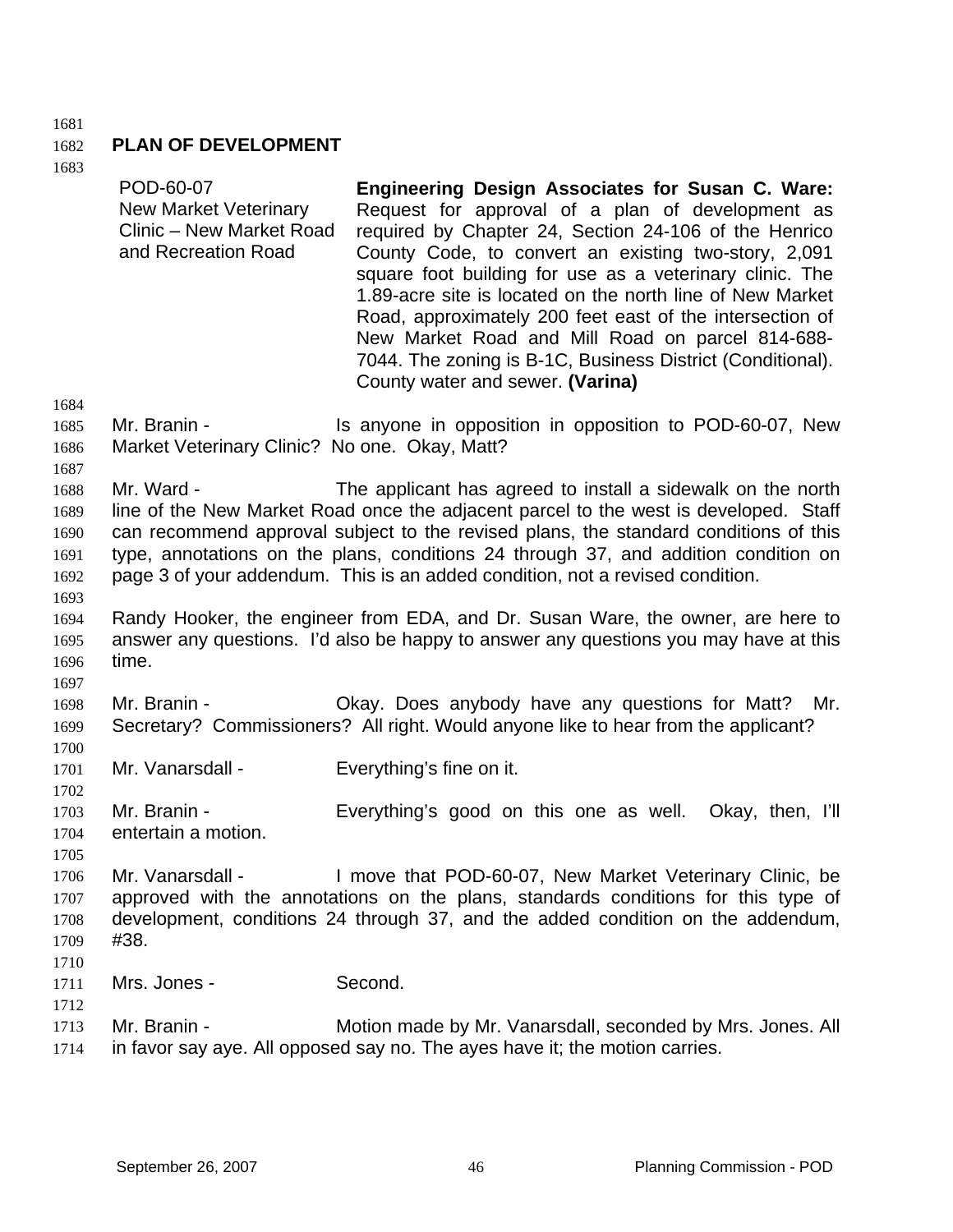## PLAN OF DEVELOPMENT

| | |
|---|---|
| POD-60-07<br>New Market Veterinary Clinic – New Market Road and Recreation Road | **Engineering Design Associates for Susan C. Ware:** Request for approval of a plan of development as required by Chapter 24, Section 24-106 of the Henrico County Code, to convert an existing two-story, 2,091 square foot building for use as a veterinary clinic. The 1.89-acre site is located on the north line of New Market Road, approximately 200 feet east of the intersection of New Market Road and Mill Road on parcel 814-688-7044. The zoning is B-1C, Business District (Conditional). County water and sewer. **(Varina)** |

Mr. Branin - Is anyone in opposition in opposition to POD-60-07, New Market Veterinary Clinic? No one. Okay, Matt?

Mr. Ward - The applicant has agreed to install a sidewalk on the north line of the New Market Road once the adjacent parcel to the west is developed. Staff can recommend approval subject to the revised plans, the standard conditions of this type, annotations on the plans, conditions 24 through 37, and addition condition on page 3 of your addendum. This is an added condition, not a revised condition.

Randy Hooker, the engineer from EDA, and Dr. Susan Ware, the owner, are here to answer any questions. I'd also be happy to answer any questions you may have at this time.

Mr. Branin - Okay. Does anybody have any questions for Matt? Mr. Secretary? Commissioners? All right. Would anyone like to hear from the applicant?

Mr. Vanarsdall - Everything's fine on it.

Mr. Branin - Everything's good on this one as well. Okay, then, I'll entertain a motion.

Mr. Vanarsdall - I move that POD-60-07, New Market Veterinary Clinic, be approved with the annotations on the plans, standards conditions for this type of development, conditions 24 through 37, and the added condition on the addendum, #38.

Mrs. Jones - Second.

Mr. Branin - Motion made by Mr. Vanarsdall, seconded by Mrs. Jones. All in favor say aye. All opposed say no. The ayes have it; the motion carries.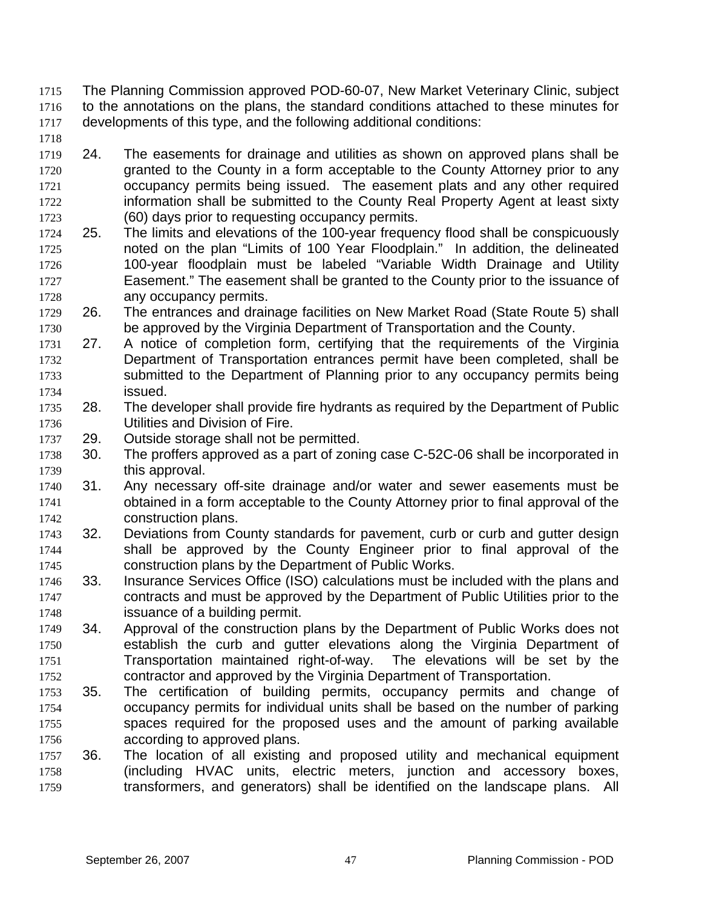The Planning Commission approved POD-60-07, New Market Veterinary Clinic, subject to the annotations on the plans, the standard conditions attached to these minutes for developments of this type, and the following additional conditions:

24. The easements for drainage and utilities as shown on approved plans shall be granted to the County in a form acceptable to the County Attorney prior to any occupancy permits being issued. The easement plats and any other required information shall be submitted to the County Real Property Agent at least sixty (60) days prior to requesting occupancy permits.
25. The limits and elevations of the 100-year frequency flood shall be conspicuously noted on the plan "Limits of 100 Year Floodplain." In addition, the delineated 100-year floodplain must be labeled "Variable Width Drainage and Utility Easement." The easement shall be granted to the County prior to the issuance of any occupancy permits.
26. The entrances and drainage facilities on New Market Road (State Route 5) shall be approved by the Virginia Department of Transportation and the County.
27. A notice of completion form, certifying that the requirements of the Virginia Department of Transportation entrances permit have been completed, shall be submitted to the Department of Planning prior to any occupancy permits being issued.
28. The developer shall provide fire hydrants as required by the Department of Public Utilities and Division of Fire.
29. Outside storage shall not be permitted.
30. The proffers approved as a part of zoning case C-52C-06 shall be incorporated in this approval.
31. Any necessary off-site drainage and/or water and sewer easements must be obtained in a form acceptable to the County Attorney prior to final approval of the construction plans.
32. Deviations from County standards for pavement, curb or curb and gutter design shall be approved by the County Engineer prior to final approval of the construction plans by the Department of Public Works.
33. Insurance Services Office (ISO) calculations must be included with the plans and contracts and must be approved by the Department of Public Utilities prior to the issuance of a building permit.
34. Approval of the construction plans by the Department of Public Works does not establish the curb and gutter elevations along the Virginia Department of Transportation maintained right-of-way. The elevations will be set by the contractor and approved by the Virginia Department of Transportation.
35. The certification of building permits, occupancy permits and change of occupancy permits for individual units shall be based on the number of parking spaces required for the proposed uses and the amount of parking available according to approved plans.
36. The location of all existing and proposed utility and mechanical equipment (including HVAC units, electric meters, junction and accessory boxes, transformers, and generators) shall be identified on the landscape plans. All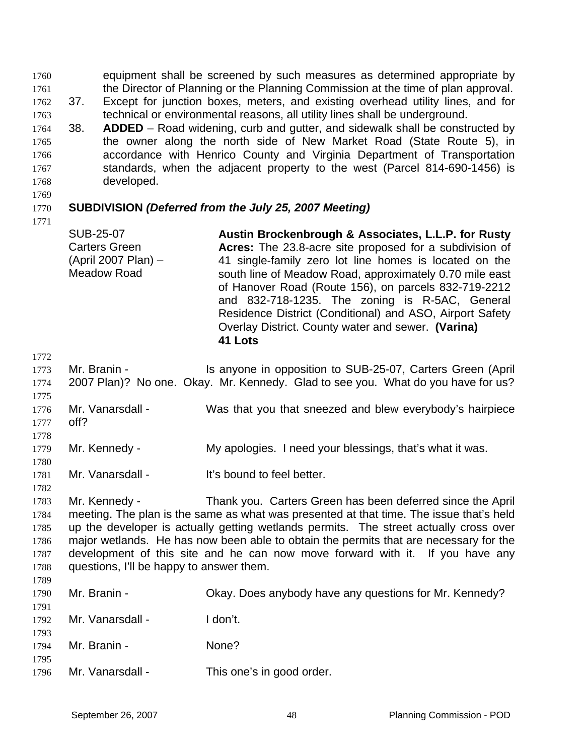equipment shall be screened by such measures as determined appropriate by the Director of Planning or the Planning Commission at the time of plan approval.

37. Except for junction boxes, meters, and existing overhead utility lines, and for technical or environmental reasons, all utility lines shall be underground.

38. **ADDED** – Road widening, curb and gutter, and sidewalk shall be constructed by the owner along the north side of New Market Road (State Route 5), in accordance with Henrico County and Virginia Department of Transportation standards, when the adjacent property to the west (Parcel 814-690-1456) is developed.

**SUBDIVISION *(Deferred from the July 25, 2007 Meeting)***

| | |
|---|---|
| SUB-25-07<br>Carters Green<br>(April 2007 Plan) –<br>Meadow Road | **Austin Brockenbrough & Associates, L.L.P. for Rusty Acres:** The 23.8-acre site proposed for a subdivision of 41 single-family zero lot line homes is located on the south line of Meadow Road, approximately 0.70 mile east of Hanover Road (Route 156), on parcels 832-719-2212 and 832-718-1235. The zoning is R-5AC, General Residence District (Conditional) and ASO, Airport Safety Overlay District. County water and sewer. **(Varina)**<br>**41 Lots** |

Mr. Branin - Is anyone in opposition to SUB-25-07, Carters Green (April 2007 Plan)? No one. Okay. Mr. Kennedy. Glad to see you. What do you have for us?

Mr. Vanarsdall - Was that you that sneezed and blew everybody's hairpiece off?

Mr. Kennedy - My apologies. I need your blessings, that's what it was.

Mr. Vanarsdall - It's bound to feel better.

Mr. Kennedy - Thank you. Carters Green has been deferred since the April meeting. The plan is the same as what was presented at that time. The issue that's held up the developer is actually getting wetlands permits. The street actually cross over major wetlands. He has now been able to obtain the permits that are necessary for the development of this site and he can now move forward with it. If you have any questions, I'll be happy to answer them.

Mr. Branin - Okay. Does anybody have any questions for Mr. Kennedy?

Mr. Vanarsdall - I don't.

Mr. Branin - None?

Mr. Vanarsdall - This one's in good order.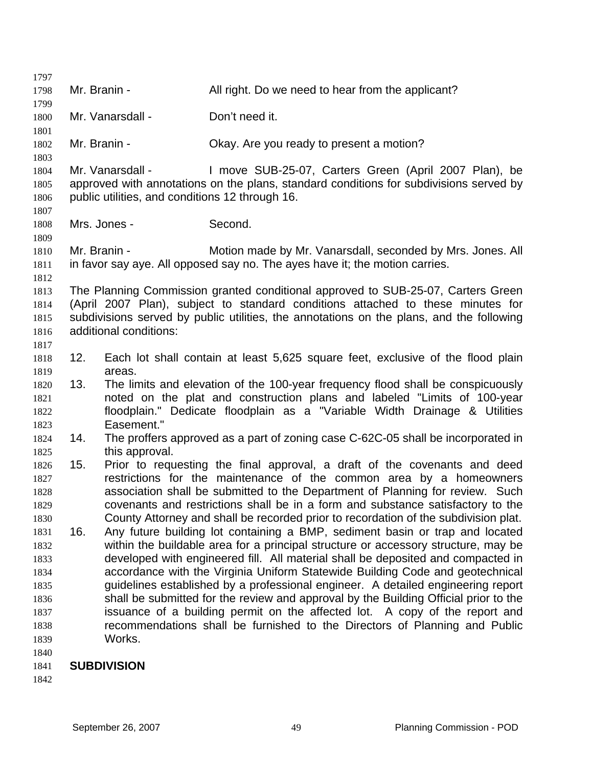Mr. Branin - All right. Do we need to hear from the applicant?

Mr. Vanarsdall - Don't need it.

Mr. Branin - Okay. Are you ready to present a motion?

Mr. Vanarsdall - I move SUB-25-07, Carters Green (April 2007 Plan), be approved with annotations on the plans, standard conditions for subdivisions served by public utilities, and conditions 12 through 16.

Mrs. Jones - Second.

Mr. Branin - Motion made by Mr. Vanarsdall, seconded by Mrs. Jones. All in favor say aye. All opposed say no. The ayes have it; the motion carries.

The Planning Commission granted conditional approved to SUB-25-07, Carters Green (April 2007 Plan), subject to standard conditions attached to these minutes for subdivisions served by public utilities, the annotations on the plans, and the following additional conditions:

12. Each lot shall contain at least 5,625 square feet, exclusive of the flood plain areas.
13. The limits and elevation of the 100-year frequency flood shall be conspicuously noted on the plat and construction plans and labeled "Limits of 100-year floodplain." Dedicate floodplain as a "Variable Width Drainage & Utilities Easement."
14. The proffers approved as a part of zoning case C-62C-05 shall be incorporated in this approval.
15. Prior to requesting the final approval, a draft of the covenants and deed restrictions for the maintenance of the common area by a homeowners association shall be submitted to the Department of Planning for review. Such covenants and restrictions shall be in a form and substance satisfactory to the County Attorney and shall be recorded prior to recordation of the subdivision plat.
16. Any future building lot containing a BMP, sediment basin or trap and located within the buildable area for a principal structure or accessory structure, may be developed with engineered fill. All material shall be deposited and compacted in accordance with the Virginia Uniform Statewide Building Code and geotechnical guidelines established by a professional engineer. A detailed engineering report shall be submitted for the review and approval by the Building Official prior to the issuance of a building permit on the affected lot. A copy of the report and recommendations shall be furnished to the Directors of Planning and Public Works.

**SUBDIVISION**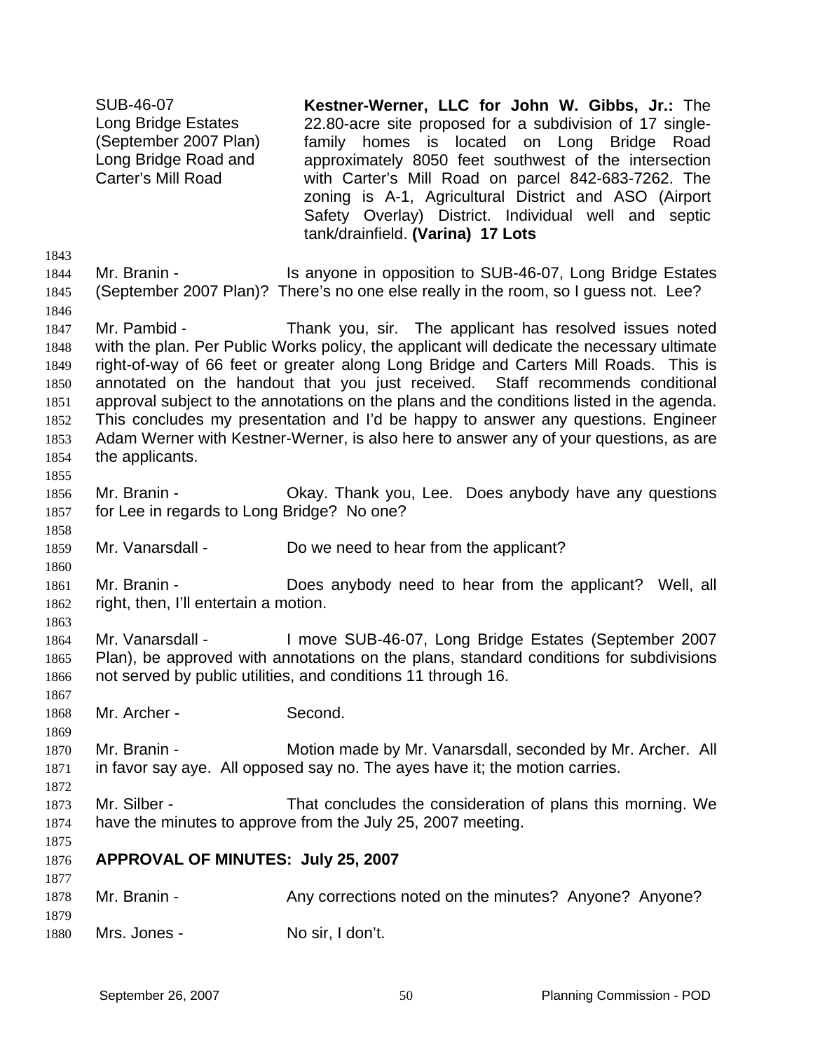| | |
|---|---|
| SUB-46-07<br>Long Bridge Estates<br>(September 2007 Plan)<br>Long Bridge Road and<br>Carter's Mill Road | **Kestner-Werner, LLC for John W. Gibbs, Jr.:** The 22.80-acre site proposed for a subdivision of 17 single-family homes is located on Long Bridge Road approximately 8050 feet southwest of the intersection with Carter's Mill Road on parcel 842-683-7262. The zoning is A-1, Agricultural District and ASO (Airport Safety Overlay) District. Individual well and septic tank/drainfield. **(Varina) 17 Lots** |

1843

1844 Mr. Branin - Is anyone in opposition to SUB-46-07, Long Bridge Estates
1845 (September 2007 Plan)? There's no one else really in the room, so I guess not. Lee?

1846

1847 Mr. Pambid - Thank you, sir. The applicant has resolved issues noted
1848 with the plan. Per Public Works policy, the applicant will dedicate the necessary ultimate
1849 right-of-way of 66 feet or greater along Long Bridge and Carters Mill Roads. This is
1850 annotated on the handout that you just received. Staff recommends conditional
1851 approval subject to the annotations on the plans and the conditions listed in the agenda.
1852 This concludes my presentation and I'd be happy to answer any questions. Engineer
1853 Adam Werner with Kestner-Werner, is also here to answer any of your questions, as are
1854 the applicants.

1855

1856 Mr. Branin - Okay. Thank you, Lee. Does anybody have any questions
1857 for Lee in regards to Long Bridge? No one?

1858

1859 Mr. Vanarsdall - Do we need to hear from the applicant?

1860

1861 Mr. Branin - Does anybody need to hear from the applicant? Well, all
1862 right, then, I'll entertain a motion.

1863

1864 Mr. Vanarsdall - I move SUB-46-07, Long Bridge Estates (September 2007
1865 Plan), be approved with annotations on the plans, standard conditions for subdivisions
1866 not served by public utilities, and conditions 11 through 16.

1867

1868 Mr. Archer - Second.

1869

1870 Mr. Branin - Motion made by Mr. Vanarsdall, seconded by Mr. Archer. All
1871 in favor say aye. All opposed say no. The ayes have it; the motion carries.

1872

1873 Mr. Silber - That concludes the consideration of plans this morning. We
1874 have the minutes to approve from the July 25, 2007 meeting.

1875

1876 **APPROVAL OF MINUTES: July 25, 2007**

1877

1878 Mr. Branin - Any corrections noted on the minutes? Anyone? Anyone?

1879

1880 Mrs. Jones - No sir, I don't.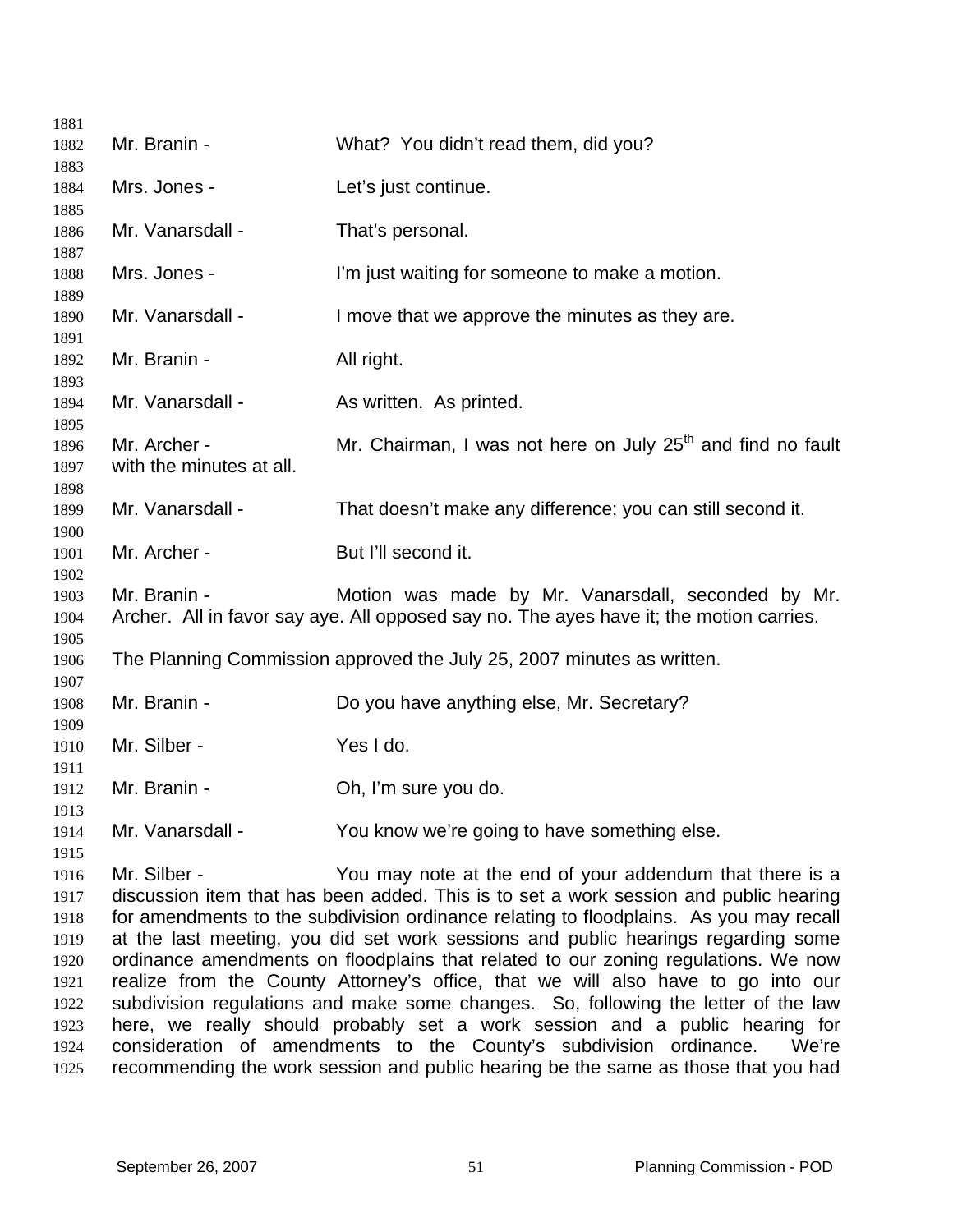Mr. Branin - What? You didn't read them, did you?

Mrs. Jones - Let's just continue.

Mr. Vanarsdall - That's personal.

Mrs. Jones - I'm just waiting for someone to make a motion.

Mr. Vanarsdall - I move that we approve the minutes as they are.

Mr. Branin - All right.

Mr. Vanarsdall - As written. As printed.

Mr. Archer - Mr. Chairman, I was not here on July 25th and find no fault with the minutes at all.

Mr. Vanarsdall - That doesn't make any difference; you can still second it.

Mr. Archer - But I'll second it.

Mr. Branin - Motion was made by Mr. Vanarsdall, seconded by Mr. Archer. All in favor say aye. All opposed say no. The ayes have it; the motion carries.

The Planning Commission approved the July 25, 2007 minutes as written.

Mr. Branin - Do you have anything else, Mr. Secretary?

Mr. Silber - Yes I do.

Mr. Branin - Oh, I'm sure you do.

Mr. Vanarsdall - You know we're going to have something else.

Mr. Silber - You may note at the end of your addendum that there is a discussion item that has been added. This is to set a work session and public hearing for amendments to the subdivision ordinance relating to floodplains. As you may recall at the last meeting, you did set work sessions and public hearings regarding some ordinance amendments on floodplains that related to our zoning regulations. We now realize from the County Attorney's office, that we will also have to go into our subdivision regulations and make some changes. So, following the letter of the law here, we really should probably set a work session and a public hearing for consideration of amendments to the County's subdivision ordinance. We're recommending the work session and public hearing be the same as those that you had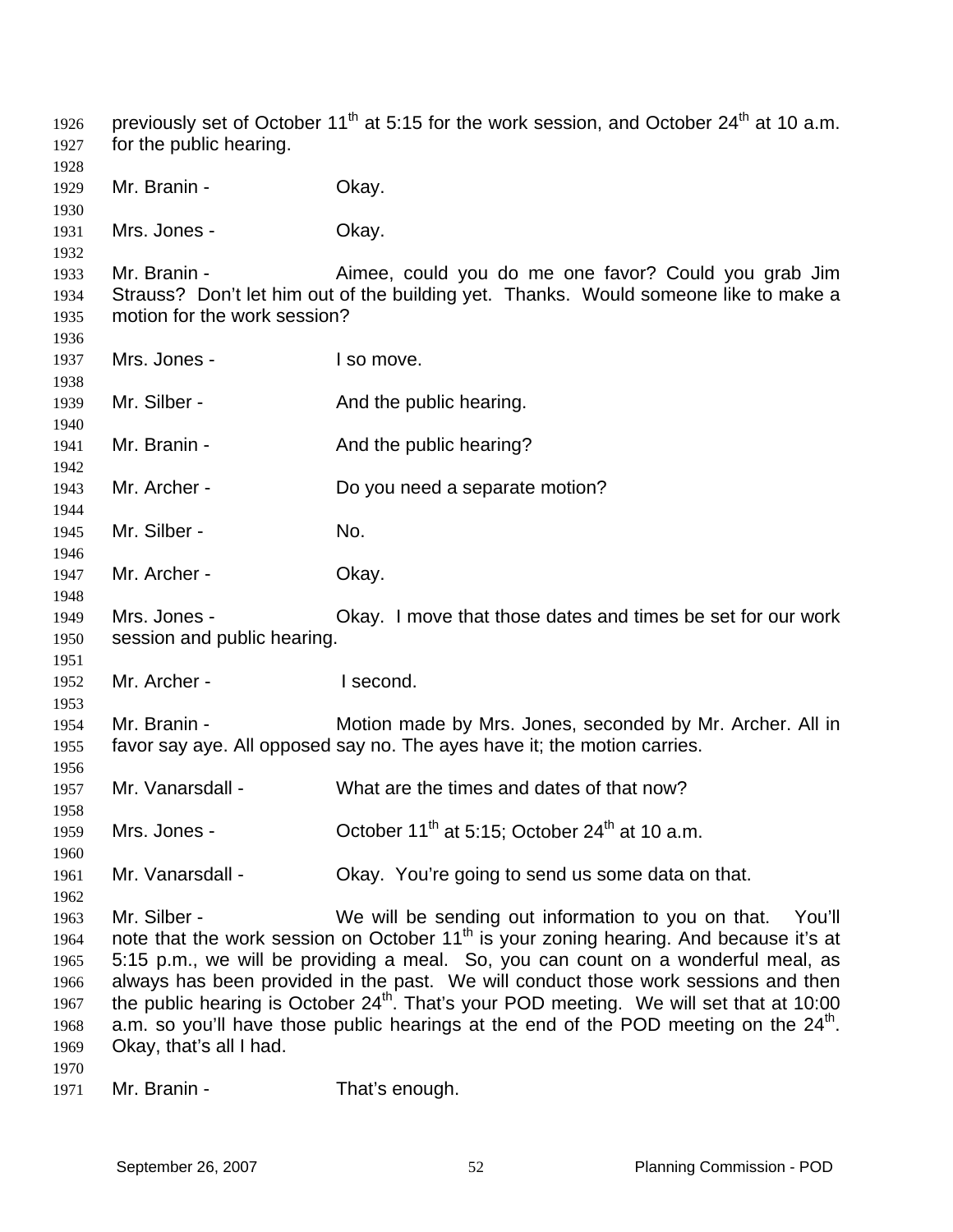previously set of October 11th at 5:15 for the work session, and October 24th at 10 a.m. for the public hearing.

Mr. Branin - Okay.

Mrs. Jones - Okay.

Mr. Branin - Aimee, could you do me one favor? Could you grab Jim Strauss? Don't let him out of the building yet. Thanks. Would someone like to make a motion for the work session?

Mrs. Jones - I so move.

Mr. Silber - And the public hearing.

Mr. Branin - And the public hearing?

Mr. Archer - Do you need a separate motion?

Mr. Silber - No.

Mr. Archer - Okay.

Mrs. Jones - Okay. I move that those dates and times be set for our work session and public hearing.

Mr. Archer - I second.

Mr. Branin - Motion made by Mrs. Jones, seconded by Mr. Archer. All in favor say aye. All opposed say no. The ayes have it; the motion carries.

Mr. Vanarsdall - What are the times and dates of that now?

Mrs. Jones - October 11th at 5:15; October 24th at 10 a.m.

Mr. Vanarsdall - Okay. You're going to send us some data on that.

Mr. Silber - We will be sending out information to you on that. You'll note that the work session on October 11th is your zoning hearing. And because it's at 5:15 p.m., we will be providing a meal. So, you can count on a wonderful meal, as always has been provided in the past. We will conduct those work sessions and then the public hearing is October 24th. That's your POD meeting. We will set that at 10:00 a.m. so you'll have those public hearings at the end of the POD meeting on the 24th. Okay, that's all I had.

Mr. Branin - That's enough.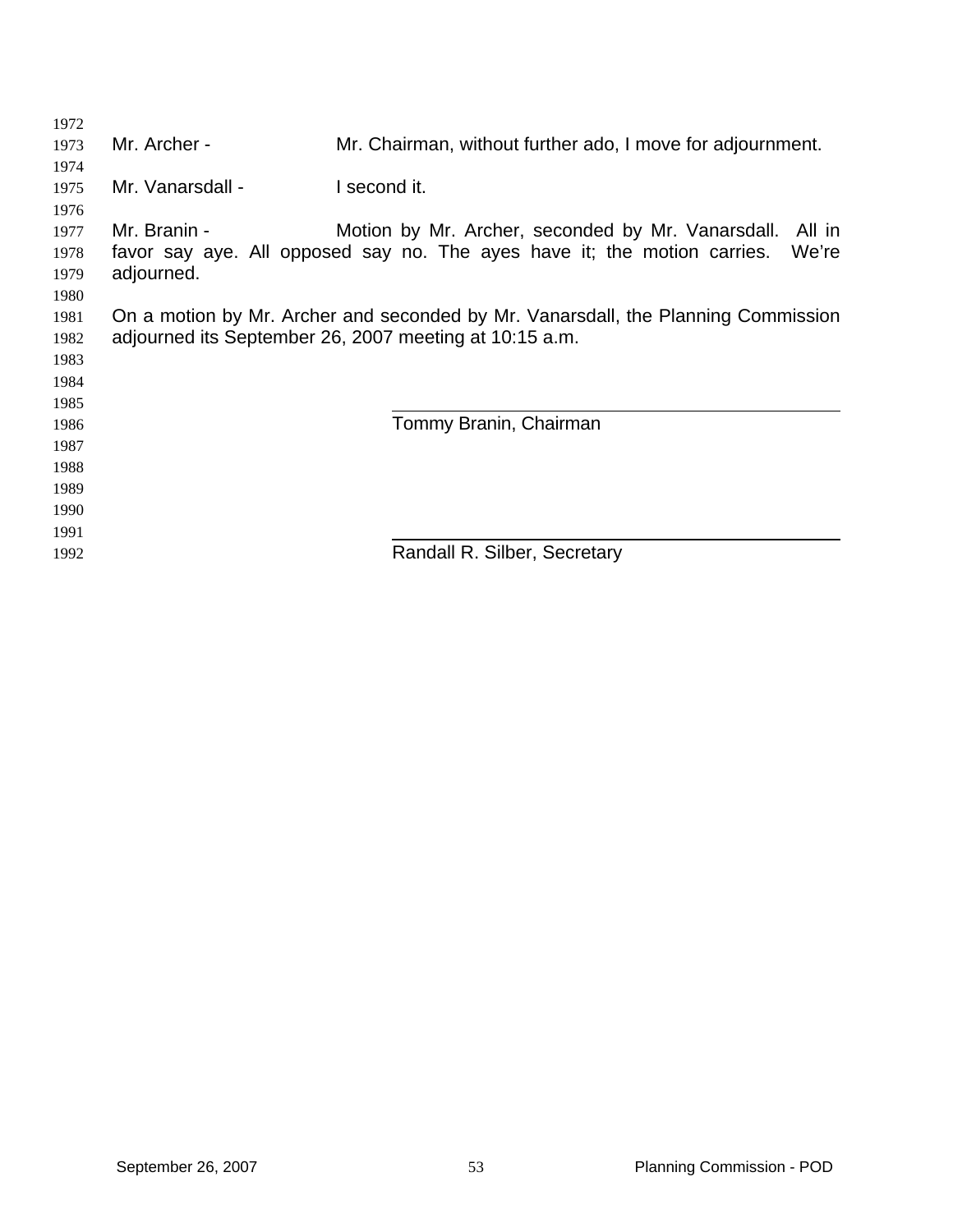Mr. Archer - Mr. Chairman, without further ado, I move for adjournment.

Mr. Vanarsdall - I second it.

Mr. Branin - Motion by Mr. Archer, seconded by Mr. Vanarsdall. All in favor say aye. All opposed say no. The ayes have it; the motion carries. We're adjourned.

On a motion by Mr. Archer and seconded by Mr. Vanarsdall, the Planning Commission adjourned its September 26, 2007 meeting at 10:15 a.m.

\_\_\_\_\_\_\_\_\_\_\_\_\_\_\_\_\_\_\_\_\_\_\_\_\_\_\_\_\_\_\_\_\_\_\_\_

Tommy Branin, Chairman

\_\_\_\_\_\_\_\_\_\_\_\_\_\_\_\_\_\_\_\_\_\_\_\_\_\_\_\_\_\_\_\_\_\_\_\_

Randall R. Silber, Secretary